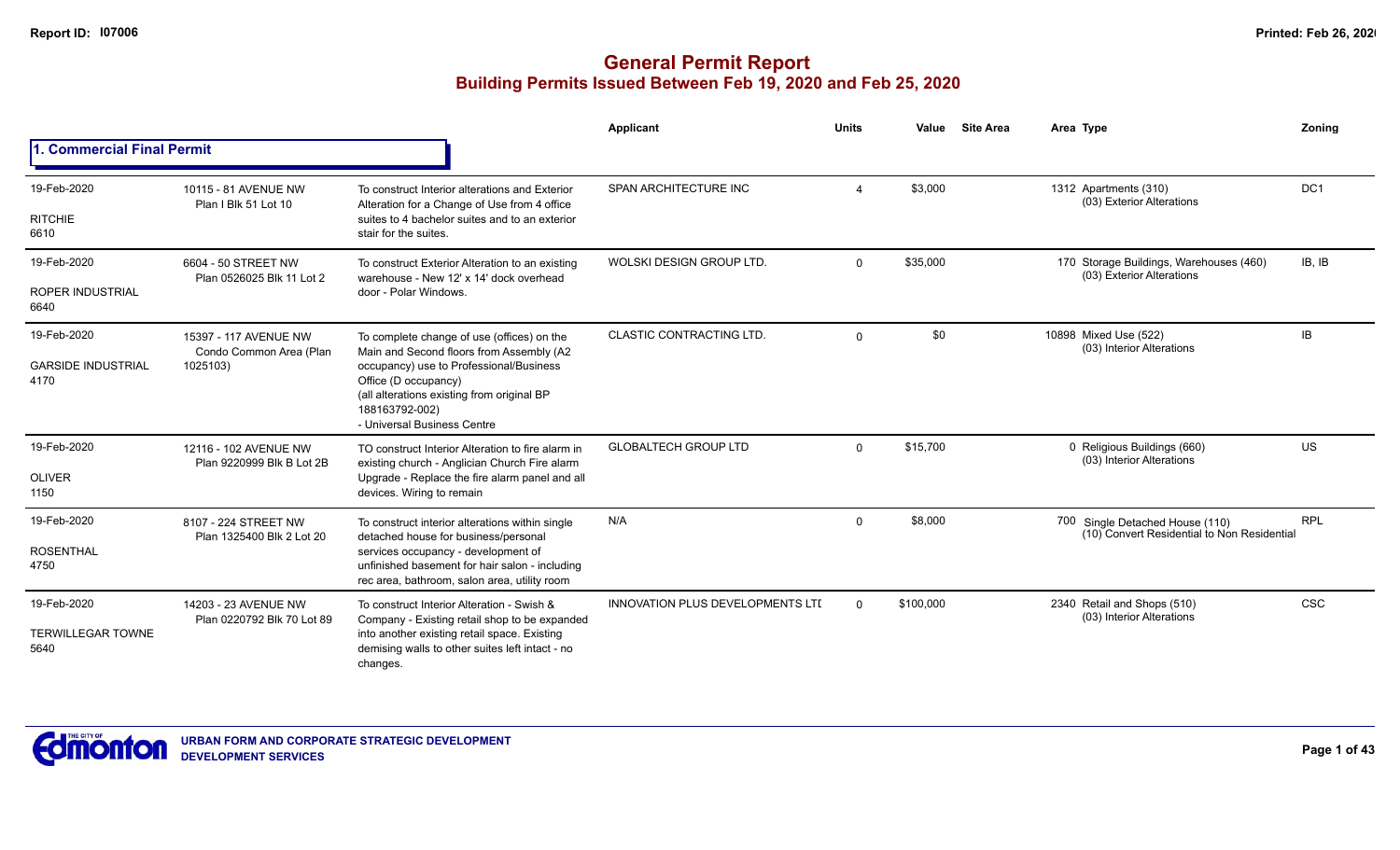# General Permit Report
## Building Permits Issued Between Feb 19, 2020 and Feb 25, 2020

### 1. Commercial Final Permit

| Date / Neighbourhood | Address / Legal | Description | Applicant | Units | Value | Site Area | Area Type | Zoning |
|---|---|---|---|---|---|---|---|---|
| 19-Feb-2020<br>RITCHIE<br>6610 | 10115 - 81 AVENUE NW<br>Plan I Blk 51 Lot 10 | To construct Interior alterations and Exterior Alteration for a Change of Use from 4 office suites to 4 bachelor suites and to an exterior stair for the suites. | SPAN ARCHITECTURE INC | 4 | $3,000 | | 1312 Apartments (310)<br>(03) Exterior Alterations | DC1 |
| 19-Feb-2020<br>ROPER INDUSTRIAL<br>6640 | 6604 - 50 STREET NW<br>Plan 0526025 Blk 11 Lot 2 | To construct Exterior Alteration to an existing warehouse - New 12' x 14' dock overhead door - Polar Windows. | WOLSKI DESIGN GROUP LTD. | 0 | $35,000 | | 170 Storage Buildings, Warehouses (460)<br>(03) Exterior Alterations | IB, IB |
| 19-Feb-2020<br>GARSIDE INDUSTRIAL<br>4170 | 15397 - 117 AVENUE NW<br>Condo Common Area (Plan 1025103) | To complete change of use (offices) on the Main and Second floors from Assembly (A2 occupancy) use to Professional/Business Office (D occupancy)<br>(all alterations existing from original BP 188163792-002)<br>- Universal Business Centre | CLASTIC CONTRACTING LTD. | 0 | $0 | | 10898 Mixed Use (522)<br>(03) Interior Alterations | IB |
| 19-Feb-2020<br>OLIVER<br>1150 | 12116 - 102 AVENUE NW<br>Plan 9220999 Blk B Lot 2B | TO construct Interior Alteration to fire alarm in existing church - Anglician Church Fire alarm Upgrade - Replace the fire alarm panel and all devices. Wiring to remain | GLOBALTECH GROUP LTD | 0 | $15,700 | | 0 Religious Buildings (660)<br>(03) Interior Alterations | US |
| 19-Feb-2020<br>ROSENTHAL<br>4750 | 8107 - 224 STREET NW<br>Plan 1325400 Blk 2 Lot 20 | To construct interior alterations within single detached house for business/personal services occupancy - development of unfinished basement for hair salon - including rec area, bathroom, salon area, utility room | N/A | 0 | $8,000 | | 700 Single Detached House (110)<br>(10) Convert Residential to Non Residential | RPL |
| 19-Feb-2020<br>TERWILLEGAR TOWNE<br>5640 | 14203 - 23 AVENUE NW<br>Plan 0220792 Blk 70 Lot 89 | To construct Interior Alteration - Swish & Company - Existing retail shop to be expanded into another existing retail space. Existing demising walls to other suites left intact - no changes. | INNOVATION PLUS DEVELOPMENTS LTI | 0 | $100,000 | | 2340 Retail and Shops (510)<br>(03) Interior Alterations | CSC |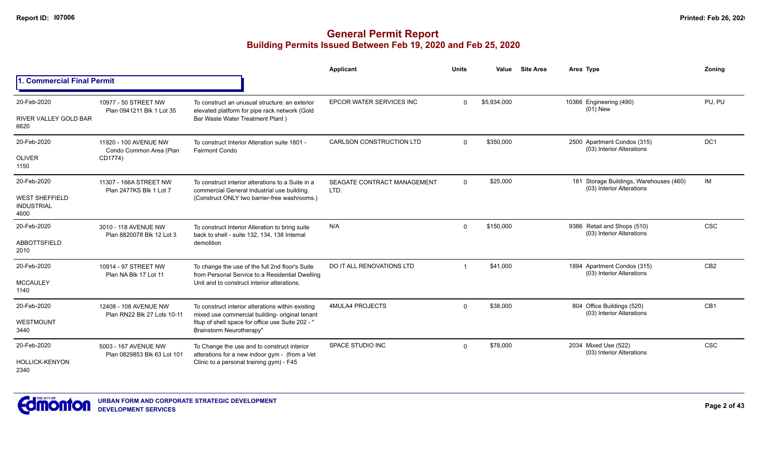# General Permit Report

## Building Permits Issued Between Feb 19, 2020 and Feb 25, 2020

### 1. Commercial Final Permit

| Date / Neighbourhood | Address / Legal | Description | Applicant | Units | Value | Site Area | Area | Type | Zoning |
|---|---|---|---|---|---|---|---|---|---|
| 20-Feb-2020<br>RIVER VALLEY GOLD BAR<br>6620 | 10977 - 50 STREET NW<br>Plan 0941211 Blk 1 Lot 35 | To construct an unusual structure: an exterior elevated platform for pipe rack network (Gold Bar Waste Water Treatment Plant ) | EPCOR WATER SERVICES INC | 0 | $5,934,000 | | 10366 | Engineering (490)<br>(01) New | PU, PU |
| 20-Feb-2020<br>OLIVER<br>1150 | 11920 - 100 AVENUE NW<br>Condo Common Area (Plan CD1774) | To construct Interior Alteration suite 1801 - Fairmont Condo | CARLSON CONSTRUCTION LTD | 0 | $350,000 | | 2500 | Apartment Condos (315)<br>(03) Interior Alterations | DC1 |
| 20-Feb-2020<br>WEST SHEFFIELD INDUSTRIAL<br>4600 | 11307 - 166A STREET NW<br>Plan 2477KS Blk 1 Lot 7 | To construct interior alterations to a Suite in a commercial General Industrial use building. (Construct ONLY two barrier-free washrooms.) | SEAGATE CONTRACT MANAGEMENT LTD. | 0 | $25,000 | | 181 | Storage Buildings, Warehouses (460)<br>(03) Interior Alterations | IM |
| 20-Feb-2020<br>ABBOTTSFIELD<br>2010 | 3010 - 118 AVENUE NW<br>Plan 8820078 Blk 12 Lot 3 | To construct Interior Alteration to bring suite back to shell - suite 132, 134, 138 Internal demolition | N/A | 0 | $150,000 | | 9386 | Retail and Shops (510)<br>(03) Interior Alterations | CSC |
| 20-Feb-2020<br>MCCAULEY<br>1140 | 10914 - 97 STREET NW<br>Plan NA Blk 17 Lot 11 | To change the use of the full 2nd floor's Suite from Personal Service to a Residential Dwelling Unit and to construct interior alterations. | DO IT ALL RENOVATIONS LTD | 1 | $41,000 | | 1894 | Apartment Condos (315)<br>(03) Interior Alterations | CB2 |
| 20-Feb-2020<br>WESTMOUNT<br>3440 | 12408 - 108 AVENUE NW<br>Plan RN22 Blk 27 Lots 10-11 | To construct interior alterations within existing mixed use commercial building- original tenant fitup of shell space for office use Suite 202 - " Brainstorm Neurotherapy" | 4MULA4 PROJECTS | 0 | $38,000 | | 804 | Office Buildings (520)<br>(03) Interior Alterations | CB1 |
| 20-Feb-2020<br>HOLLICK-KENYON<br>2340 | 5003 - 167 AVENUE NW<br>Plan 0829853 Blk 63 Lot 101 | To Change the use and to construct interior alterations for a new indoor gym - (from a Vet Clinic to a personal training gym) - F45 | SPACE STUDIO INC | 0 | $78,000 | | 2034 | Mixed Use (522)<br>(03) Interior Alterations | CSC |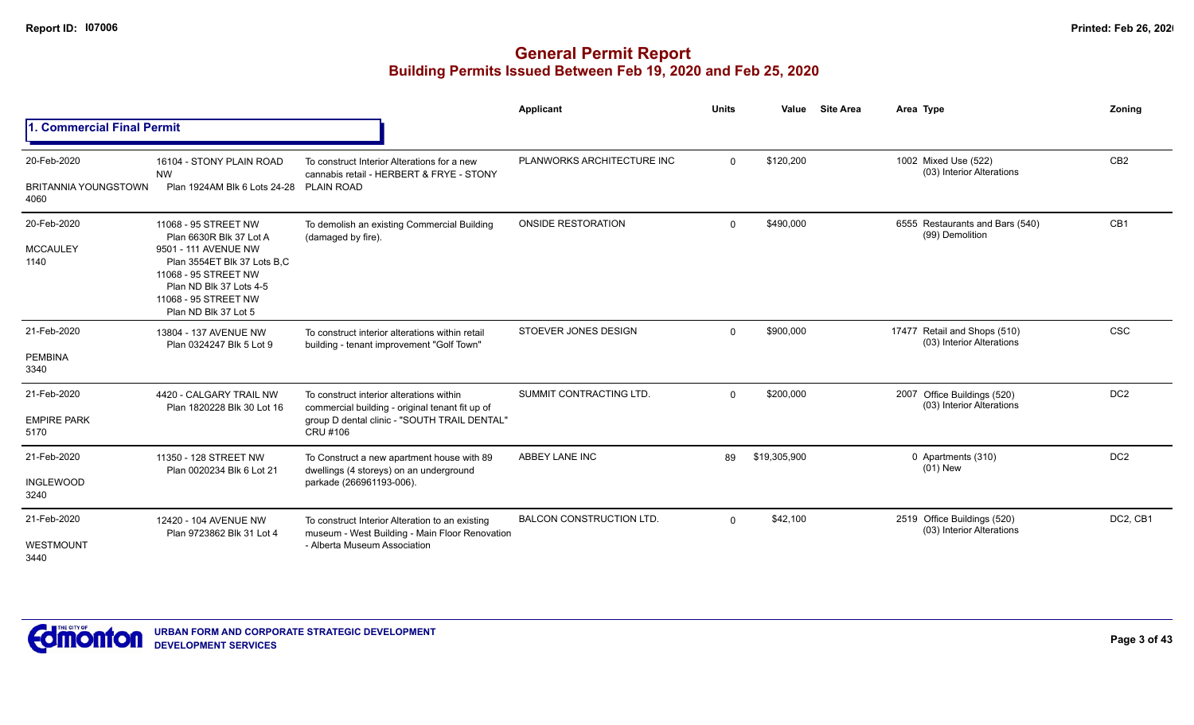# General Permit Report

## Building Permits Issued Between Feb 19, 2020 and Feb 25, 2020

### 1. Commercial Final Permit

| Date / Neighbourhood | Address / Legal | Description | Applicant | Units | Value | Site Area | Area | Type | Zoning |
|---|---|---|---|---|---|---|---|---|---|
| 20-Feb-2020<br>BRITANNIA YOUNGSTOWN<br>4060 | 16104 - STONY PLAIN ROAD NW<br>Plan 1924AM Blk 6 Lots 24-28 | To construct Interior Alterations for a new cannabis retail - HERBERT & FRYE - STONY PLAIN ROAD | PLANWORKS ARCHITECTURE INC | 0 | $120,200 | | 1002 | Mixed Use (522)<br>(03) Interior Alterations | CB2 |
| 20-Feb-2020<br>MCCAULEY<br>1140 | 11068 - 95 STREET NW<br>Plan 6630R Blk 37 Lot A<br>9501 - 111 AVENUE NW<br>Plan 3554ET Blk 37 Lots B,C<br>11068 - 95 STREET NW<br>Plan ND Blk 37 Lots 4-5<br>11068 - 95 STREET NW<br>Plan ND Blk 37 Lot 5 | To demolish an existing Commercial Building (damaged by fire). | ONSIDE RESTORATION | 0 | $490,000 | | 6555 | Restaurants and Bars (540)<br>(99) Demolition | CB1 |
| 21-Feb-2020<br>PEMBINA<br>3340 | 13804 - 137 AVENUE NW<br>Plan 0324247 Blk 5 Lot 9 | To construct interior alterations within retail building - tenant improvement "Golf Town" | STOEVER JONES DESIGN | 0 | $900,000 | | 17477 | Retail and Shops (510)<br>(03) Interior Alterations | CSC |
| 21-Feb-2020<br>EMPIRE PARK<br>5170 | 4420 - CALGARY TRAIL NW<br>Plan 1820228 Blk 30 Lot 16 | To construct interior alterations within commercial building - original tenant fit up of group D dental clinic - "SOUTH TRAIL DENTAL" CRU #106 | SUMMIT CONTRACTING LTD. | 0 | $200,000 | | 2007 | Office Buildings (520)<br>(03) Interior Alterations | DC2 |
| 21-Feb-2020<br>INGLEWOOD<br>3240 | 11350 - 128 STREET NW<br>Plan 0020234 Blk 6 Lot 21 | To Construct a new apartment house with 89 dwellings (4 storeys) on an underground parkade (266961193-006). | ABBEY LANE INC | 89 | $19,305,900 | | 0 | Apartments (310)<br>(01) New | DC2 |
| 21-Feb-2020<br>WESTMOUNT<br>3440 | 12420 - 104 AVENUE NW<br>Plan 9723862 Blk 31 Lot 4 | To construct Interior Alteration to an existing museum - West Building - Main Floor Renovation - Alberta Museum Association | BALCON CONSTRUCTION LTD. | 0 | $42,100 | | 2519 | Office Buildings (520)<br>(03) Interior Alterations | DC2, CB1 |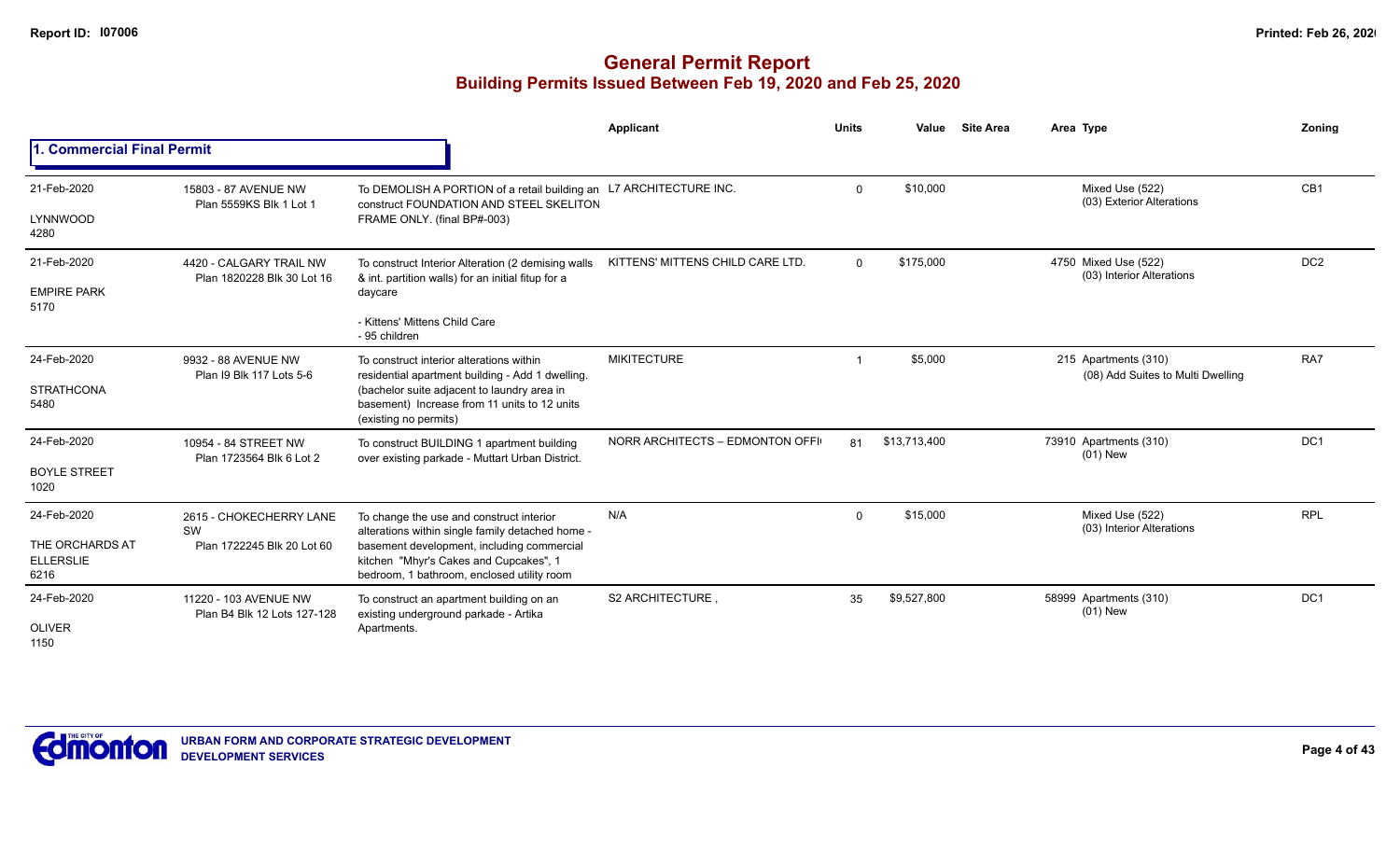# General Permit Report

## Building Permits Issued Between Feb 19, 2020 and Feb 25, 2020

### 1. Commercial Final Permit

| Date / Neighbourhood | Address / Legal | Description | Applicant | Units | Value | Site Area | Area | Type | Zoning |
|---|---|---|---|---|---|---|---|---|---|
| 21-Feb-2020 LYNNWOOD 4280 | 15803 - 87 AVENUE NW Plan 5559KS Blk 1 Lot 1 | To DEMOLISH A PORTION of a retail building an construct FOUNDATION AND STEEL SKELITON FRAME ONLY. (final BP#-003) | L7 ARCHITECTURE INC. | 0 | $10,000 | | | Mixed Use (522) (03) Exterior Alterations | CB1 |
| 21-Feb-2020 EMPIRE PARK 5170 | 4420 - CALGARY TRAIL NW Plan 1820228 Blk 30 Lot 16 | To construct Interior Alteration (2 demising walls & int. partition walls) for an initial fitup for a daycare - Kittens' Mittens Child Care - 95 children | KITTENS' MITTENS CHILD CARE LTD. | 0 | $175,000 | | 4750 | Mixed Use (522) (03) Interior Alterations | DC2 |
| 24-Feb-2020 STRATHCONA 5480 | 9932 - 88 AVENUE NW Plan I9 Blk 117 Lots 5-6 | To construct interior alterations within residential apartment building - Add 1 dwelling. (bachelor suite adjacent to laundry area in basement) Increase from 11 units to 12 units (existing no permits) | MIKITECTURE | 1 | $5,000 | | 215 | Apartments (310) (08) Add Suites to Multi Dwelling | RA7 |
| 24-Feb-2020 BOYLE STREET 1020 | 10954 - 84 STREET NW Plan 1723564 Blk 6 Lot 2 | To construct BUILDING 1 apartment building over existing parkade - Muttart Urban District. | NORR ARCHITECTS – EDMONTON OFFI | 81 | $13,713,400 | | 73910 | Apartments (310) (01) New | DC1 |
| 24-Feb-2020 THE ORCHARDS AT ELLERSLIE 6216 | 2615 - CHOKECHERRY LANE SW Plan 1722245 Blk 20 Lot 60 | To change the use and construct interior alterations within single family detached home - basement development, including commercial kitchen "Mhyr's Cakes and Cupcakes", 1 bedroom, 1 bathroom, enclosed utility room | N/A | 0 | $15,000 | | | Mixed Use (522) (03) Interior Alterations | RPL |
| 24-Feb-2020 OLIVER 1150 | 11220 - 103 AVENUE NW Plan B4 Blk 12 Lots 127-128 | To construct an apartment building on an existing underground parkade - Artika Apartments. | S2 ARCHITECTURE , | 35 | $9,527,800 | | 58999 | Apartments (310) (01) New | DC1 |

**URBAN FORM AND CORPORATE STRATEGIC DEVELOPMENT**
**DEVELOPMENT SERVICES**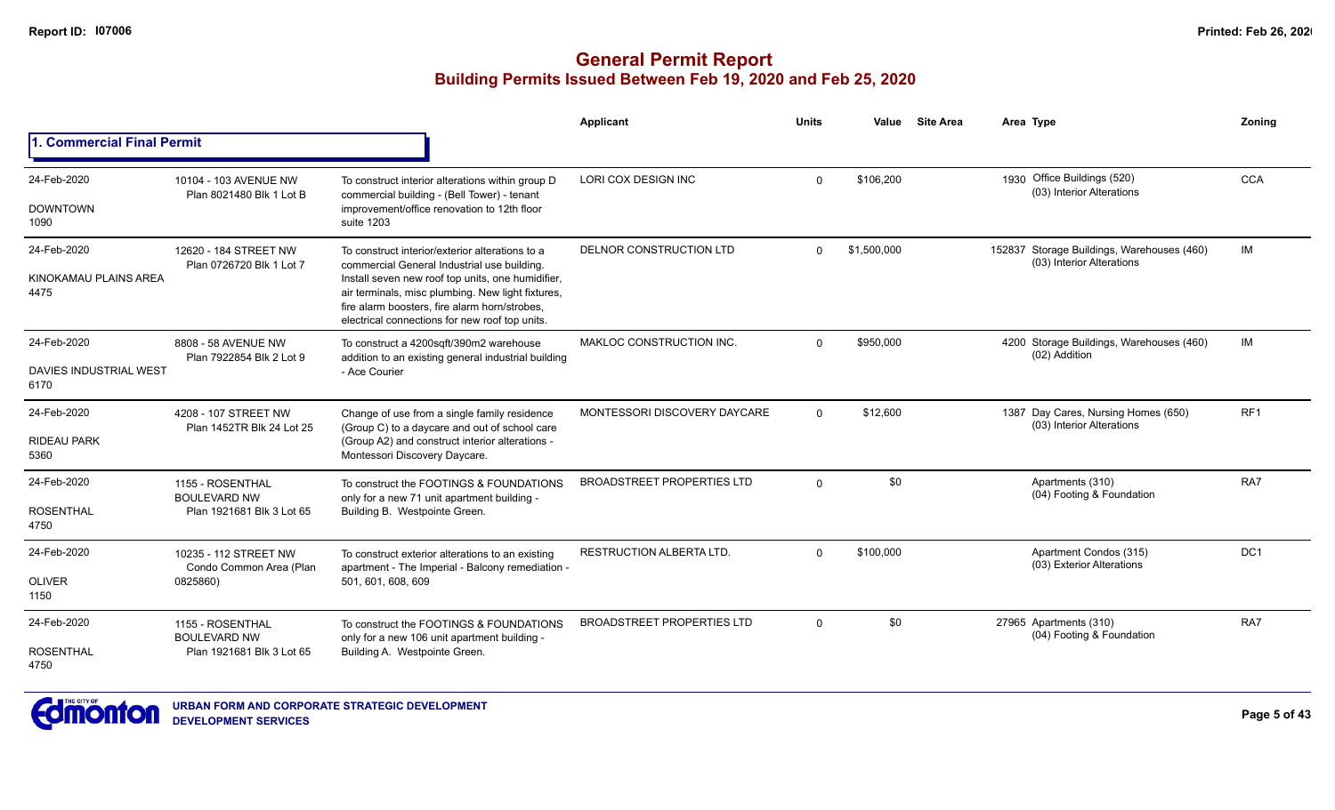# General Permit Report

## Building Permits Issued Between Feb 19, 2020 and Feb 25, 2020

### 1. Commercial Final Permit

| Date / Neighbourhood | Address / Legal | Description | Applicant | Units | Value | Site Area | Area | Type | Zoning |
|---|---|---|---|---|---|---|---|---|---|
| 24-Feb-2020 DOWNTOWN 1090 | 10104 - 103 AVENUE NW Plan 8021480 Blk 1 Lot B | To construct interior alterations within group D commercial building - (Bell Tower) - tenant improvement/office renovation to 12th floor suite 1203 | LORI COX DESIGN INC | 0 | $106,200 | | 1930 | Office Buildings (520) (03) Interior Alterations | CCA |
| 24-Feb-2020 KINOKAMAU PLAINS AREA 4475 | 12620 - 184 STREET NW Plan 0726720 Blk 1 Lot 7 | To construct interior/exterior alterations to a commercial General Industrial use building. Install seven new roof top units, one humidifier, air terminals, misc plumbing. New light fixtures, fire alarm boosters, fire alarm horn/strobes, electrical connections for new roof top units. | DELNOR CONSTRUCTION LTD | 0 | $1,500,000 | | 152837 | Storage Buildings, Warehouses (460) (03) Interior Alterations | IM |
| 24-Feb-2020 DAVIES INDUSTRIAL WEST 6170 | 8808 - 58 AVENUE NW Plan 7922854 Blk 2 Lot 9 | To construct a 4200sqft/390m2 warehouse addition to an existing general industrial building - Ace Courier | MAKLOC CONSTRUCTION INC. | 0 | $950,000 | | 4200 | Storage Buildings, Warehouses (460) (02) Addition | IM |
| 24-Feb-2020 RIDEAU PARK 5360 | 4208 - 107 STREET NW Plan 1452TR Blk 24 Lot 25 | Change of use from a single family residence (Group C) to a daycare and out of school care (Group A2) and construct interior alterations - Montessori Discovery Daycare. | MONTESSORI DISCOVERY DAYCARE | 0 | $12,600 | | 1387 | Day Cares, Nursing Homes (650) (03) Interior Alterations | RF1 |
| 24-Feb-2020 ROSENTHAL 4750 | 1155 - ROSENTHAL BOULEVARD NW Plan 1921681 Blk 3 Lot 65 | To construct the FOOTINGS & FOUNDATIONS only for a new 71 unit apartment building - Building B. Westpointe Green. | BROADSTREET PROPERTIES LTD | 0 | $0 | | | Apartments (310) (04) Footing & Foundation | RA7 |
| 24-Feb-2020 OLIVER 1150 | 10235 - 112 STREET NW Condo Common Area (Plan 0825860) | To construct exterior alterations to an existing apartment - The Imperial - Balcony remediation - 501, 601, 608, 609 | RESTRUCTION ALBERTA LTD. | 0 | $100,000 | | | Apartment Condos (315) (03) Exterior Alterations | DC1 |
| 24-Feb-2020 ROSENTHAL 4750 | 1155 - ROSENTHAL BOULEVARD NW Plan 1921681 Blk 3 Lot 65 | To construct the FOOTINGS & FOUNDATIONS only for a new 106 unit apartment building - Building A. Westpointe Green. | BROADSTREET PROPERTIES LTD | 0 | $0 | | 27965 | Apartments (310) (04) Footing & Foundation | RA7 |

URBAN FORM AND CORPORATE STRATEGIC DEVELOPMENT
DEVELOPMENT SERVICES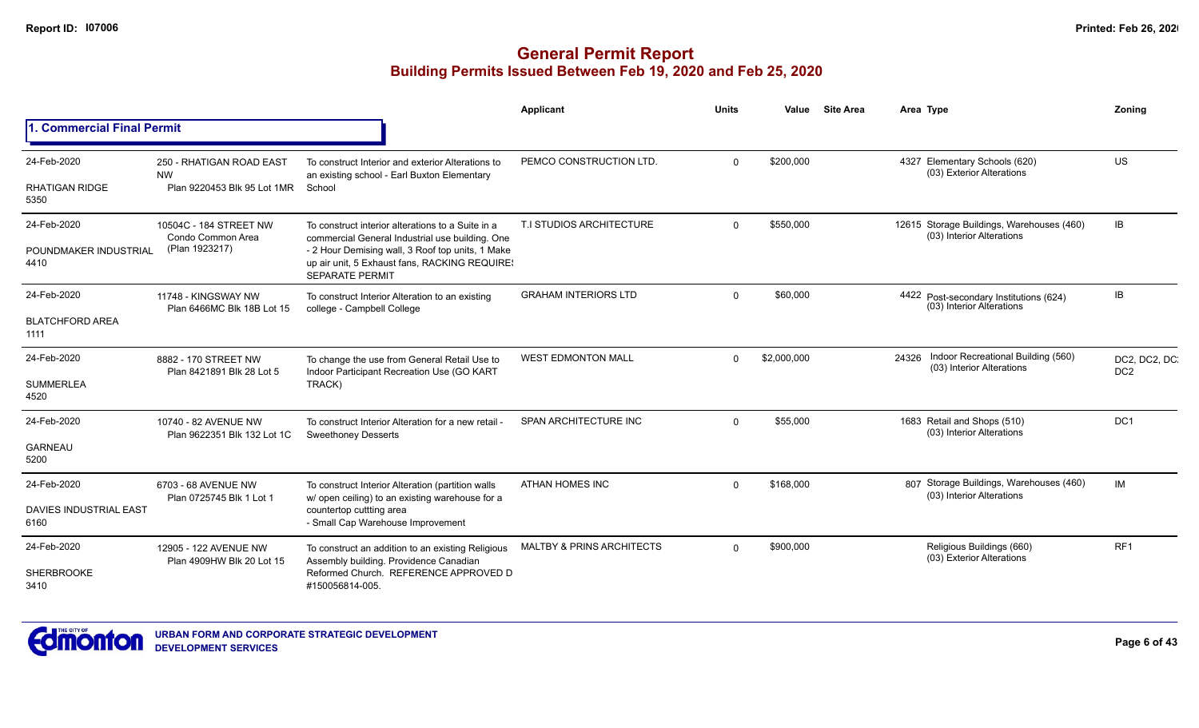# General Permit Report
## Building Permits Issued Between Feb 19, 2020 and Feb 25, 2020

### 1. Commercial Final Permit

| Date / Neighbourhood | Address / Legal | Description | Applicant | Units | Value | Site Area | Area | Type | Zoning |
|---|---|---|---|---|---|---|---|---|---|
| 24-Feb-2020<br>RHATIGAN RIDGE<br>5350 | 250 - RHATIGAN ROAD EAST NW<br>Plan 9220453 Blk 95 Lot 1MR | To construct Interior and exterior Alterations to an existing school - Earl Buxton Elementary School | PEMCO CONSTRUCTION LTD. | 0 | $200,000 | | 4327 | Elementary Schools (620)<br>(03) Exterior Alterations | US |
| 24-Feb-2020<br>POUNDMAKER INDUSTRIAL<br>4410 | 10504C - 184 STREET NW<br>Condo Common Area<br>(Plan 1923217) | To construct interior alterations to a Suite in a commercial General Industrial use building. One - 2 Hour Demising wall, 3 Roof top units, 1 Make up air unit, 5 Exhaust fans, RACKING REQUIRES SEPARATE PERMIT | T.I STUDIOS ARCHITECTURE | 0 | $550,000 | | 12615 | Storage Buildings, Warehouses (460)<br>(03) Interior Alterations | IB |
| 24-Feb-2020<br>BLATCHFORD AREA<br>1111 | 11748 - KINGSWAY NW<br>Plan 6466MC Blk 18B Lot 15 | To construct Interior Alteration to an existing college - Campbell College | GRAHAM INTERIORS LTD | 0 | $60,000 | | 4422 | Post-secondary Institutions (624)<br>(03) Interior Alterations | IB |
| 24-Feb-2020<br>SUMMERLEA<br>4520 | 8882 - 170 STREET NW<br>Plan 8421891 Blk 28 Lot 5 | To change the use from General Retail Use to Indoor Participant Recreation Use (GO KART TRACK) | WEST EDMONTON MALL | 0 | $2,000,000 | | 24326 | Indoor Recreational Building (560)<br>(03) Interior Alterations | DC2, DC2, DC2, DC2 |
| 24-Feb-2020<br>GARNEAU<br>5200 | 10740 - 82 AVENUE NW<br>Plan 9622351 Blk 132 Lot 1C | To construct Interior Alteration for a new retail - Sweethoney Desserts | SPAN ARCHITECTURE INC | 0 | $55,000 | | 1683 | Retail and Shops (510)<br>(03) Interior Alterations | DC1 |
| 24-Feb-2020<br>DAVIES INDUSTRIAL EAST<br>6160 | 6703 - 68 AVENUE NW<br>Plan 0725745 Blk 1 Lot 1 | To construct Interior Alteration (partition walls w/ open ceiling) to an existing warehouse for a countertop cuttting area<br>- Small Cap Warehouse Improvement | ATHAN HOMES INC | 0 | $168,000 | | 807 | Storage Buildings, Warehouses (460)<br>(03) Interior Alterations | IM |
| 24-Feb-2020<br>SHERBROOKE<br>3410 | 12905 - 122 AVENUE NW<br>Plan 4909HW Blk 20 Lot 15 | To construct an addition to an existing Religious Assembly building. Providence Canadian Reformed Church. REFERENCE APPROVED D #150056814-005. | MALTBY & PRINS ARCHITECTS | 0 | $900,000 | | | Religious Buildings (660)<br>(03) Exterior Alterations | RF1 |

URBAN FORM AND CORPORATE STRATEGIC DEVELOPMENT
DEVELOPMENT SERVICES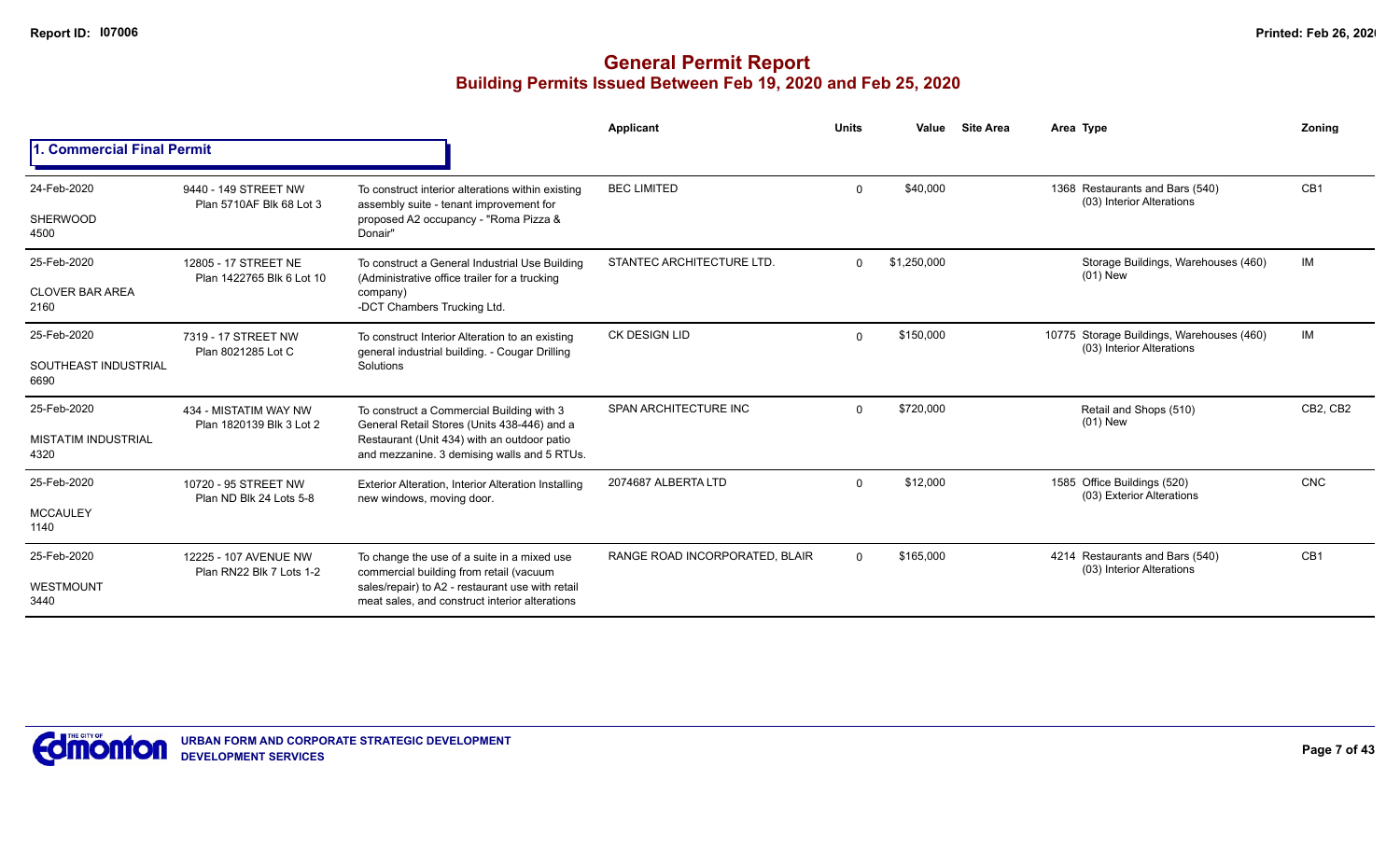## General Permit Report

### Building Permits Issued Between Feb 19, 2020 and Feb 25, 2020

**1. Commercial Final Permit**

| Date / Neighbourhood | Address / Legal | Description | Applicant | Units | Value | Site Area | Area | Type | Zoning |
|---|---|---|---|---|---|---|---|---|---|
| 24-Feb-2020<br>SHERWOOD<br>4500 | 9440 - 149 STREET NW<br>Plan 5710AF Blk 68 Lot 3 | To construct interior alterations within existing assembly suite - tenant improvement for proposed A2 occupancy - "Roma Pizza & Donair" | BEC LIMITED | 0 | $40,000 | | 1368 | Restaurants and Bars (540)<br>(03) Interior Alterations | CB1 |
| 25-Feb-2020<br>CLOVER BAR AREA<br>2160 | 12805 - 17 STREET NE<br>Plan 1422765 Blk 6 Lot 10 | To construct a General Industrial Use Building (Administrative office trailer for a trucking company)<br>-DCT Chambers Trucking Ltd. | STANTEC ARCHITECTURE LTD. | 0 | $1,250,000 | | | Storage Buildings, Warehouses (460)<br>(01) New | IM |
| 25-Feb-2020<br>SOUTHEAST INDUSTRIAL<br>6690 | 7319 - 17 STREET NW<br>Plan 8021285 Lot C | To construct Interior Alteration to an existing general industrial building. - Cougar Drilling Solutions | CK DESIGN LID | 0 | $150,000 | | 10775 | Storage Buildings, Warehouses (460)<br>(03) Interior Alterations | IM |
| 25-Feb-2020<br>MISTATIM INDUSTRIAL<br>4320 | 434 - MISTATIM WAY NW<br>Plan 1820139 Blk 3 Lot 2 | To construct a Commercial Building with 3 General Retail Stores (Units 438-446) and a Restaurant (Unit 434) with an outdoor patio and mezzanine. 3 demising walls and 5 RTUs. | SPAN ARCHITECTURE INC | 0 | $720,000 | | | Retail and Shops (510)<br>(01) New | CB2, CB2 |
| 25-Feb-2020<br>MCCAULEY<br>1140 | 10720 - 95 STREET NW<br>Plan ND Blk 24 Lots 5-8 | Exterior Alteration, Interior Alteration Installing new windows, moving door. | 2074687 ALBERTA LTD | 0 | $12,000 | | 1585 | Office Buildings (520)<br>(03) Exterior Alterations | CNC |
| 25-Feb-2020<br>WESTMOUNT<br>3440 | 12225 - 107 AVENUE NW<br>Plan RN22 Blk 7 Lots 1-2 | To change the use of a suite in a mixed use commercial building from retail (vacuum sales/repair) to A2 - restaurant use with retail meat sales, and construct interior alterations | RANGE ROAD INCORPORATED, BLAIR | 0 | $165,000 | | 4214 | Restaurants and Bars (540)<br>(03) Interior Alterations | CB1 |

URBAN FORM AND CORPORATE STRATEGIC DEVELOPMENT
DEVELOPMENT SERVICES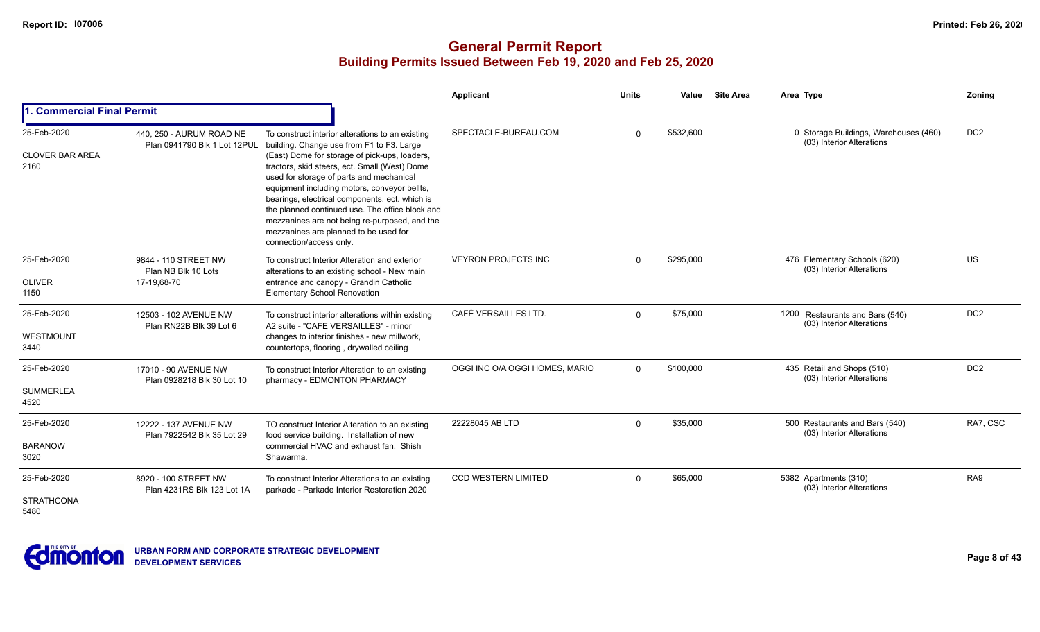# General Permit Report

## Building Permits Issued Between Feb 19, 2020 and Feb 25, 2020

| | | | Applicant | Units | Value | Site Area | Area Type | Zoning |
|---|---|---|---|---|---|---|---|---|
| **1. Commercial Final Permit** | | | | | | | | |
| 25-Feb-2020<br>CLOVER BAR AREA<br>2160 | 440, 250 - AURUM ROAD NE<br>Plan 0941790 Blk 1 Lot 12PUL | To construct interior alterations to an existing building. Change use from F1 to F3. Large (East) Dome for storage of pick-ups, loaders, tractors, skid steers, ect. Small (West) Dome used for storage of parts and mechanical equipment including motors, conveyor bellts, bearings, electrical components, ect. which is the planned continued use. The office block and mezzanines are not being re-purposed, and the mezzanines are planned to be used for connection/access only. | SPECTACLE-BUREAU.COM | 0 | $532,600 | | 0 Storage Buildings, Warehouses (460)<br>(03) Interior Alterations | DC2 |
| 25-Feb-2020<br>OLIVER<br>1150 | 9844 - 110 STREET NW<br>Plan NB Blk 10 Lots 17-19,68-70 | To construct Interior Alteration and exterior alterations to an existing school - New main entrance and canopy - Grandin Catholic Elementary School Renovation | VEYRON PROJECTS INC | 0 | $295,000 | | 476 Elementary Schools (620)<br>(03) Interior Alterations | US |
| 25-Feb-2020<br>WESTMOUNT<br>3440 | 12503 - 102 AVENUE NW<br>Plan RN22B Blk 39 Lot 6 | To construct interior alterations within existing A2 suite - "CAFE VERSAILLES" - minor changes to interior finishes - new millwork, countertops, flooring , drywalled ceiling | CAFÉ VERSAILLES LTD. | 0 | $75,000 | | 1200 Restaurants and Bars (540)<br>(03) Interior Alterations | DC2 |
| 25-Feb-2020<br>SUMMERLEA<br>4520 | 17010 - 90 AVENUE NW<br>Plan 0928218 Blk 30 Lot 10 | To construct Interior Alteration to an existing pharmacy - EDMONTON PHARMACY | OGGI INC O/A OGGI HOMES, MARIO | 0 | $100,000 | | 435 Retail and Shops (510)<br>(03) Interior Alterations | DC2 |
| 25-Feb-2020<br>BARANOW<br>3020 | 12222 - 137 AVENUE NW<br>Plan 7922542 Blk 35 Lot 29 | TO construct Interior Alteration to an existing food service building. Installation of new commercial HVAC and exhaust fan. Shish Shawarma. | 22228045 AB LTD | 0 | $35,000 | | 500 Restaurants and Bars (540)<br>(03) Interior Alterations | RA7, CSC |
| 25-Feb-2020<br>STRATHCONA<br>5480 | 8920 - 100 STREET NW<br>Plan 4231RS Blk 123 Lot 1A | To construct Interior Alterations to an existing parkade - Parkade Interior Restoration 2020 | CCD WESTERN LIMITED | 0 | $65,000 | | 5382 Apartments (310)<br>(03) Interior Alterations | RA9 |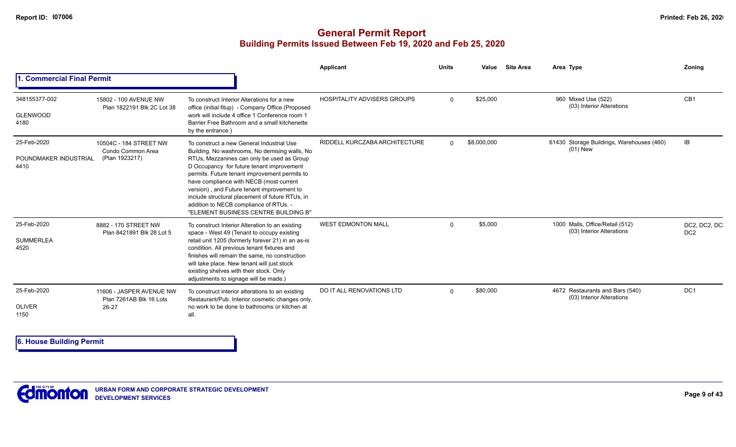# General Permit Report

## Building Permits Issued Between Feb 19, 2020 and Feb 25, 2020

### 1. Commercial Final Permit

| | | | Applicant | Units | Value | Site Area | Area | Type | Zoning |
|---|---|---|---|---|---|---|---|---|---|
| 348155377-002<br>GLENWOOD<br>4180 | 15802 - 100 AVENUE NW<br>Plan 1822191 Blk 2C Lot 38 | To construct Interior Alterations for a new office (initial fitup) - Company Office (Proposed work will include 4 office 1 Conference room 1 Barrier Free Bathroom and a small kitchenette by the entrance.) | HOSPITALITY ADVISERS GROUPS | 0 | $25,000 | | 960 | Mixed Use (522)<br>(03) Interior Alterations | CB1 |
| 25-Feb-2020<br>POUNDMAKER INDUSTRIAL<br>4410 | 10504C - 184 STREET NW<br>Condo Common Area<br>(Plan 1923217) | To construct a new General Industrial Use Building. No washrooms, No demising walls, No RTUs, Mezzanines can only be used as Group D Occupancy for future tenant improvement permits. Future tenant improvement permits to have compliance with NECB (most current version) , and Future tenant improvement to include structural placement of future RTUs, in addition to NECB compliance of RTUs. - "ELEMENT BUSINESS CENTRE BUILDING B" | RIDDELL KURCZABA ARCHITECTURE | 0 | $8,000,000 | | 61430 | Storage Buildings, Warehouses (460)<br>(01) New | IB |
| 25-Feb-2020<br>SUMMERLEA<br>4520 | 8882 - 170 STREET NW<br>Plan 8421891 Blk 28 Lot 5 | To construct Interior Alteration to an existing space - West 49 (Tenant to occupy existing retail unit 1205 (formerly forever 21) in an as-is condition. All previous tenant fixtures and finishes will remain the same, no construction will take place. New tenant will just stock existing shelves with their stock. Only adjustments to signage will be made.) | WEST EDMONTON MALL | 0 | $5,000 | | 1000 | Malls, Office/Retail (512)<br>(03) Interior Alterations | DC2, DC2, DC2<br>DC2 |
| 25-Feb-2020<br>OLIVER<br>1150 | 11606 - JASPER AVENUE NW<br>Plan 7261AB Blk 16 Lots 26-27 | To construct interior alterations to an existing Restaurant/Pub. Interior cosmetic changes only, no work to be done to bathrooms or kitchen at all. | DO IT ALL RENOVATIONS LTD | 0 | $80,000 | | 4672 | Restaurants and Bars (540)<br>(03) Interior Alterations | DC1 |

### 6. House Building Permit

URBAN FORM AND CORPORATE STRATEGIC DEVELOPMENT
DEVELOPMENT SERVICES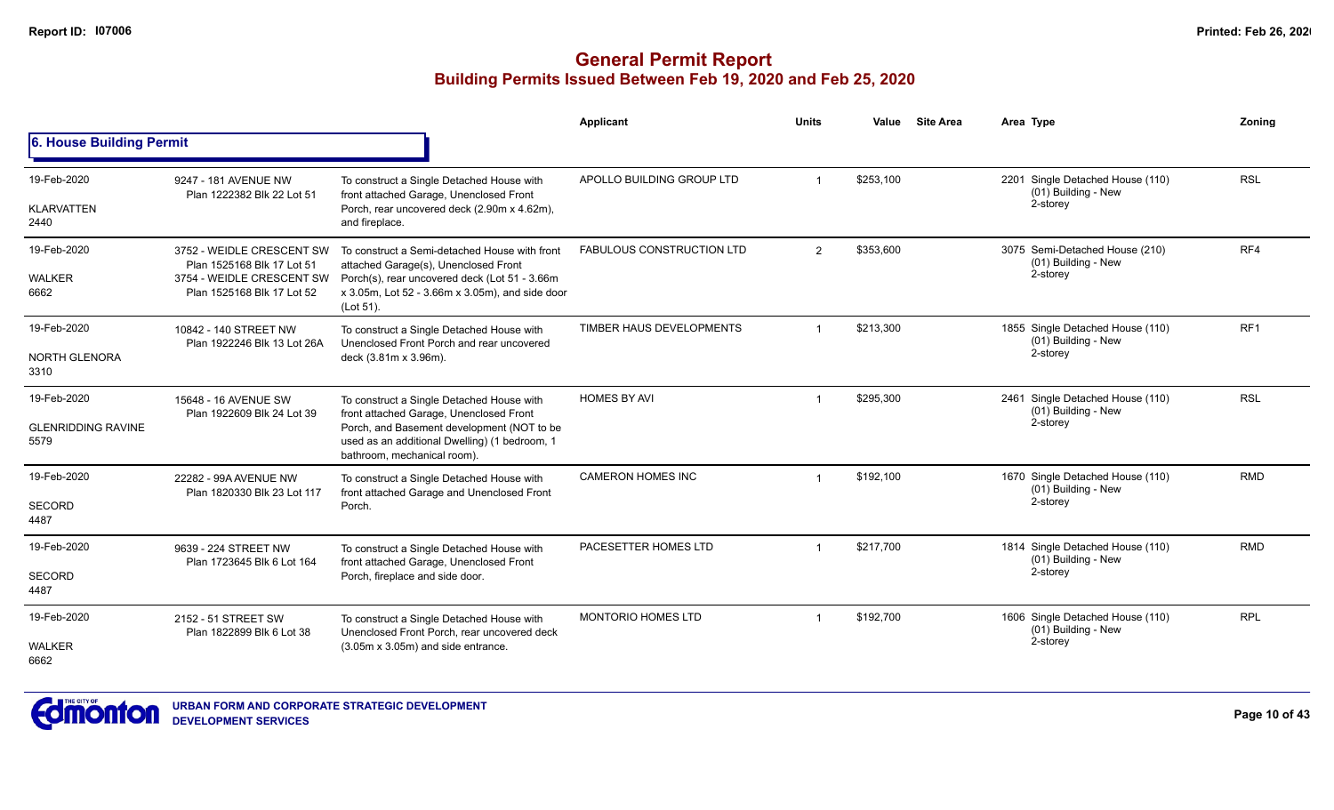# General Permit Report
## Building Permits Issued Between Feb 19, 2020 and Feb 25, 2020

### 6. House Building Permit

| Date / Neighbourhood | Address / Legal | Description | Applicant | Units | Value | Site Area | Area Type | Zoning |
|---|---|---|---|---|---|---|---|---|
| 19-Feb-2020<br>KLARVATTEN<br>2440 | 9247 - 181 AVENUE NW<br>Plan 1222382 Blk 22 Lot 51 | To construct a Single Detached House with front attached Garage, Unenclosed Front Porch, rear uncovered deck (2.90m x 4.62m), and fireplace. | APOLLO BUILDING GROUP LTD | 1 | $253,100 | | 2201 Single Detached House (110)<br>(01) Building - New<br>2-storey | RSL |
| 19-Feb-2020<br>WALKER<br>6662 | 3752 - WEIDLE CRESCENT SW<br>Plan 1525168 Blk 17 Lot 51<br>3754 - WEIDLE CRESCENT SW<br>Plan 1525168 Blk 17 Lot 52 | To construct a Semi-detached House with front attached Garage(s), Unenclosed Front Porch(s), rear uncovered deck (Lot 51 - 3.66m x 3.05m, Lot 52 - 3.66m x 3.05m), and side door (Lot 51). | FABULOUS CONSTRUCTION LTD | 2 | $353,600 | | 3075 Semi-Detached House (210)<br>(01) Building - New<br>2-storey | RF4 |
| 19-Feb-2020<br>NORTH GLENORA<br>3310 | 10842 - 140 STREET NW<br>Plan 1922246 Blk 13 Lot 26A | To construct a Single Detached House with Unenclosed Front Porch and rear uncovered deck (3.81m x 3.96m). | TIMBER HAUS DEVELOPMENTS | 1 | $213,300 | | 1855 Single Detached House (110)<br>(01) Building - New<br>2-storey | RF1 |
| 19-Feb-2020<br>GLENRIDDING RAVINE<br>5579 | 15648 - 16 AVENUE SW<br>Plan 1922609 Blk 24 Lot 39 | To construct a Single Detached House with front attached Garage, Unenclosed Front Porch, and Basement development (NOT to be used as an additional Dwelling) (1 bedroom, 1 bathroom, mechanical room). | HOMES BY AVI | 1 | $295,300 | | 2461 Single Detached House (110)<br>(01) Building - New<br>2-storey | RSL |
| 19-Feb-2020<br>SECORD<br>4487 | 22282 - 99A AVENUE NW<br>Plan 1820330 Blk 23 Lot 117 | To construct a Single Detached House with front attached Garage and Unenclosed Front Porch. | CAMERON HOMES INC | 1 | $192,100 | | 1670 Single Detached House (110)<br>(01) Building - New<br>2-storey | RMD |
| 19-Feb-2020<br>SECORD<br>4487 | 9639 - 224 STREET NW<br>Plan 1723645 Blk 6 Lot 164 | To construct a Single Detached House with front attached Garage, Unenclosed Front Porch, fireplace and side door. | PACESETTER HOMES LTD | 1 | $217,700 | | 1814 Single Detached House (110)<br>(01) Building - New<br>2-storey | RMD |
| 19-Feb-2020<br>WALKER<br>6662 | 2152 - 51 STREET SW<br>Plan 1822899 Blk 6 Lot 38 | To construct a Single Detached House with Unenclosed Front Porch, rear uncovered deck (3.05m x 3.05m) and side entrance. | MONTORIO HOMES LTD | 1 | $192,700 | | 1606 Single Detached House (110)<br>(01) Building - New<br>2-storey | RPL |

URBAN FORM AND CORPORATE STRATEGIC DEVELOPMENT
DEVELOPMENT SERVICES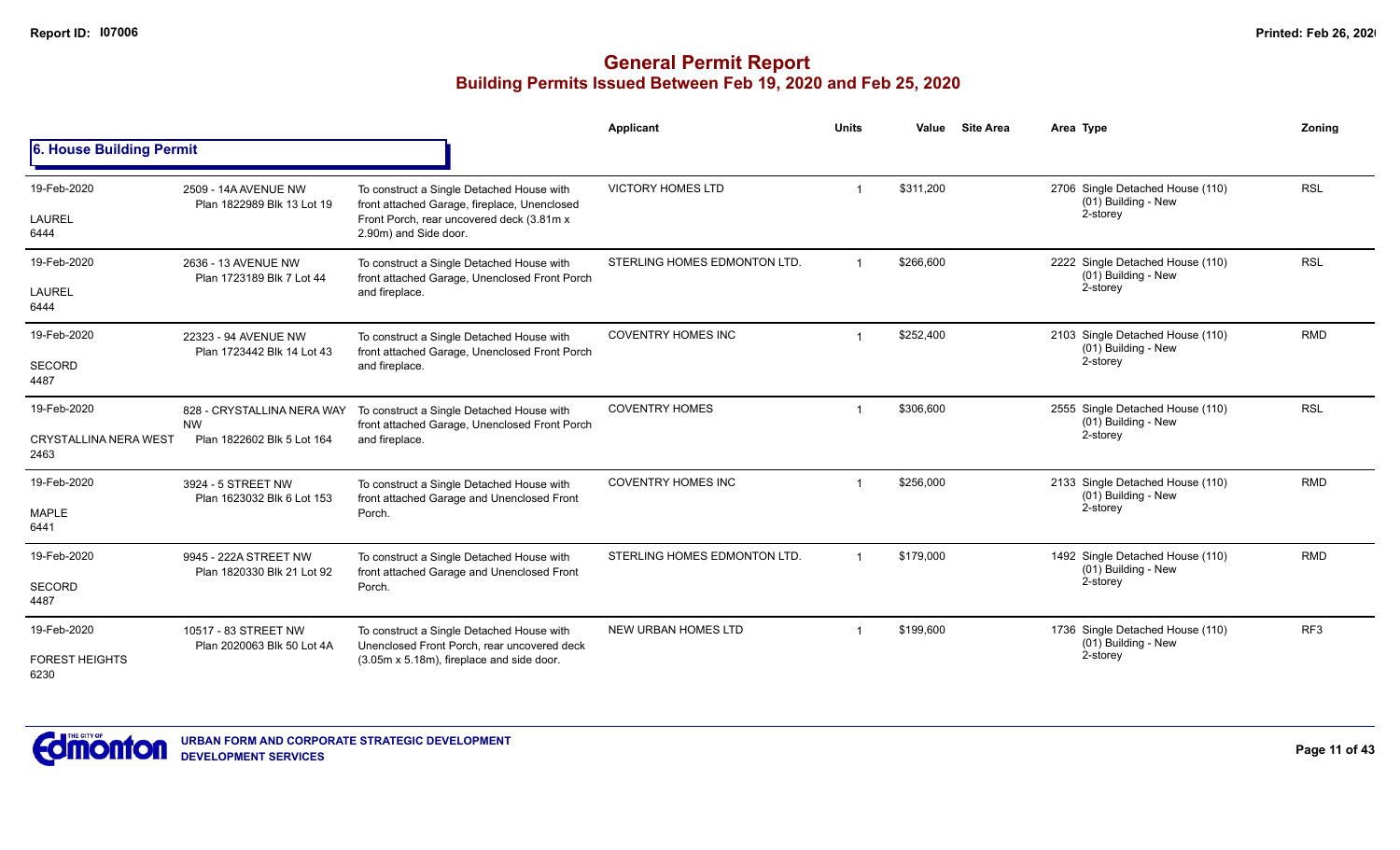# General Permit Report

## Building Permits Issued Between Feb 19, 2020 and Feb 25, 2020

### 6. House Building Permit

| Date / Neighbourhood | Address / Legal | Description | Applicant | Units | Value | Site Area | Area | Type | Zoning |
|---|---|---|---|---|---|---|---|---|---|
| 19-Feb-2020<br>LAUREL<br>6444 | 2509 - 14A AVENUE NW<br>Plan 1822989 Blk 13 Lot 19 | To construct a Single Detached House with front attached Garage, fireplace, Unenclosed Front Porch, rear uncovered deck (3.81m x 2.90m) and Side door. | VICTORY HOMES LTD | 1 | $311,200 | | 2706 | Single Detached House (110)<br>(01) Building - New<br>2-storey | RSL |
| 19-Feb-2020<br>LAUREL<br>6444 | 2636 - 13 AVENUE NW<br>Plan 1723189 Blk 7 Lot 44 | To construct a Single Detached House with front attached Garage, Unenclosed Front Porch and fireplace. | STERLING HOMES EDMONTON LTD. | 1 | $266,600 | | 2222 | Single Detached House (110)<br>(01) Building - New<br>2-storey | RSL |
| 19-Feb-2020<br>SECORD<br>4487 | 22323 - 94 AVENUE NW<br>Plan 1723442 Blk 14 Lot 43 | To construct a Single Detached House with front attached Garage, Unenclosed Front Porch and fireplace. | COVENTRY HOMES INC | 1 | $252,400 | | 2103 | Single Detached House (110)<br>(01) Building - New<br>2-storey | RMD |
| 19-Feb-2020<br>CRYSTALLINA NERA WEST<br>2463 | 828 - CRYSTALLINA NERA WAY NW<br>Plan 1822602 Blk 5 Lot 164 | To construct a Single Detached House with front attached Garage, Unenclosed Front Porch and fireplace. | COVENTRY HOMES | 1 | $306,600 | | 2555 | Single Detached House (110)<br>(01) Building - New<br>2-storey | RSL |
| 19-Feb-2020<br>MAPLE<br>6441 | 3924 - 5 STREET NW<br>Plan 1623032 Blk 6 Lot 153 | To construct a Single Detached House with front attached Garage and Unenclosed Front Porch. | COVENTRY HOMES INC | 1 | $256,000 | | 2133 | Single Detached House (110)<br>(01) Building - New<br>2-storey | RMD |
| 19-Feb-2020<br>SECORD<br>4487 | 9945 - 222A STREET NW<br>Plan 1820330 Blk 21 Lot 92 | To construct a Single Detached House with front attached Garage and Unenclosed Front Porch. | STERLING HOMES EDMONTON LTD. | 1 | $179,000 | | 1492 | Single Detached House (110)<br>(01) Building - New<br>2-storey | RMD |
| 19-Feb-2020<br>FOREST HEIGHTS<br>6230 | 10517 - 83 STREET NW<br>Plan 2020063 Blk 50 Lot 4A | To construct a Single Detached House with Unenclosed Front Porch, rear uncovered deck (3.05m x 5.18m), fireplace and side door. | NEW URBAN HOMES LTD | 1 | $199,600 | | 1736 | Single Detached House (110)<br>(01) Building - New<br>2-storey | RF3 |

URBAN FORM AND CORPORATE STRATEGIC DEVELOPMENT
DEVELOPMENT SERVICES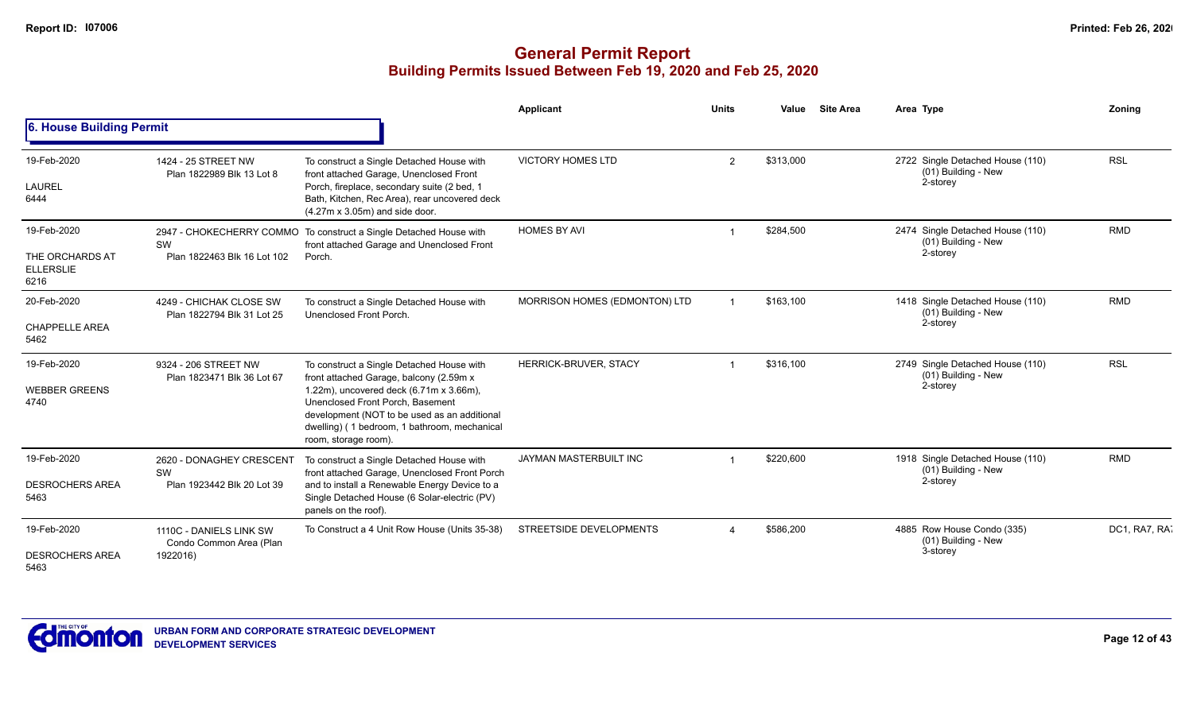# General Permit Report
## Building Permits Issued Between Feb 19, 2020 and Feb 25, 2020

### 6. House Building Permit

| Date / Neighbourhood | Address / Legal | Description | Applicant | Units | Value | Site Area | Area Type | Zoning |
|---|---|---|---|---|---|---|---|---|
| 19-Feb-2020<br>LAUREL<br>6444 | 1424 - 25 STREET NW<br>Plan 1822989 Blk 13 Lot 8 | To construct a Single Detached House with front attached Garage, Unenclosed Front Porch, fireplace, secondary suite (2 bed, 1 Bath, Kitchen, Rec Area), rear uncovered deck (4.27m x 3.05m) and side door. | VICTORY HOMES LTD | 2 | $313,000 | | 2722 Single Detached House (110)<br>(01) Building - New<br>2-storey | RSL |
| 19-Feb-2020<br>THE ORCHARDS AT ELLERSLIE<br>6216 | 2947 - CHOKECHERRY COMMO SW<br>Plan 1822463 Blk 16 Lot 102 | To construct a Single Detached House with front attached Garage and Unenclosed Front Porch. | HOMES BY AVI | 1 | $284,500 | | 2474 Single Detached House (110)<br>(01) Building - New<br>2-storey | RMD |
| 20-Feb-2020<br>CHAPPELLE AREA<br>5462 | 4249 - CHICHAK CLOSE SW<br>Plan 1822794 Blk 31 Lot 25 | To construct a Single Detached House with Unenclosed Front Porch. | MORRISON HOMES (EDMONTON) LTD | 1 | $163,100 | | 1418 Single Detached House (110)<br>(01) Building - New<br>2-storey | RMD |
| 19-Feb-2020<br>WEBBER GREENS<br>4740 | 9324 - 206 STREET NW<br>Plan 1823471 Blk 36 Lot 67 | To construct a Single Detached House with front attached Garage, balcony (2.59m x 1.22m), uncovered deck (6.71m x 3.66m), Unenclosed Front Porch, Basement development (NOT to be used as an additional dwelling) ( 1 bedroom, 1 bathroom, mechanical room, storage room). | HERRICK-BRUVER, STACY | 1 | $316,100 | | 2749 Single Detached House (110)<br>(01) Building - New<br>2-storey | RSL |
| 19-Feb-2020<br>DESROCHERS AREA<br>5463 | 2620 - DONAGHEY CRESCENT SW<br>Plan 1923442 Blk 20 Lot 39 | To construct a Single Detached House with front attached Garage, Unenclosed Front Porch and to install a Renewable Energy Device to a Single Detached House (6 Solar-electric (PV) panels on the roof). | JAYMAN MASTERBUILT INC | 1 | $220,600 | | 1918 Single Detached House (110)<br>(01) Building - New<br>2-storey | RMD |
| 19-Feb-2020<br>DESROCHERS AREA<br>5463 | 1110C - DANIELS LINK SW<br>Condo Common Area (Plan 1922016) | To Construct a 4 Unit Row House (Units 35-38) | STREETSIDE DEVELOPMENTS | 4 | $586,200 | | 4885 Row House Condo (335)<br>(01) Building - New<br>3-storey | DC1, RA7, RA7 |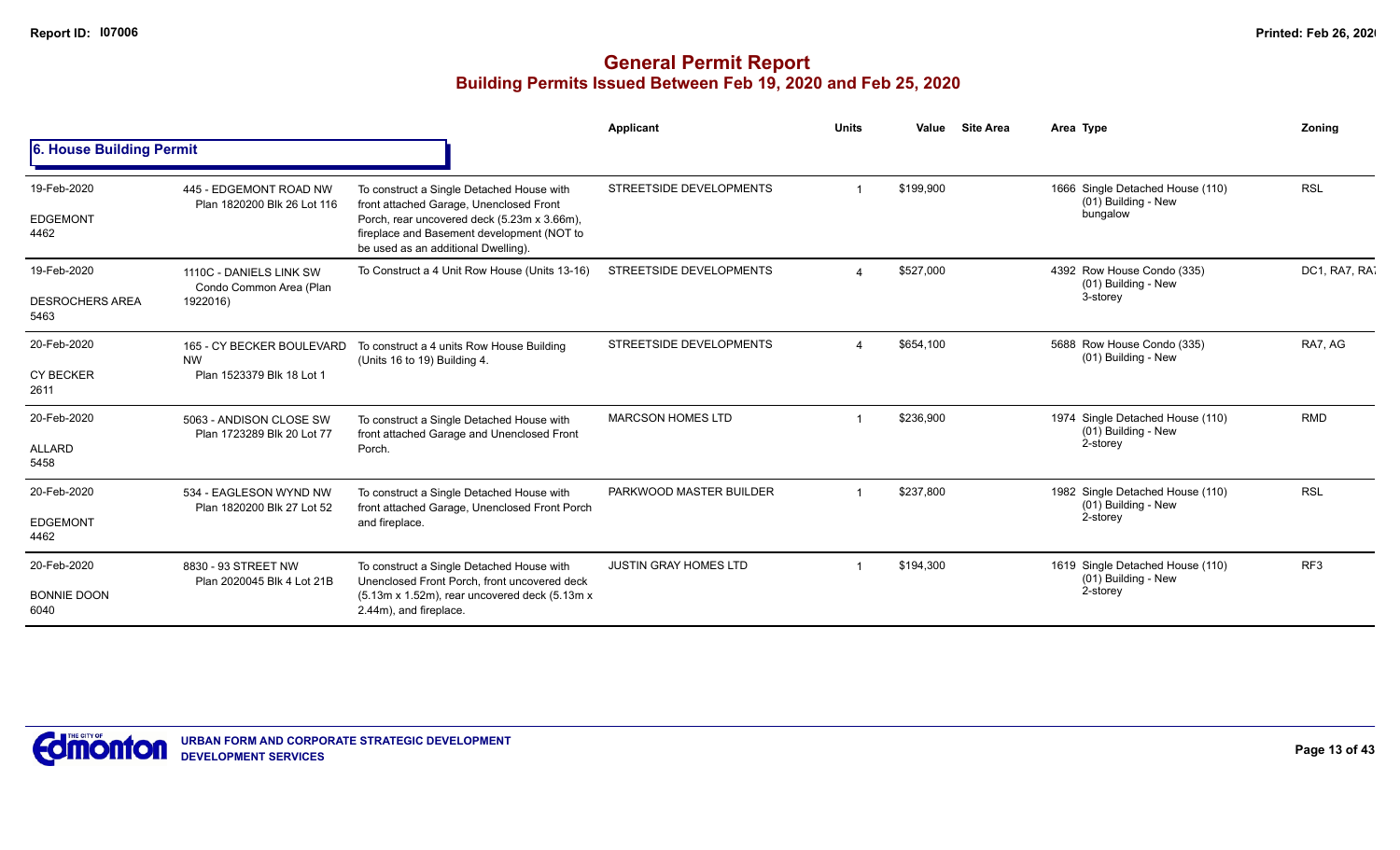# General Permit Report
## Building Permits Issued Between Feb 19, 2020 and Feb 25, 2020

### 6. House Building Permit

| Date / Neighbourhood | Address / Legal | Description | Applicant | Units | Value | Site Area | Area Type | Zoning |
|---|---|---|---|---|---|---|---|---|
| 19-Feb-2020 EDGEMONT 4462 | 445 - EDGEMONT ROAD NW Plan 1820200 Blk 26 Lot 116 | To construct a Single Detached House with front attached Garage, Unenclosed Front Porch, rear uncovered deck (5.23m x 3.66m), fireplace and Basement development (NOT to be used as an additional Dwelling). | STREETSIDE DEVELOPMENTS | 1 | $199,900 | | 1666 Single Detached House (110) (01) Building - New bungalow | RSL |
| 19-Feb-2020 DESROCHERS AREA 5463 | 1110C - DANIELS LINK SW Condo Common Area (Plan 1922016) | To Construct a 4 Unit Row House (Units 13-16) | STREETSIDE DEVELOPMENTS | 4 | $527,000 | | 4392 Row House Condo (335) (01) Building - New 3-storey | DC1, RA7, RA7 |
| 20-Feb-2020 CY BECKER 2611 | 165 - CY BECKER BOULEVARD NW Plan 1523379 Blk 18 Lot 1 | To construct a 4 units Row House Building (Units 16 to 19) Building 4. | STREETSIDE DEVELOPMENTS | 4 | $654,100 | | 5688 Row House Condo (335) (01) Building - New | RA7, AG |
| 20-Feb-2020 ALLARD 5458 | 5063 - ANDISON CLOSE SW Plan 1723289 Blk 20 Lot 77 | To construct a Single Detached House with front attached Garage and Unenclosed Front Porch. | MARCSON HOMES LTD | 1 | $236,900 | | 1974 Single Detached House (110) (01) Building - New 2-storey | RMD |
| 20-Feb-2020 EDGEMONT 4462 | 534 - EAGLESON WYND NW Plan 1820200 Blk 27 Lot 52 | To construct a Single Detached House with front attached Garage, Unenclosed Front Porch and fireplace. | PARKWOOD MASTER BUILDER | 1 | $237,800 | | 1982 Single Detached House (110) (01) Building - New 2-storey | RSL |
| 20-Feb-2020 BONNIE DOON 6040 | 8830 - 93 STREET NW Plan 2020045 Blk 4 Lot 21B | To construct a Single Detached House with Unenclosed Front Porch, front uncovered deck (5.13m x 1.52m), rear uncovered deck (5.13m x 2.44m), and fireplace. | JUSTIN GRAY HOMES LTD | 1 | $194,300 | | 1619 Single Detached House (110) (01) Building - New 2-storey | RF3 |

URBAN FORM AND CORPORATE STRATEGIC DEVELOPMENT
DEVELOPMENT SERVICES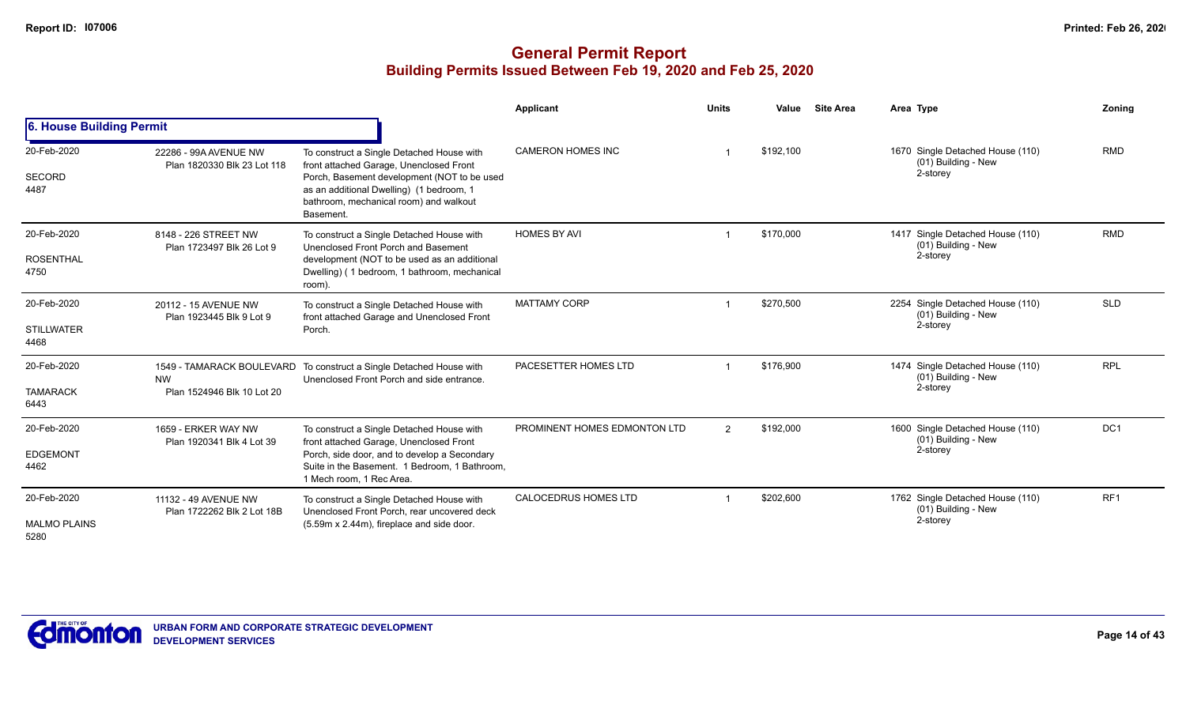# General Permit Report
## Building Permits Issued Between Feb 19, 2020 and Feb 25, 2020

### 6. House Building Permit

| Date / Neighbourhood | Address / Legal | Description | Applicant | Units | Value | Site Area | Area | Type | Zoning |
|---|---|---|---|---|---|---|---|---|---|
| 20-Feb-2020<br>SECORD<br>4487 | 22286 - 99A AVENUE NW<br>Plan 1820330 Blk 23 Lot 118 | To construct a Single Detached House with front attached Garage, Unenclosed Front Porch, Basement development (NOT to be used as an additional Dwelling) (1 bedroom, 1 bathroom, mechanical room) and walkout Basement. | CAMERON HOMES INC | 1 | $192,100 | | 1670 | Single Detached House (110)<br>(01) Building - New<br>2-storey | RMD |
| 20-Feb-2020<br>ROSENTHAL<br>4750 | 8148 - 226 STREET NW<br>Plan 1723497 Blk 26 Lot 9 | To construct a Single Detached House with Unenclosed Front Porch and Basement development (NOT to be used as an additional Dwelling) ( 1 bedroom, 1 bathroom, mechanical room). | HOMES BY AVI | 1 | $170,000 | | 1417 | Single Detached House (110)<br>(01) Building - New<br>2-storey | RMD |
| 20-Feb-2020<br>STILLWATER<br>4468 | 20112 - 15 AVENUE NW<br>Plan 1923445 Blk 9 Lot 9 | To construct a Single Detached House with front attached Garage and Unenclosed Front Porch. | MATTAMY CORP | 1 | $270,500 | | 2254 | Single Detached House (110)<br>(01) Building - New<br>2-storey | SLD |
| 20-Feb-2020<br>TAMARACK<br>6443 | 1549 - TAMARACK BOULEVARD NW<br>Plan 1524946 Blk 10 Lot 20 | To construct a Single Detached House with Unenclosed Front Porch and side entrance. | PACESETTER HOMES LTD | 1 | $176,900 | | 1474 | Single Detached House (110)<br>(01) Building - New<br>2-storey | RPL |
| 20-Feb-2020<br>EDGEMONT<br>4462 | 1659 - ERKER WAY NW<br>Plan 1920341 Blk 4 Lot 39 | To construct a Single Detached House with front attached Garage, Unenclosed Front Porch, side door, and to develop a Secondary Suite in the Basement. 1 Bedroom, 1 Bathroom, 1 Mech room, 1 Rec Area. | PROMINENT HOMES EDMONTON LTD | 2 | $192,000 | | 1600 | Single Detached House (110)<br>(01) Building - New<br>2-storey | DC1 |
| 20-Feb-2020<br>MALMO PLAINS<br>5280 | 11132 - 49 AVENUE NW<br>Plan 1722262 Blk 2 Lot 18B | To construct a Single Detached House with Unenclosed Front Porch, rear uncovered deck (5.59m x 2.44m), fireplace and side door. | CALOCEDRUS HOMES LTD | 1 | $202,600 | | 1762 | Single Detached House (110)<br>(01) Building - New<br>2-storey | RF1 |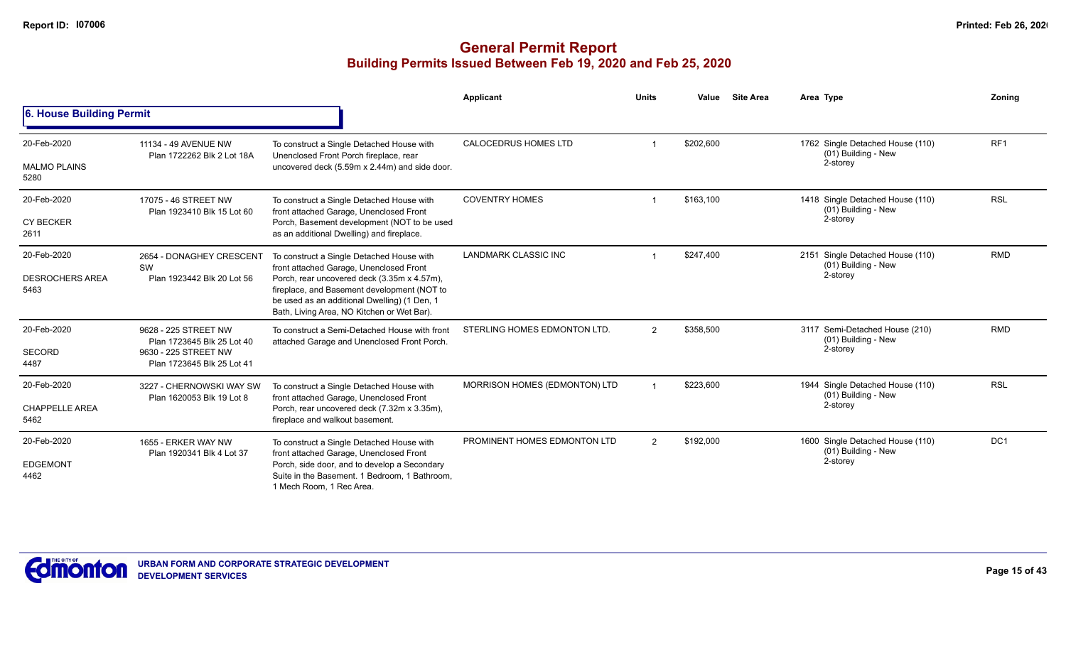# General Permit Report

## Building Permits Issued Between Feb 19, 2020 and Feb 25, 2020

### 6. House Building Permit

| Date / Neighbourhood | Address | Description | Applicant | Units | Value | Site Area | Area | Type | Zoning |
|---|---|---|---|---|---|---|---|---|---|
| 20-Feb-2020<br>MALMO PLAINS<br>5280 | 11134 - 49 AVENUE NW<br>Plan 1722262 Blk 2 Lot 18A | To construct a Single Detached House with Unenclosed Front Porch fireplace, rear uncovered deck (5.59m x 2.44m) and side door. | CALOCEDRUS HOMES LTD | 1 | $202,600 | | 1762 | Single Detached House (110)<br>(01) Building - New<br>2-storey | RF1 |
| 20-Feb-2020<br>CY BECKER<br>2611 | 17075 - 46 STREET NW<br>Plan 1923410 Blk 15 Lot 60 | To construct a Single Detached House with front attached Garage, Unenclosed Front Porch, Basement development (NOT to be used as an additional Dwelling) and fireplace. | COVENTRY HOMES | 1 | $163,100 | | 1418 | Single Detached House (110)<br>(01) Building - New<br>2-storey | RSL |
| 20-Feb-2020<br>DESROCHERS AREA<br>5463 | 2654 - DONAGHEY CRESCENT SW<br>Plan 1923442 Blk 20 Lot 56 | To construct a Single Detached House with front attached Garage, Unenclosed Front Porch, rear uncovered deck (3.35m x 4.57m), fireplace, and Basement development (NOT to be used as an additional Dwelling) (1 Den, 1 Bath, Living Area, NO Kitchen or Wet Bar). | LANDMARK CLASSIC INC | 1 | $247,400 | | 2151 | Single Detached House (110)<br>(01) Building - New<br>2-storey | RMD |
| 20-Feb-2020<br>SECORD<br>4487 | 9628 - 225 STREET NW<br>Plan 1723645 Blk 25 Lot 40<br>9630 - 225 STREET NW<br>Plan 1723645 Blk 25 Lot 41 | To construct a Semi-Detached House with front attached Garage and Unenclosed Front Porch. | STERLING HOMES EDMONTON LTD. | 2 | $358,500 | | 3117 | Semi-Detached House (210)<br>(01) Building - New<br>2-storey | RMD |
| 20-Feb-2020<br>CHAPPELLE AREA<br>5462 | 3227 - CHERNOWSKI WAY SW<br>Plan 1620053 Blk 19 Lot 8 | To construct a Single Detached House with front attached Garage, Unenclosed Front Porch, rear uncovered deck (7.32m x 3.35m), fireplace and walkout basement. | MORRISON HOMES (EDMONTON) LTD | 1 | $223,600 | | 1944 | Single Detached House (110)<br>(01) Building - New<br>2-storey | RSL |
| 20-Feb-2020<br>EDGEMONT<br>4462 | 1655 - ERKER WAY NW<br>Plan 1920341 Blk 4 Lot 37 | To construct a Single Detached House with front attached Garage, Unenclosed Front Porch, side door, and to develop a Secondary Suite in the Basement. 1 Bedroom, 1 Bathroom, 1 Mech Room, 1 Rec Area. | PROMINENT HOMES EDMONTON LTD | 2 | $192,000 | | 1600 | Single Detached House (110)<br>(01) Building - New<br>2-storey | DC1 |

URBAN FORM AND CORPORATE STRATEGIC DEVELOPMENT
DEVELOPMENT SERVICES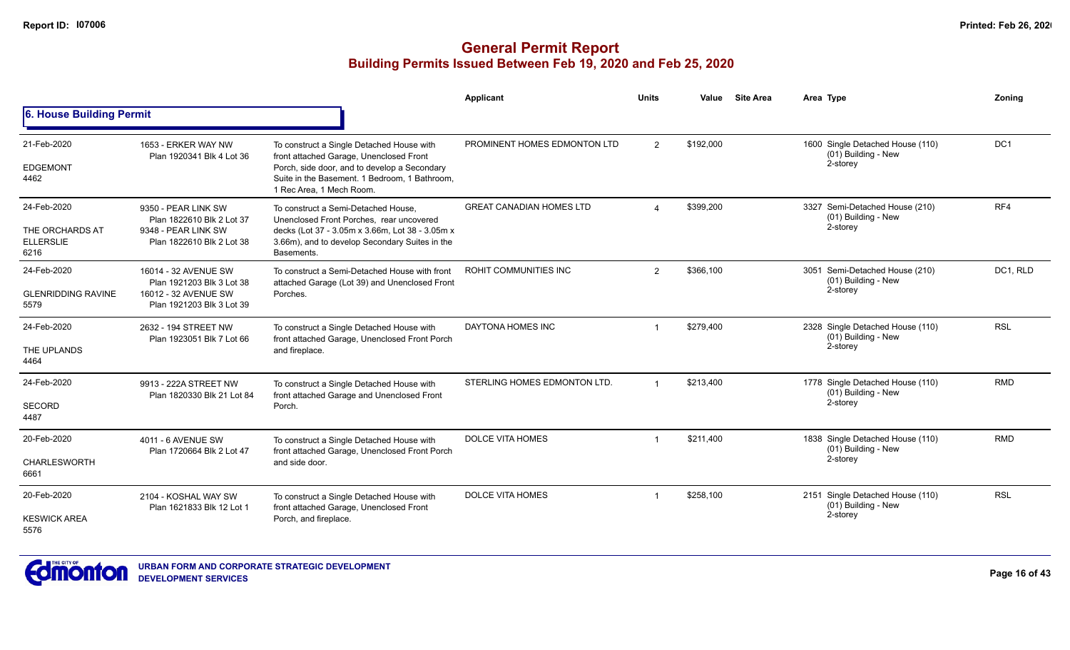# General Permit Report

## Building Permits Issued Between Feb 19, 2020 and Feb 25, 2020

### 6. House Building Permit

| Date / Neighbourhood | Address / Legal | Description | Applicant | Units | Value | Site Area | Area Type | Zoning |
|---|---|---|---|---|---|---|---|---|
| 21-Feb-2020<br>EDGEMONT<br>4462 | 1653 - ERKER WAY NW<br>Plan 1920341 Blk 4 Lot 36 | To construct a Single Detached House with front attached Garage, Unenclosed Front Porch, side door, and to develop a Secondary Suite in the Basement. 1 Bedroom, 1 Bathroom, 1 Rec Area, 1 Mech Room. | PROMINENT HOMES EDMONTON LTD | 2 | $192,000 | | 1600 Single Detached House (110)<br>(01) Building - New<br>2-storey | DC1 |
| 24-Feb-2020<br>THE ORCHARDS AT ELLERSLIE<br>6216 | 9350 - PEAR LINK SW<br>Plan 1822610 Blk 2 Lot 37<br>9348 - PEAR LINK SW<br>Plan 1822610 Blk 2 Lot 38 | To construct a Semi-Detached House, Unenclosed Front Porches, rear uncovered decks (Lot 37 - 3.05m x 3.66m, Lot 38 - 3.05m x 3.66m), and to develop Secondary Suites in the Basements. | GREAT CANADIAN HOMES LTD | 4 | $399,200 | | 3327 Semi-Detached House (210)<br>(01) Building - New<br>2-storey | RF4 |
| 24-Feb-2020<br>GLENRIDDING RAVINE<br>5579 | 16014 - 32 AVENUE SW<br>Plan 1921203 Blk 3 Lot 38<br>16012 - 32 AVENUE SW<br>Plan 1921203 Blk 3 Lot 39 | To construct a Semi-Detached House with front attached Garage (Lot 39) and Unenclosed Front Porches. | ROHIT COMMUNITIES INC | 2 | $366,100 | | 3051 Semi-Detached House (210)<br>(01) Building - New<br>2-storey | DC1, RLD |
| 24-Feb-2020<br>THE UPLANDS<br>4464 | 2632 - 194 STREET NW<br>Plan 1923051 Blk 7 Lot 66 | To construct a Single Detached House with front attached Garage, Unenclosed Front Porch and fireplace. | DAYTONA HOMES INC | 1 | $279,400 | | 2328 Single Detached House (110)<br>(01) Building - New<br>2-storey | RSL |
| 24-Feb-2020<br>SECORD<br>4487 | 9913 - 222A STREET NW<br>Plan 1820330 Blk 21 Lot 84 | To construct a Single Detached House with front attached Garage and Unenclosed Front Porch. | STERLING HOMES EDMONTON LTD. | 1 | $213,400 | | 1778 Single Detached House (110)<br>(01) Building - New<br>2-storey | RMD |
| 20-Feb-2020<br>CHARLESWORTH<br>6661 | 4011 - 6 AVENUE SW<br>Plan 1720664 Blk 2 Lot 47 | To construct a Single Detached House with front attached Garage, Unenclosed Front Porch and side door. | DOLCE VITA HOMES | 1 | $211,400 | | 1838 Single Detached House (110)<br>(01) Building - New<br>2-storey | RMD |
| 20-Feb-2020<br>KESWICK AREA<br>5576 | 2104 - KOSHAL WAY SW<br>Plan 1621833 Blk 12 Lot 1 | To construct a Single Detached House with front attached Garage, Unenclosed Front Porch, and fireplace. | DOLCE VITA HOMES | 1 | $258,100 | | 2151 Single Detached House (110)<br>(01) Building - New<br>2-storey | RSL |

URBAN FORM AND CORPORATE STRATEGIC DEVELOPMENT
DEVELOPMENT SERVICES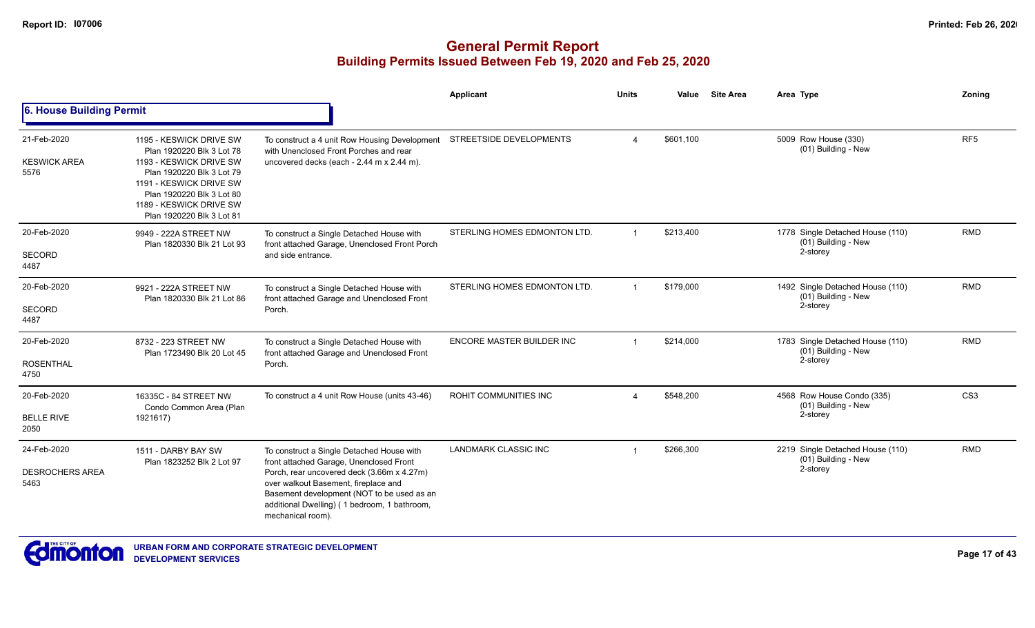# General Permit Report
## Building Permits Issued Between Feb 19, 2020 and Feb 25, 2020

### 6. House Building Permit

| Date / Neighbourhood | Address / Legal | Description | Applicant | Units | Value | Site Area | Area | Type | Zoning |
|---|---|---|---|---|---|---|---|---|---|
| 21-Feb-2020<br>KESWICK AREA<br>5576 | 1195 - KESWICK DRIVE SW Plan 1920220 Blk 3 Lot 78<br>1193 - KESWICK DRIVE SW Plan 1920220 Blk 3 Lot 79<br>1191 - KESWICK DRIVE SW Plan 1920220 Blk 3 Lot 80<br>1189 - KESWICK DRIVE SW Plan 1920220 Blk 3 Lot 81 | To construct a 4 unit Row Housing Development with Unenclosed Front Porches and rear uncovered decks (each - 2.44 m x 2.44 m). | STREETSIDE DEVELOPMENTS | 4 | $601,100 | | 5009 | Row House (330)<br>(01) Building - New | RF5 |
| 20-Feb-2020<br>SECORD<br>4487 | 9949 - 222A STREET NW Plan 1820330 Blk 21 Lot 93 | To construct a Single Detached House with front attached Garage, Unenclosed Front Porch and side entrance. | STERLING HOMES EDMONTON LTD. | 1 | $213,400 | | 1778 | Single Detached House (110)<br>(01) Building - New<br>2-storey | RMD |
| 20-Feb-2020<br>SECORD<br>4487 | 9921 - 222A STREET NW Plan 1820330 Blk 21 Lot 86 | To construct a Single Detached House with front attached Garage and Unenclosed Front Porch. | STERLING HOMES EDMONTON LTD. | 1 | $179,000 | | 1492 | Single Detached House (110)<br>(01) Building - New<br>2-storey | RMD |
| 20-Feb-2020<br>ROSENTHAL<br>4750 | 8732 - 223 STREET NW Plan 1723490 Blk 20 Lot 45 | To construct a Single Detached House with front attached Garage and Unenclosed Front Porch. | ENCORE MASTER BUILDER INC | 1 | $214,000 | | 1783 | Single Detached House (110)<br>(01) Building - New<br>2-storey | RMD |
| 20-Feb-2020<br>BELLE RIVE<br>2050 | 16335C - 84 STREET NW Condo Common Area (Plan 1921617) | To construct a 4 unit Row House (units 43-46) | ROHIT COMMUNITIES INC | 4 | $548,200 | | 4568 | Row House Condo (335)<br>(01) Building - New<br>2-storey | CS3 |
| 24-Feb-2020<br>DESROCHERS AREA<br>5463 | 1511 - DARBY BAY SW Plan 1823252 Blk 2 Lot 97 | To construct a Single Detached House with front attached Garage, Unenclosed Front Porch, rear uncovered deck (3.66m x 4.27m) over walkout Basement, fireplace and Basement development (NOT to be used as an additional Dwelling) ( 1 bedroom, 1 bathroom, mechanical room). | LANDMARK CLASSIC INC | 1 | $266,300 | | 2219 | Single Detached House (110)<br>(01) Building - New<br>2-storey | RMD |

URBAN FORM AND CORPORATE STRATEGIC DEVELOPMENT
DEVELOPMENT SERVICES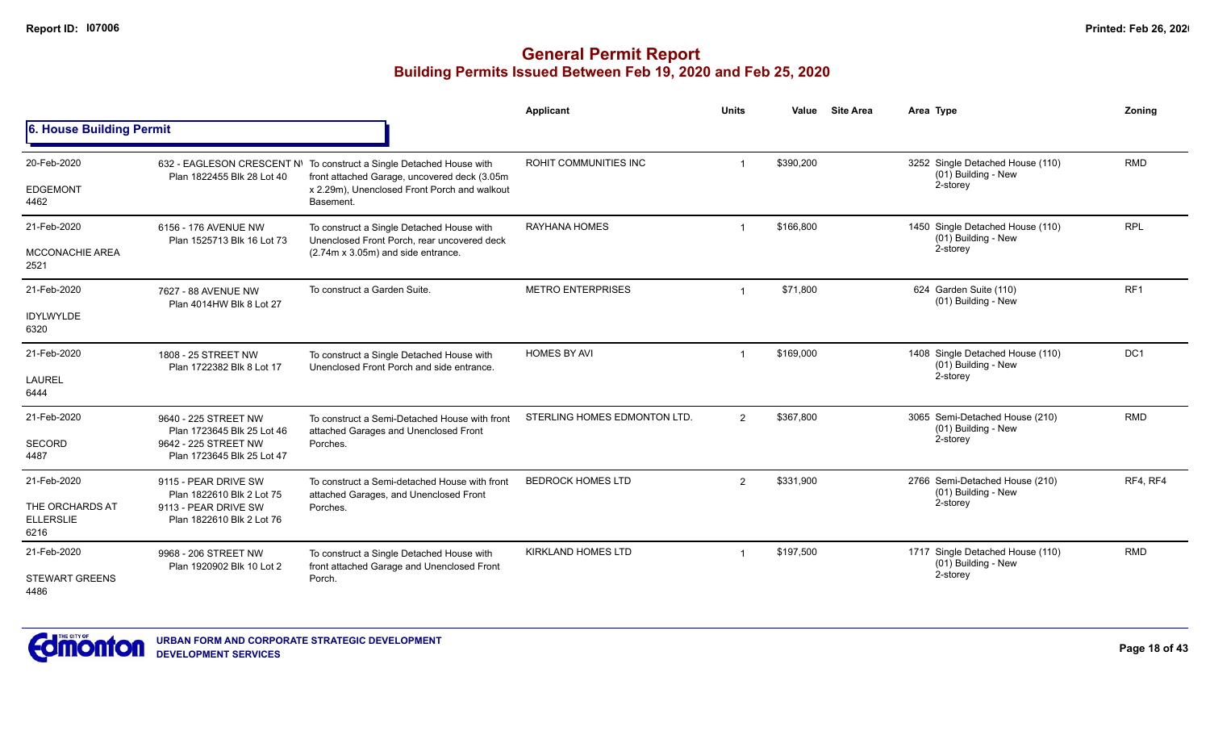# General Permit Report

## Building Permits Issued Between Feb 19, 2020 and Feb 25, 2020

### 6. House Building Permit

| Date / Neighbourhood | Address / Legal | Description | Applicant | Units | Value | Site Area | Area Type | Zoning |
|---|---|---|---|---|---|---|---|---|
| 20-Feb-2020<br>EDGEMONT<br>4462 | 632 - EAGLESON CRESCENT NW<br>Plan 1822455 Blk 28 Lot 40 | To construct a Single Detached House with front attached Garage, uncovered deck (3.05m x 2.29m), Unenclosed Front Porch and walkout Basement. | ROHIT COMMUNITIES INC | 1 | $390,200 | | 3252 Single Detached House (110)<br>(01) Building - New<br>2-storey | RMD |
| 21-Feb-2020<br>MCCONACHIE AREA<br>2521 | 6156 - 176 AVENUE NW<br>Plan 1525713 Blk 16 Lot 73 | To construct a Single Detached House with Unenclosed Front Porch, rear uncovered deck (2.74m x 3.05m) and side entrance. | RAYHANA HOMES | 1 | $166,800 | | 1450 Single Detached House (110)<br>(01) Building - New<br>2-storey | RPL |
| 21-Feb-2020<br>IDYLWYLDE<br>6320 | 7627 - 88 AVENUE NW<br>Plan 4014HW Blk 8 Lot 27 | To construct a Garden Suite. | METRO ENTERPRISES | 1 | $71,800 | | 624 Garden Suite (110)<br>(01) Building - New | RF1 |
| 21-Feb-2020<br>LAUREL<br>6444 | 1808 - 25 STREET NW<br>Plan 1722382 Blk 8 Lot 17 | To construct a Single Detached House with Unenclosed Front Porch and side entrance. | HOMES BY AVI | 1 | $169,000 | | 1408 Single Detached House (110)<br>(01) Building - New<br>2-storey | DC1 |
| 21-Feb-2020<br>SECORD<br>4487 | 9640 - 225 STREET NW<br>Plan 1723645 Blk 25 Lot 46<br>9642 - 225 STREET NW<br>Plan 1723645 Blk 25 Lot 47 | To construct a Semi-Detached House with front attached Garages and Unenclosed Front Porches. | STERLING HOMES EDMONTON LTD. | 2 | $367,800 | | 3065 Semi-Detached House (210)<br>(01) Building - New<br>2-storey | RMD |
| 21-Feb-2020<br>THE ORCHARDS AT ELLERSLIE<br>6216 | 9115 - PEAR DRIVE SW<br>Plan 1822610 Blk 2 Lot 75<br>9113 - PEAR DRIVE SW<br>Plan 1822610 Blk 2 Lot 76 | To construct a Semi-detached House with front attached Garages, and Unenclosed Front Porches. | BEDROCK HOMES LTD | 2 | $331,900 | | 2766 Semi-Detached House (210)<br>(01) Building - New<br>2-storey | RF4, RF4 |
| 21-Feb-2020<br>STEWART GREENS<br>4486 | 9968 - 206 STREET NW<br>Plan 1920902 Blk 10 Lot 2 | To construct a Single Detached House with front attached Garage and Unenclosed Front Porch. | KIRKLAND HOMES LTD | 1 | $197,500 | | 1717 Single Detached House (110)<br>(01) Building - New<br>2-storey | RMD |

URBAN FORM AND CORPORATE STRATEGIC DEVELOPMENT
DEVELOPMENT SERVICES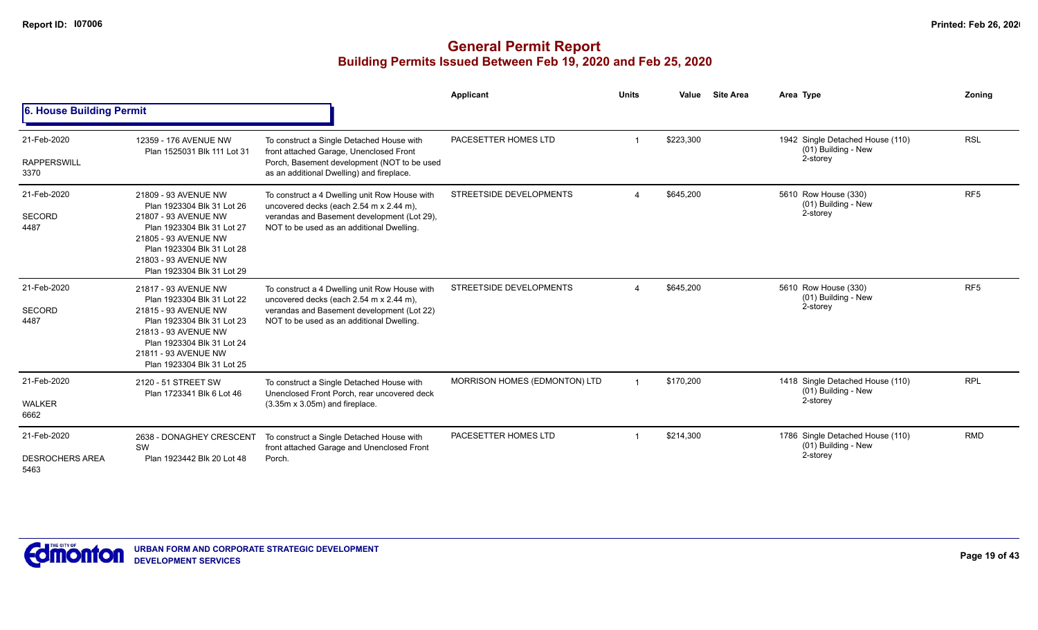# General Permit Report

## Building Permits Issued Between Feb 19, 2020 and Feb 25, 2020

### 6. House Building Permit

| Date / Neighbourhood | Address | Description | Applicant | Units | Value | Site Area | Area Type | Zoning |
|---|---|---|---|---|---|---|---|---|
| 21-Feb-2020<br>RAPPERSWILL<br>3370 | 12359 - 176 AVENUE NW<br>Plan 1525031 Blk 111 Lot 31 | To construct a Single Detached House with front attached Garage, Unenclosed Front Porch, Basement development (NOT to be used as an additional Dwelling) and fireplace. | PACESETTER HOMES LTD | 1 | $223,300 | | 1942 Single Detached House (110)<br>(01) Building - New<br>2-storey | RSL |
| 21-Feb-2020<br>SECORD<br>4487 | 21809 - 93 AVENUE NW<br>Plan 1923304 Blk 31 Lot 26<br>21807 - 93 AVENUE NW<br>Plan 1923304 Blk 31 Lot 27<br>21805 - 93 AVENUE NW<br>Plan 1923304 Blk 31 Lot 28<br>21803 - 93 AVENUE NW<br>Plan 1923304 Blk 31 Lot 29 | To construct a 4 Dwelling unit Row House with uncovered decks (each 2.54 m x 2.44 m), verandas and Basement development (Lot 29), NOT to be used as an additional Dwelling. | STREETSIDE DEVELOPMENTS | 4 | $645,200 | | 5610 Row House (330)<br>(01) Building - New<br>2-storey | RF5 |
| 21-Feb-2020<br>SECORD<br>4487 | 21817 - 93 AVENUE NW<br>Plan 1923304 Blk 31 Lot 22<br>21815 - 93 AVENUE NW<br>Plan 1923304 Blk 31 Lot 23<br>21813 - 93 AVENUE NW<br>Plan 1923304 Blk 31 Lot 24<br>21811 - 93 AVENUE NW<br>Plan 1923304 Blk 31 Lot 25 | To construct a 4 Dwelling unit Row House with uncovered decks (each 2.54 m x 2.44 m), verandas and Basement development (Lot 22) NOT to be used as an additional Dwelling. | STREETSIDE DEVELOPMENTS | 4 | $645,200 | | 5610 Row House (330)<br>(01) Building - New<br>2-storey | RF5 |
| 21-Feb-2020<br>WALKER<br>6662 | 2120 - 51 STREET SW<br>Plan 1723341 Blk 6 Lot 46 | To construct a Single Detached House with Unenclosed Front Porch, rear uncovered deck (3.35m x 3.05m) and fireplace. | MORRISON HOMES (EDMONTON) LTD | 1 | $170,200 | | 1418 Single Detached House (110)<br>(01) Building - New<br>2-storey | RPL |
| 21-Feb-2020<br>DESROCHERS AREA<br>5463 | 2638 - DONAGHEY CRESCENT SW<br>Plan 1923442 Blk 20 Lot 48 | To construct a Single Detached House with front attached Garage and Unenclosed Front Porch. | PACESETTER HOMES LTD | 1 | $214,300 | | 1786 Single Detached House (110)<br>(01) Building - New<br>2-storey | RMD |

URBAN FORM AND CORPORATE STRATEGIC DEVELOPMENT
DEVELOPMENT SERVICES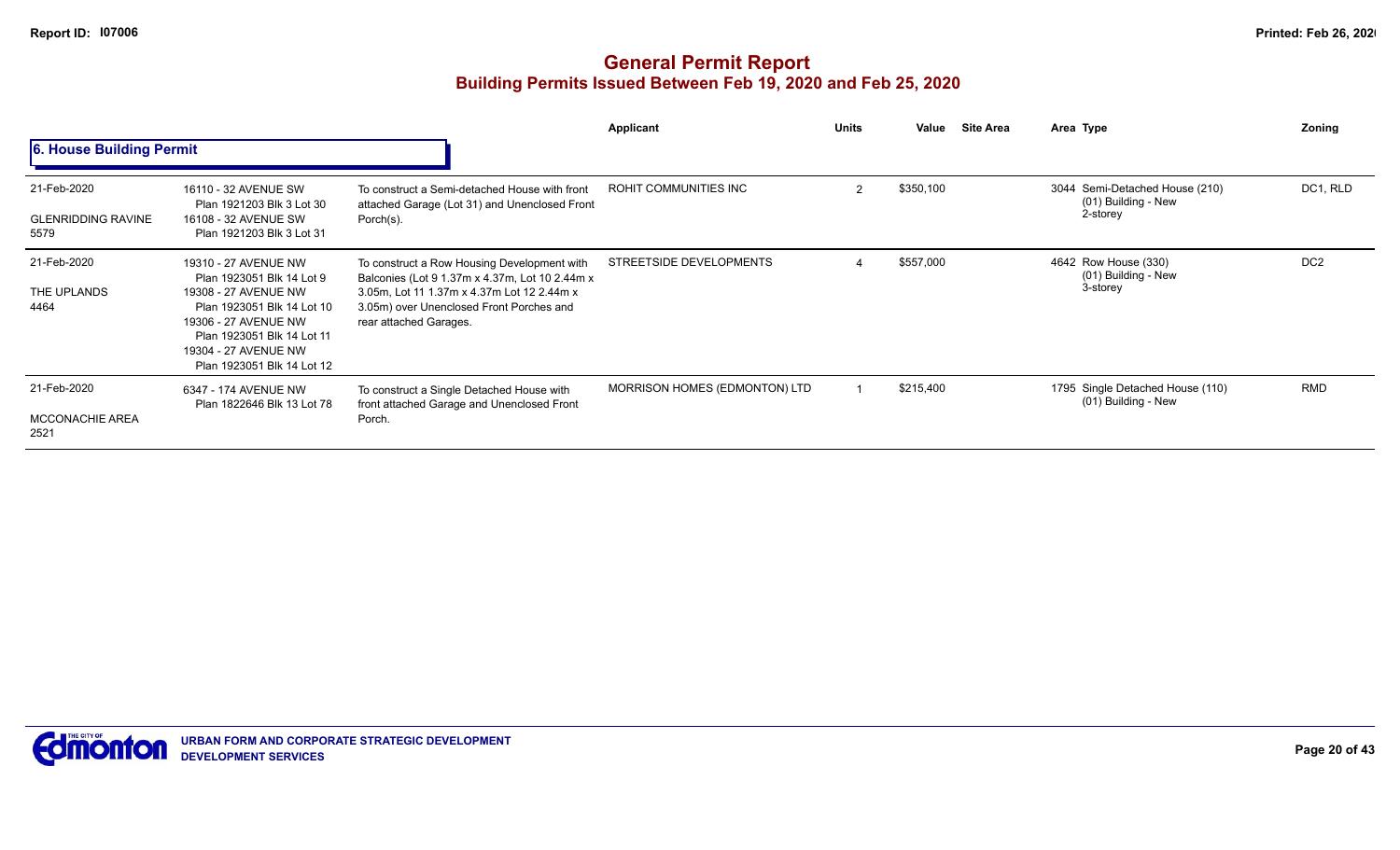# General Permit Report

## Building Permits Issued Between Feb 19, 2020 and Feb 25, 2020

### 6. House Building Permit

| Date / Neighbourhood | Address / Legal | Description | Applicant | Units | Value | Site Area | Area Type | Zoning |
|---|---|---|---|---|---|---|---|---|
| 21-Feb-2020<br>GLENRIDDING RAVINE<br>5579 | 16110 - 32 AVENUE SW<br>Plan 1921203 Blk 3 Lot 30<br>16108 - 32 AVENUE SW<br>Plan 1921203 Blk 3 Lot 31 | To construct a Semi-detached House with front attached Garage (Lot 31) and Unenclosed Front Porch(s). | ROHIT COMMUNITIES INC | 2 | $350,100 | | 3044 Semi-Detached House (210)<br>(01) Building - New<br>2-storey | DC1, RLD |
| 21-Feb-2020<br>THE UPLANDS<br>4464 | 19310 - 27 AVENUE NW<br>Plan 1923051 Blk 14 Lot 9<br>19308 - 27 AVENUE NW<br>Plan 1923051 Blk 14 Lot 10<br>19306 - 27 AVENUE NW<br>Plan 1923051 Blk 14 Lot 11<br>19304 - 27 AVENUE NW<br>Plan 1923051 Blk 14 Lot 12 | To construct a Row Housing Development with Balconies (Lot 9 1.37m x 4.37m, Lot 10 2.44m x 3.05m, Lot 11 1.37m x 4.37m Lot 12 2.44m x 3.05m) over Unenclosed Front Porches and rear attached Garages. | STREETSIDE DEVELOPMENTS | 4 | $557,000 | | 4642 Row House (330)<br>(01) Building - New<br>3-storey | DC2 |
| 21-Feb-2020<br>MCCONACHIE AREA<br>2521 | 6347 - 174 AVENUE NW<br>Plan 1822646 Blk 13 Lot 78 | To construct a Single Detached House with front attached Garage and Unenclosed Front Porch. | MORRISON HOMES (EDMONTON) LTD | 1 | $215,400 | | 1795 Single Detached House (110)<br>(01) Building - New | RMD |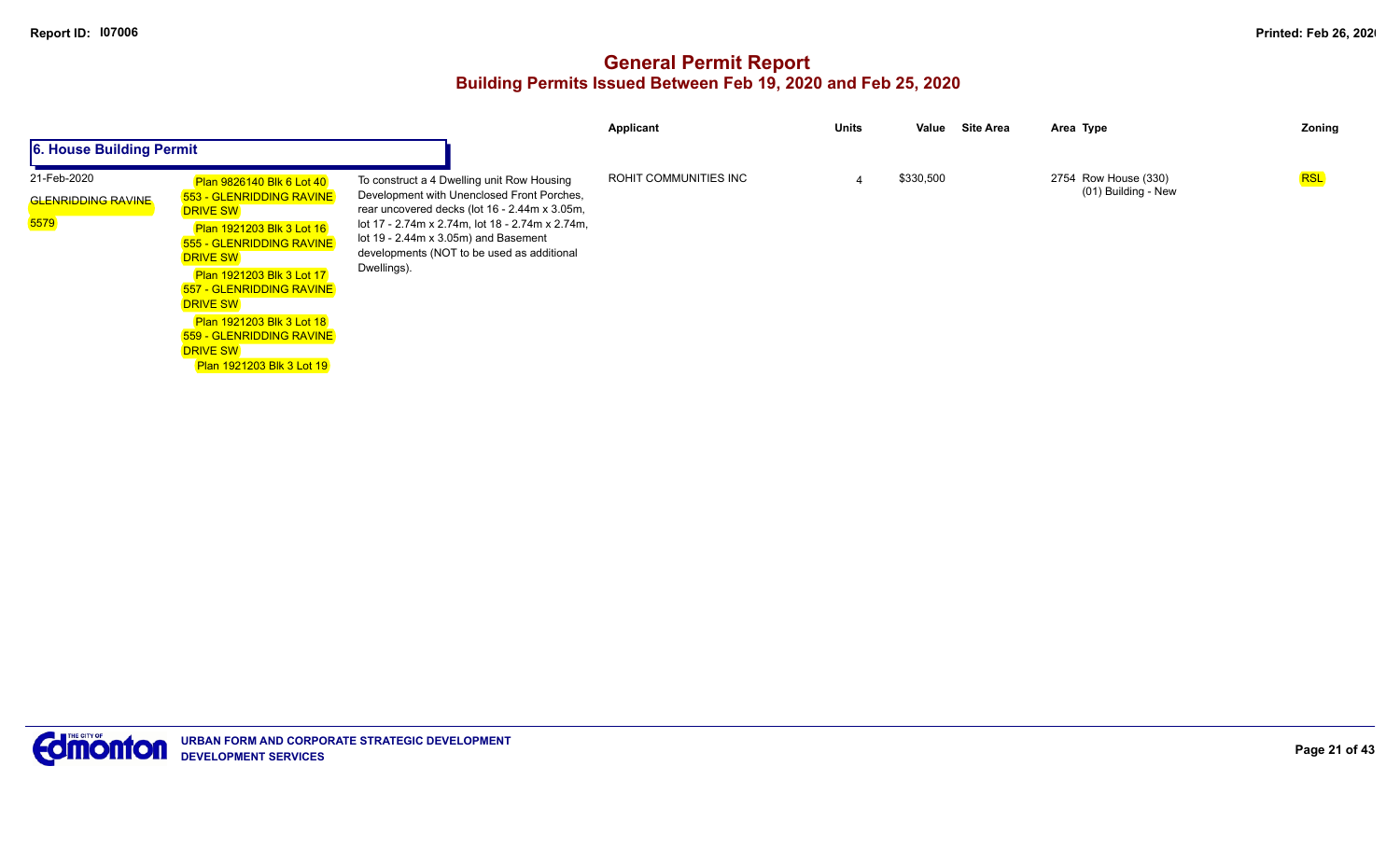# General Permit Report

## Building Permits Issued Between Feb 19, 2020 and Feb 25, 2020

### 6. House Building Permit

| Date / Neighbourhood | Location | Description | Applicant | Units | Value | Site Area | Area | Type | Zoning |
|---|---|---|---|---|---|---|---|---|---|
| 21-Feb-2020<br>GLENRIDDING RAVINE<br>5579 | Plan 9826140 Blk 6 Lot 40<br>553 - GLENRIDDING RAVINE DRIVE SW<br>Plan 1921203 Blk 3 Lot 16<br>555 - GLENRIDDING RAVINE DRIVE SW<br>Plan 1921203 Blk 3 Lot 17<br>557 - GLENRIDDING RAVINE DRIVE SW<br>Plan 1921203 Blk 3 Lot 18<br>559 - GLENRIDDING RAVINE DRIVE SW<br>Plan 1921203 Blk 3 Lot 19 | To construct a 4 Dwelling unit Row Housing Development with Unenclosed Front Porches, rear uncovered decks (lot 16 - 2.44m x 3.05m, lot 17 - 2.74m x 2.74m, lot 18 - 2.74m x 2.74m, lot 19 - 2.44m x 3.05m) and Basement developments (NOT to be used as additional Dwellings). | ROHIT COMMUNITIES INC | 4 | $330,500 | | 2754 | Row House (330)<br>(01) Building - New | RSL |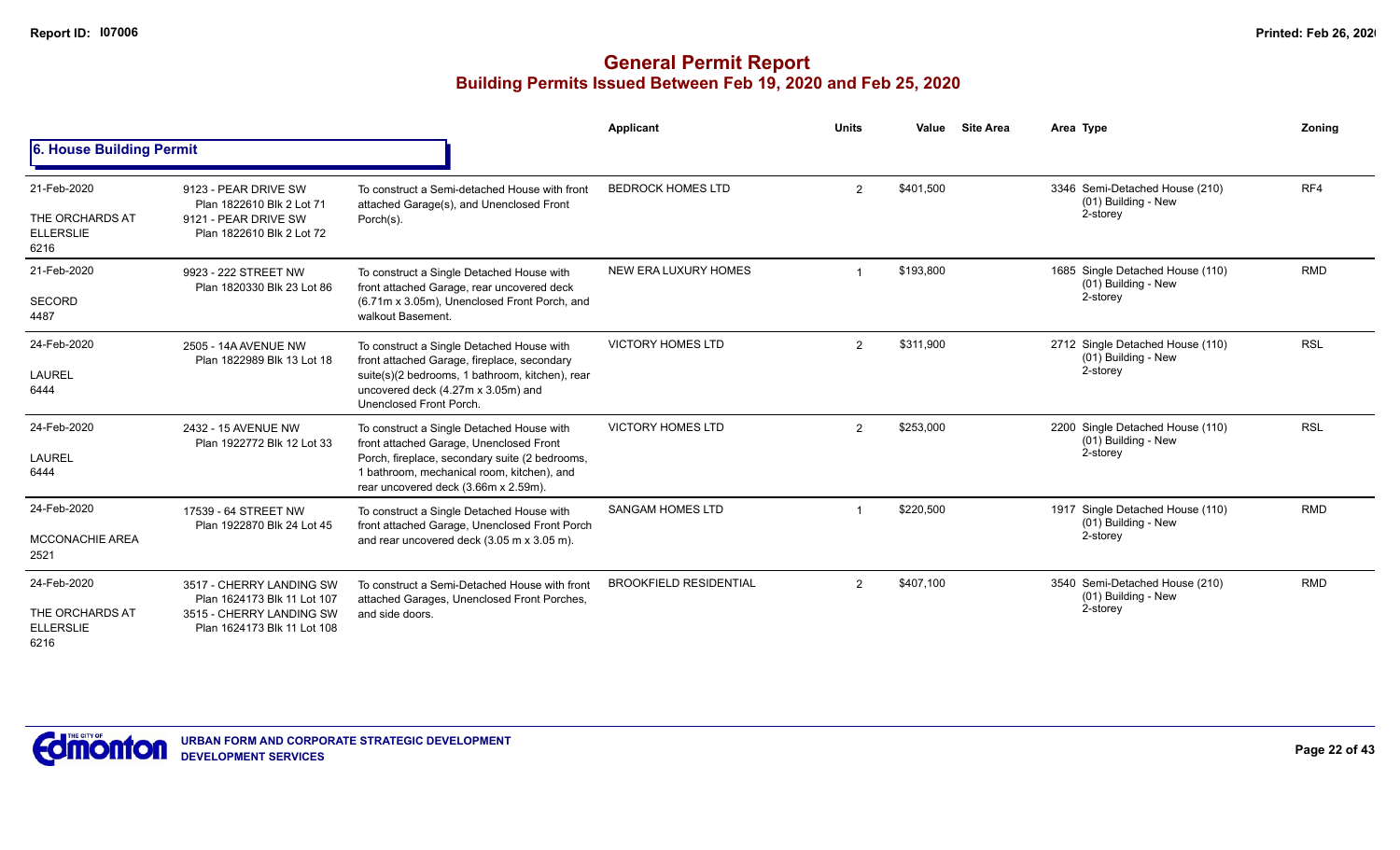# General Permit Report

## Building Permits Issued Between Feb 19, 2020 and Feb 25, 2020

### 6. House Building Permit

| Date / Neighbourhood | Address | Description | Applicant | Units | Value | Site Area | Area | Type | Zoning |
|---|---|---|---|---|---|---|---|---|---|
| 21-Feb-2020 THE ORCHARDS AT ELLERSLIE 6216 | 9123 - PEAR DRIVE SW Plan 1822610 Blk 2 Lot 71 9121 - PEAR DRIVE SW Plan 1822610 Blk 2 Lot 72 | To construct a Semi-detached House with front attached Garage(s), and Unenclosed Front Porch(s). | BEDROCK HOMES LTD | 2 | $401,500 | | 3346 | Semi-Detached House (210) (01) Building - New 2-storey | RF4 |
| 21-Feb-2020 SECORD 4487 | 9923 - 222 STREET NW Plan 1820330 Blk 23 Lot 86 | To construct a Single Detached House with front attached Garage, rear uncovered deck (6.71m x 3.05m), Unenclosed Front Porch, and walkout Basement. | NEW ERA LUXURY HOMES | 1 | $193,800 | | 1685 | Single Detached House (110) (01) Building - New 2-storey | RMD |
| 24-Feb-2020 LAUREL 6444 | 2505 - 14A AVENUE NW Plan 1822989 Blk 13 Lot 18 | To construct a Single Detached House with front attached Garage, fireplace, secondary suite(s)(2 bedrooms, 1 bathroom, kitchen), rear uncovered deck (4.27m x 3.05m) and Unenclosed Front Porch. | VICTORY HOMES LTD | 2 | $311,900 | | 2712 | Single Detached House (110) (01) Building - New 2-storey | RSL |
| 24-Feb-2020 LAUREL 6444 | 2432 - 15 AVENUE NW Plan 1922772 Blk 12 Lot 33 | To construct a Single Detached House with front attached Garage, Unenclosed Front Porch, fireplace, secondary suite (2 bedrooms, 1 bathroom, mechanical room, kitchen), and rear uncovered deck (3.66m x 2.59m). | VICTORY HOMES LTD | 2 | $253,000 | | 2200 | Single Detached House (110) (01) Building - New 2-storey | RSL |
| 24-Feb-2020 MCCONACHIE AREA 2521 | 17539 - 64 STREET NW Plan 1922870 Blk 24 Lot 45 | To construct a Single Detached House with front attached Garage, Unenclosed Front Porch and rear uncovered deck (3.05 m x 3.05 m). | SANGAM HOMES LTD | 1 | $220,500 | | 1917 | Single Detached House (110) (01) Building - New 2-storey | RMD |
| 24-Feb-2020 THE ORCHARDS AT ELLERSLIE 6216 | 3517 - CHERRY LANDING SW Plan 1624173 Blk 11 Lot 107 3515 - CHERRY LANDING SW Plan 1624173 Blk 11 Lot 108 | To construct a Semi-Detached House with front attached Garages, Unenclosed Front Porches, and side doors. | BROOKFIELD RESIDENTIAL | 2 | $407,100 | | 3540 | Semi-Detached House (210) (01) Building - New 2-storey | RMD |

URBAN FORM AND CORPORATE STRATEGIC DEVELOPMENT
DEVELOPMENT SERVICES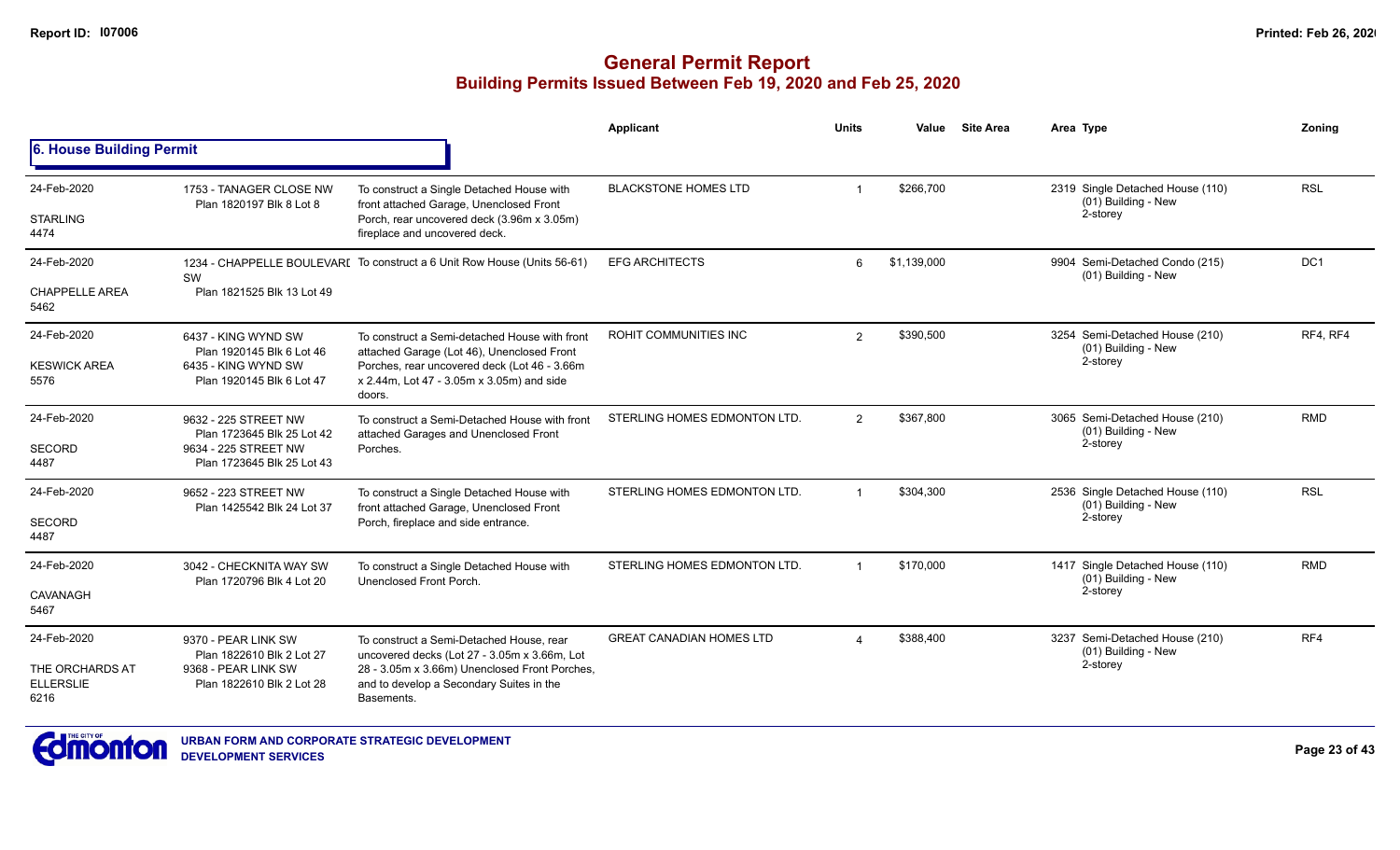# General Permit Report
## Building Permits Issued Between Feb 19, 2020 and Feb 25, 2020

### 6. House Building Permit

| Date / Neighbourhood | Address / Legal | Description | Applicant | Units | Value | Site Area | Area | Type | Zoning |
|---|---|---|---|---|---|---|---|---|---|
| 24-Feb-2020<br>STARLING<br>4474 | 1753 - TANAGER CLOSE NW<br>Plan 1820197 Blk 8 Lot 8 | To construct a Single Detached House with front attached Garage, Unenclosed Front Porch, rear uncovered deck (3.96m x 3.05m) fireplace and uncovered deck. | BLACKSTONE HOMES LTD | 1 | $266,700 | | 2319 | Single Detached House (110)<br>(01) Building - New<br>2-storey | RSL |
| 24-Feb-2020<br>CHAPPELLE AREA<br>5462 | 1234 - CHAPPELLE BOULEVARD SW<br>Plan 1821525 Blk 13 Lot 49 | To construct a 6 Unit Row House (Units 56-61) | EFG ARCHITECTS | 6 | $1,139,000 | | 9904 | Semi-Detached Condo (215)<br>(01) Building - New | DC1 |
| 24-Feb-2020<br>KESWICK AREA<br>5576 | 6437 - KING WYND SW<br>Plan 1920145 Blk 6 Lot 46<br>6435 - KING WYND SW<br>Plan 1920145 Blk 6 Lot 47 | To construct a Semi-detached House with front attached Garage (Lot 46), Unenclosed Front Porches, rear uncovered deck (Lot 46 - 3.66m x 2.44m, Lot 47 - 3.05m x 3.05m) and side doors. | ROHIT COMMUNITIES INC | 2 | $390,500 | | 3254 | Semi-Detached House (210)<br>(01) Building - New<br>2-storey | RF4, RF4 |
| 24-Feb-2020<br>SECORD<br>4487 | 9632 - 225 STREET NW<br>Plan 1723645 Blk 25 Lot 42<br>9634 - 225 STREET NW<br>Plan 1723645 Blk 25 Lot 43 | To construct a Semi-Detached House with front attached Garages and Unenclosed Front Porches. | STERLING HOMES EDMONTON LTD. | 2 | $367,800 | | 3065 | Semi-Detached House (210)<br>(01) Building - New<br>2-storey | RMD |
| 24-Feb-2020<br>SECORD<br>4487 | 9652 - 223 STREET NW<br>Plan 1425542 Blk 24 Lot 37 | To construct a Single Detached House with front attached Garage, Unenclosed Front Porch, fireplace and side entrance. | STERLING HOMES EDMONTON LTD. | 1 | $304,300 | | 2536 | Single Detached House (110)<br>(01) Building - New<br>2-storey | RSL |
| 24-Feb-2020<br>CAVANAGH<br>5467 | 3042 - CHECKNITA WAY SW<br>Plan 1720796 Blk 4 Lot 20 | To construct a Single Detached House with Unenclosed Front Porch. | STERLING HOMES EDMONTON LTD. | 1 | $170,000 | | 1417 | Single Detached House (110)<br>(01) Building - New<br>2-storey | RMD |
| 24-Feb-2020<br>THE ORCHARDS AT ELLERSLIE<br>6216 | 9370 - PEAR LINK SW<br>Plan 1822610 Blk 2 Lot 27<br>9368 - PEAR LINK SW<br>Plan 1822610 Blk 2 Lot 28 | To construct a Semi-Detached House, rear uncovered decks (Lot 27 - 3.05m x 3.66m, Lot 28 - 3.05m x 3.66m) Unenclosed Front Porches, and to develop a Secondary Suites in the Basements. | GREAT CANADIAN HOMES LTD | 4 | $388,400 | | 3237 | Semi-Detached House (210)<br>(01) Building - New<br>2-storey | RF4 |

URBAN FORM AND CORPORATE STRATEGIC DEVELOPMENT
DEVELOPMENT SERVICES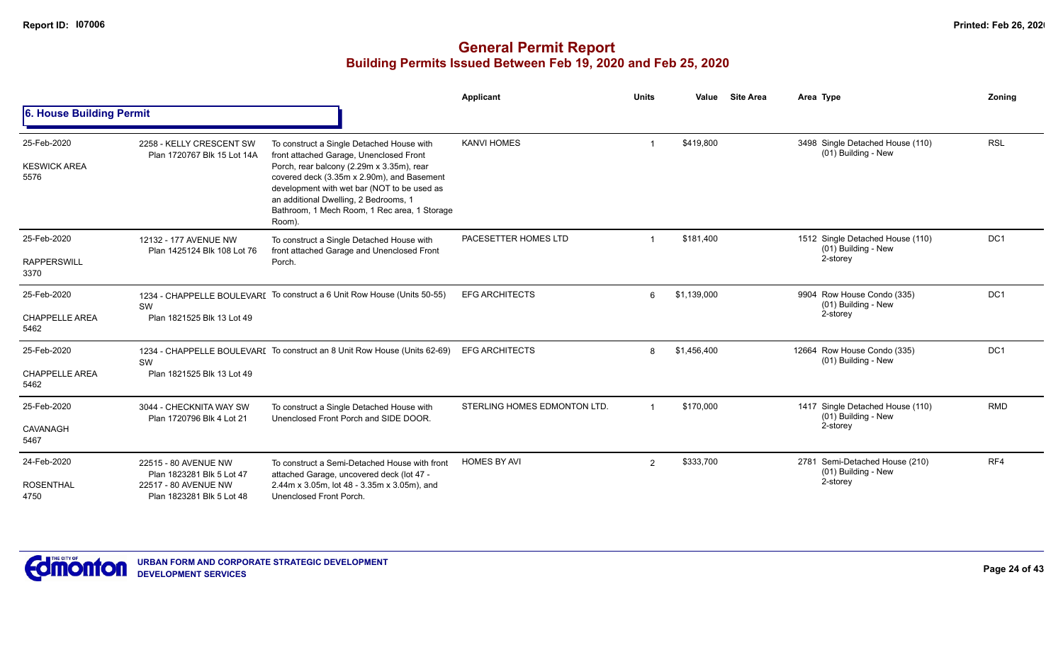# General Permit Report

## Building Permits Issued Between Feb 19, 2020 and Feb 25, 2020

### 6. House Building Permit

| Date / Neighbourhood | Address / Legal | Description | Applicant | Units | Value | Site Area | Area Type | Zoning |
|---|---|---|---|---|---|---|---|---|
| 25-Feb-2020 KESWICK AREA 5576 | 2258 - KELLY CRESCENT SW Plan 1720767 Blk 15 Lot 14A | To construct a Single Detached House with front attached Garage, Unenclosed Front Porch, rear balcony (2.29m x 3.35m), rear covered deck (3.35m x 2.90m), and Basement development with wet bar (NOT to be used as an additional Dwelling, 2 Bedrooms, 1 Bathroom, 1 Mech Room, 1 Rec area, 1 Storage Room). | KANVI HOMES | 1 | $419,800 | | 3498 Single Detached House (110) (01) Building - New | RSL |
| 25-Feb-2020 RAPPERSWILL 3370 | 12132 - 177 AVENUE NW Plan 1425124 Blk 108 Lot 76 | To construct a Single Detached House with front attached Garage and Unenclosed Front Porch. | PACESETTER HOMES LTD | 1 | $181,400 | | 1512 Single Detached House (110) (01) Building - New 2-storey | DC1 |
| 25-Feb-2020 CHAPPELLE AREA 5462 | 1234 - CHAPPELLE BOULEVARD SW Plan 1821525 Blk 13 Lot 49 | To construct a 6 Unit Row House (Units 50-55) | EFG ARCHITECTS | 6 | $1,139,000 | | 9904 Row House Condo (335) (01) Building - New 2-storey | DC1 |
| 25-Feb-2020 CHAPPELLE AREA 5462 | 1234 - CHAPPELLE BOULEVARD SW Plan 1821525 Blk 13 Lot 49 | To construct an 8 Unit Row House (Units 62-69) | EFG ARCHITECTS | 8 | $1,456,400 | | 12664 Row House Condo (335) (01) Building - New | DC1 |
| 25-Feb-2020 CAVANAGH 5467 | 3044 - CHECKNITA WAY SW Plan 1720796 Blk 4 Lot 21 | To construct a Single Detached House with Unenclosed Front Porch and SIDE DOOR. | STERLING HOMES EDMONTON LTD. | 1 | $170,000 | | 1417 Single Detached House (110) (01) Building - New 2-storey | RMD |
| 24-Feb-2020 ROSENTHAL 4750 | 22515 - 80 AVENUE NW Plan 1823281 Blk 5 Lot 47 22517 - 80 AVENUE NW Plan 1823281 Blk 5 Lot 48 | To construct a Semi-Detached House with front attached Garage, uncovered deck (lot 47 - 2.44m x 3.05m, lot 48 - 3.35m x 3.05m), and Unenclosed Front Porch. | HOMES BY AVI | 2 | $333,700 | | 2781 Semi-Detached House (210) (01) Building - New 2-storey | RF4 |

URBAN FORM AND CORPORATE STRATEGIC DEVELOPMENT
DEVELOPMENT SERVICES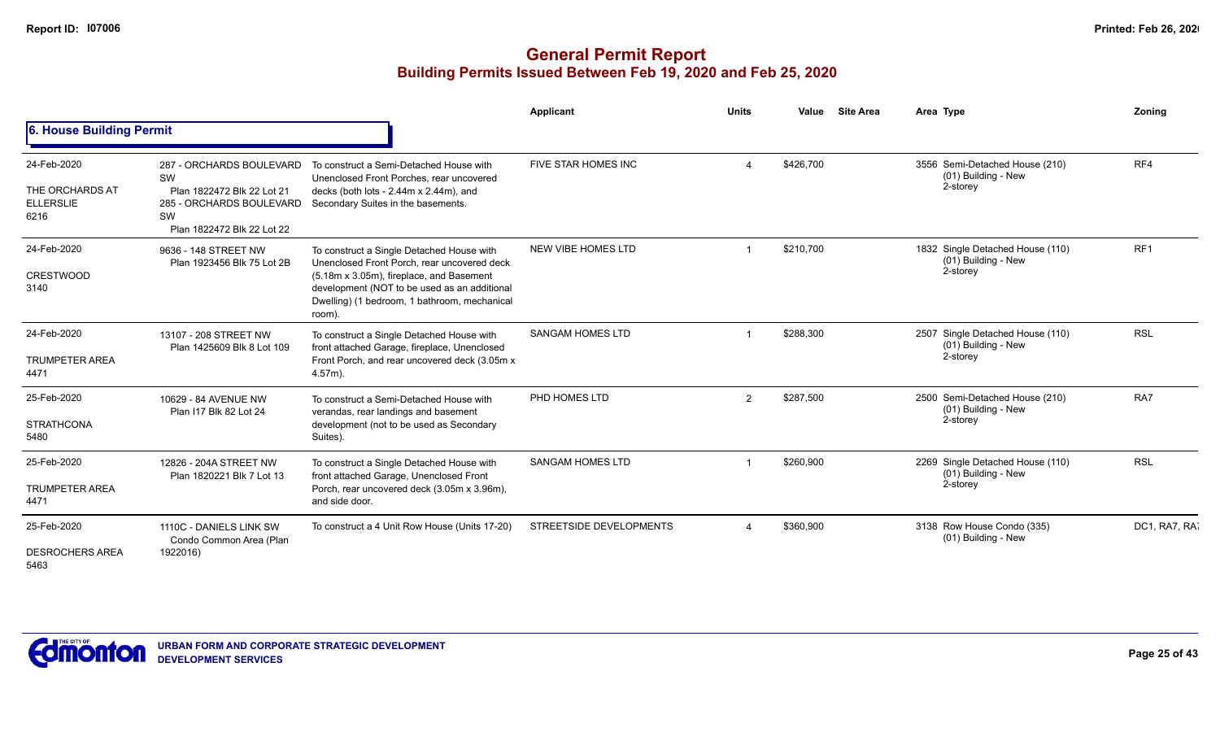# General Permit Report
## Building Permits Issued Between Feb 19, 2020 and Feb 25, 2020

### 6. House Building Permit

| Date / Neighbourhood | Address | Description | Applicant | Units | Value | Site Area | Area | Type | Zoning |
|---|---|---|---|---|---|---|---|---|---|
| 24-Feb-2020<br>THE ORCHARDS AT ELLERSLIE<br>6216 | 287 - ORCHARDS BOULEVARD SW<br>Plan 1822472 Blk 22 Lot 21<br>285 - ORCHARDS BOULEVARD SW<br>Plan 1822472 Blk 22 Lot 22 | To construct a Semi-Detached House with Unenclosed Front Porches, rear uncovered decks (both lots - 2.44m x 2.44m), and Secondary Suites in the basements. | FIVE STAR HOMES INC | 4 | $426,700 | | 3556 | Semi-Detached House (210)<br>(01) Building - New<br>2-storey | RF4 |
| 24-Feb-2020<br>CRESTWOOD<br>3140 | 9636 - 148 STREET NW<br>Plan 1923456 Blk 75 Lot 2B | To construct a Single Detached House with Unenclosed Front Porch, rear uncovered deck (5.18m x 3.05m), fireplace, and Basement development (NOT to be used as an additional Dwelling) (1 bedroom, 1 bathroom, mechanical room). | NEW VIBE HOMES LTD | 1 | $210,700 | | 1832 | Single Detached House (110)<br>(01) Building - New<br>2-storey | RF1 |
| 24-Feb-2020<br>TRUMPETER AREA<br>4471 | 13107 - 208 STREET NW<br>Plan 1425609 Blk 8 Lot 109 | To construct a Single Detached House with front attached Garage, fireplace, Unenclosed Front Porch, and rear uncovered deck (3.05m x 4.57m). | SANGAM HOMES LTD | 1 | $288,300 | | 2507 | Single Detached House (110)<br>(01) Building - New<br>2-storey | RSL |
| 25-Feb-2020<br>STRATHCONA<br>5480 | 10629 - 84 AVENUE NW<br>Plan I17 Blk 82 Lot 24 | To construct a Semi-Detached House with verandas, rear landings and basement development (not to be used as Secondary Suites). | PHD HOMES LTD | 2 | $287,500 | | 2500 | Semi-Detached House (210)<br>(01) Building - New<br>2-storey | RA7 |
| 25-Feb-2020<br>TRUMPETER AREA<br>4471 | 12826 - 204A STREET NW<br>Plan 1820221 Blk 7 Lot 13 | To construct a Single Detached House with front attached Garage, Unenclosed Front Porch, rear uncovered deck (3.05m x 3.96m), and side door. | SANGAM HOMES LTD | 1 | $260,900 | | 2269 | Single Detached House (110)<br>(01) Building - New<br>2-storey | RSL |
| 25-Feb-2020<br>DESROCHERS AREA<br>5463 | 1110C - DANIELS LINK SW<br>Condo Common Area (Plan 1922016) | To construct a 4 Unit Row House (Units 17-20) | STREETSIDE DEVELOPMENTS | 4 | $360,900 | | 3138 | Row House Condo (335)<br>(01) Building - New | DC1, RA7, RA7 |

URBAN FORM AND CORPORATE STRATEGIC DEVELOPMENT
DEVELOPMENT SERVICES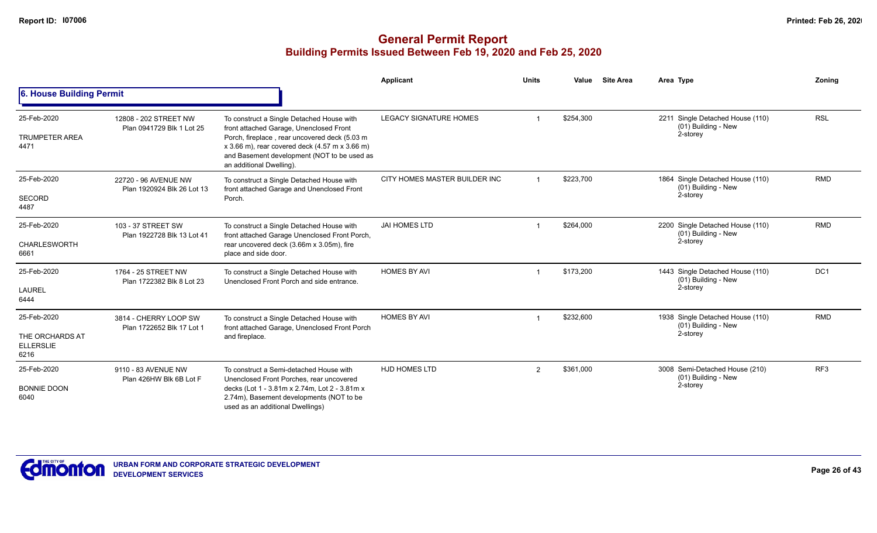# General Permit Report

## Building Permits Issued Between Feb 19, 2020 and Feb 25, 2020

### 6. House Building Permit

| Date / Neighbourhood | Address / Legal | Description | Applicant | Units | Value | Site Area | Area Type | Zoning |
|---|---|---|---|---|---|---|---|---|
| 25-Feb-2020<br>TRUMPETER AREA<br>4471 | 12808 - 202 STREET NW<br>Plan 0941729 Blk 1 Lot 25 | To construct a Single Detached House with front attached Garage, Unenclosed Front Porch, fireplace , rear uncovered deck (5.03 m x 3.66 m), rear covered deck (4.57 m x 3.66 m) and Basement development (NOT to be used as an additional Dwelling). | LEGACY SIGNATURE HOMES | 1 | $254,300 | | 2211 Single Detached House (110)<br>(01) Building - New<br>2-storey | RSL |
| 25-Feb-2020<br>SECORD<br>4487 | 22720 - 96 AVENUE NW<br>Plan 1920924 Blk 26 Lot 13 | To construct a Single Detached House with front attached Garage and Unenclosed Front Porch. | CITY HOMES MASTER BUILDER INC | 1 | $223,700 | | 1864 Single Detached House (110)<br>(01) Building - New<br>2-storey | RMD |
| 25-Feb-2020<br>CHARLESWORTH<br>6661 | 103 - 37 STREET SW<br>Plan 1922728 Blk 13 Lot 41 | To construct a Single Detached House with front attached Garage Unenclosed Front Porch, rear uncovered deck (3.66m x 3.05m), fire place and side door. | JAI HOMES LTD | 1 | $264,000 | | 2200 Single Detached House (110)<br>(01) Building - New<br>2-storey | RMD |
| 25-Feb-2020<br>LAUREL<br>6444 | 1764 - 25 STREET NW<br>Plan 1722382 Blk 8 Lot 23 | To construct a Single Detached House with Unenclosed Front Porch and side entrance. | HOMES BY AVI | 1 | $173,200 | | 1443 Single Detached House (110)<br>(01) Building - New<br>2-storey | DC1 |
| 25-Feb-2020<br>THE ORCHARDS AT ELLERSLIE<br>6216 | 3814 - CHERRY LOOP SW<br>Plan 1722652 Blk 17 Lot 1 | To construct a Single Detached House with front attached Garage, Unenclosed Front Porch and fireplace. | HOMES BY AVI | 1 | $232,600 | | 1938 Single Detached House (110)<br>(01) Building - New<br>2-storey | RMD |
| 25-Feb-2020<br>BONNIE DOON<br>6040 | 9110 - 83 AVENUE NW<br>Plan 426HW Blk 6B Lot F | To construct a Semi-detached House with Unenclosed Front Porches, rear uncovered decks (Lot 1 - 3.81m x 2.74m, Lot 2 - 3.81m x 2.74m), Basement developments (NOT to be used as an additional Dwellings) | HJD HOMES LTD | 2 | $361,000 | | 3008 Semi-Detached House (210)<br>(01) Building - New<br>2-storey | RF3 |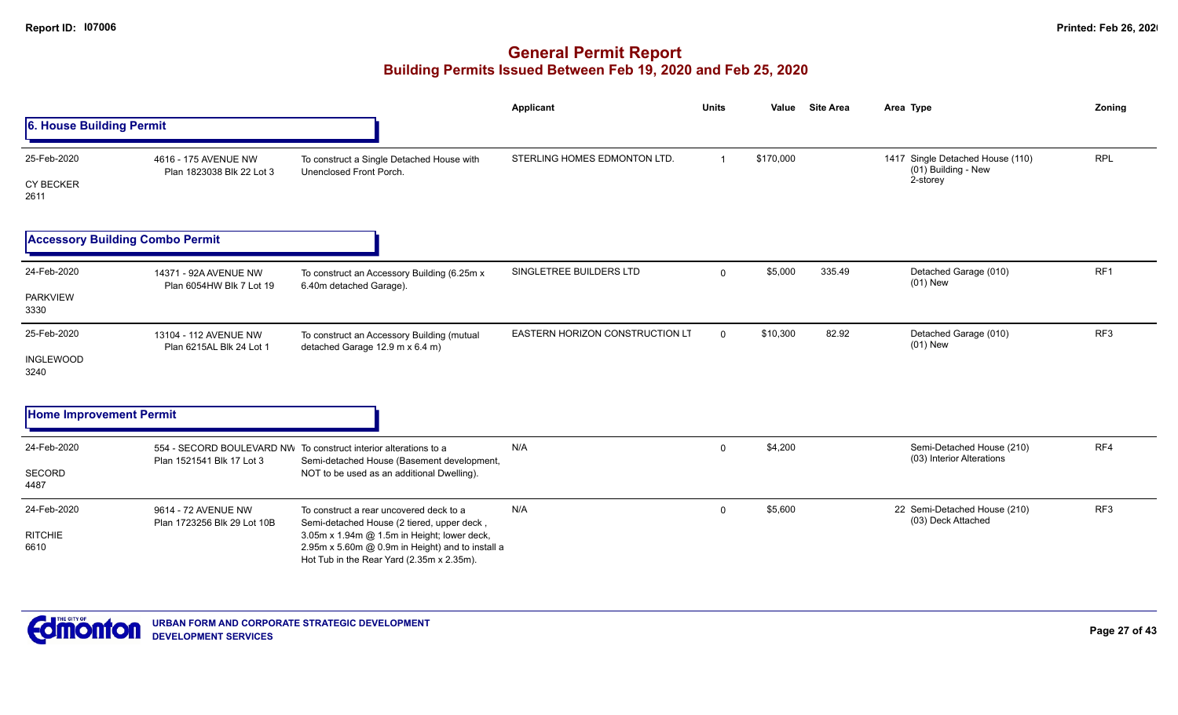# General Permit Report

## Building Permits Issued Between Feb 19, 2020 and Feb 25, 2020

### 6. House Building Permit

| Date / Neighbourhood | Address | Description | Applicant | Units | Value | Site Area | Area | Type | Zoning |
|---|---|---|---|---|---|---|---|---|---|
| 25-Feb-2020<br>CY BECKER<br>2611 | 4616 - 175 AVENUE NW<br>Plan 1823038 Blk 22 Lot 3 | To construct a Single Detached House with Unenclosed Front Porch. | STERLING HOMES EDMONTON LTD. | 1 | $170,000 | | 1417 | Single Detached House (110)<br>(01) Building - New<br>2-storey | RPL |

### Accessory Building Combo Permit

| Date / Neighbourhood | Address | Description | Applicant | Units | Value | Site Area | Area | Type | Zoning |
|---|---|---|---|---|---|---|---|---|---|
| 24-Feb-2020<br>PARKVIEW<br>3330 | 14371 - 92A AVENUE NW<br>Plan 6054HW Blk 7 Lot 19 | To construct an Accessory Building (6.25m x 6.40m detached Garage). | SINGLETREE BUILDERS LTD | 0 | $5,000 | 335.49 | | Detached Garage (010)<br>(01) New | RF1 |
| 25-Feb-2020<br>INGLEWOOD<br>3240 | 13104 - 112 AVENUE NW<br>Plan 6215AL Blk 24 Lot 1 | To construct an Accessory Building (mutual detached Garage 12.9 m x 6.4 m) | EASTERN HORIZON CONSTRUCTION LT | 0 | $10,300 | 82.92 | | Detached Garage (010)<br>(01) New | RF3 |

### Home Improvement Permit

| Date / Neighbourhood | Address | Description | Applicant | Units | Value | Site Area | Area | Type | Zoning |
|---|---|---|---|---|---|---|---|---|---|
| 24-Feb-2020<br>SECORD<br>4487 | 554 - SECORD BOULEVARD NW<br>Plan 1521541 Blk 17 Lot 3 | To construct interior alterations to a Semi-detached House (Basement development, NOT to be used as an additional Dwelling). | N/A | 0 | $4,200 | | | Semi-Detached House (210)<br>(03) Interior Alterations | RF4 |
| 24-Feb-2020<br>RITCHIE<br>6610 | 9614 - 72 AVENUE NW<br>Plan 1723256 Blk 29 Lot 10B | To construct a rear uncovered deck to a Semi-detached House (2 tiered, upper deck , 3.05m x 1.94m @ 1.5m in Height; lower deck, 2.95m x 5.60m @ 0.9m in Height) and to install a Hot Tub in the Rear Yard (2.35m x 2.35m). | N/A | 0 | $5,600 | | 22 | Semi-Detached House (210)<br>(03) Deck Attached | RF3 |

URBAN FORM AND CORPORATE STRATEGIC DEVELOPMENT
DEVELOPMENT SERVICES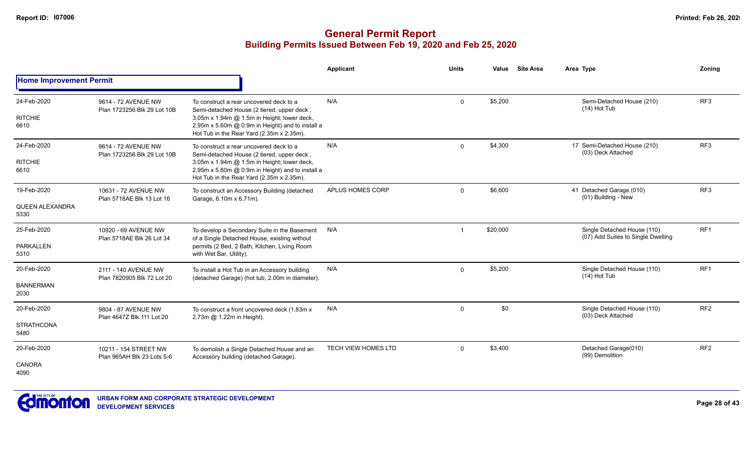# General Permit Report

## Building Permits Issued Between Feb 19, 2020 and Feb 25, 2020

| | | | Applicant | Units | Value | Site Area | Area | Type | Zoning |
|---|---|---|---|---|---|---|---|---|---|
| **Home Improvement Permit** | | | | | | | | | |
| 24-Feb-2020<br>RITCHIE<br>6610 | 9614 - 72 AVENUE NW<br>Plan 1723256 Blk 29 Lot 10B | To construct a rear uncovered deck to a Semi-detached House (2 tiered, upper deck , 3.05m x 1.94m @ 1.5m in Height; lower deck, 2.95m x 5.60m @ 0.9m in Height) and to install a Hot Tub in the Rear Yard (2.35m x 2.35m). | N/A | 0 | $5,200 | | | Semi-Detached House (210)<br>(14) Hot Tub | RF3 |
| 24-Feb-2020<br>RITCHIE<br>6610 | 9614 - 72 AVENUE NW<br>Plan 1723256 Blk 29 Lot 10B | To construct a rear uncovered deck to a Semi-detached House (2 tiered, upper deck , 3.05m x 1.94m @ 1.5m in Height; lower deck, 2.95m x 5.60m @ 0.9m in Height) and to install a Hot Tub in the Rear Yard (2.35m x 2.35m). | N/A | 0 | $4,300 | | 17 | Semi-Detached House (210)<br>(03) Deck Attached | RF3 |
| 19-Feb-2020<br>QUEEN ALEXANDRA<br>5330 | 10631 - 72 AVENUE NW<br>Plan 5718AE Blk 13 Lot 16 | To construct an Accessory Building (detached Garage, 6.10m x 6.71m). | APLUS HOMES CORP | 0 | $6,600 | | 41 | Detached Garage (010)<br>(01) Building - New | RF3 |
| 25-Feb-2020<br>PARKALLEN<br>5310 | 10920 - 69 AVENUE NW<br>Plan 5718AE Blk 26 Lot 34 | To develop a Secondary Suite in the Basement of a Single Detached House, existing without permits (2 Bed, 2 Bath, Kitchen, Living Room with Wet Bar, Utility). | N/A | 1 | $20,000 | | | Single Detached House (110)<br>(07) Add Suites to Single Dwelling | RF1 |
| 20-Feb-2020<br>BANNERMAN<br>2030 | 2111 - 140 AVENUE NW<br>Plan 7820905 Blk 72 Lot 20 | To install a Hot Tub in an Accessory building (detached Garage) (hot tub, 2.00m in diameter). | N/A | 0 | $5,200 | | | Single Detached House (110)<br>(14) Hot Tub | RF1 |
| 20-Feb-2020<br>STRATHCONA<br>5480 | 9804 - 87 AVENUE NW<br>Plan 4647Z Blk 111 Lot 20 | To construct a front uncovered deck (1.83m x 2.73m @ 1.22m in Height). | N/A | 0 | $0 | | | Single Detached House (110)<br>(03) Deck Attached | RF2 |
| 20-Feb-2020<br>CANORA<br>4090 | 10211 - 154 STREET NW<br>Plan 965AH Blk 23 Lots 5-6 | To demolish a Single Detached House and an Accessory building (detached Garage). | TECH VIEW HOMES LTD | 0 | $3,400 | | | Detached Garage(010)<br>(99) Demolition | RF2 |

URBAN FORM AND CORPORATE STRATEGIC DEVELOPMENT
DEVELOPMENT SERVICES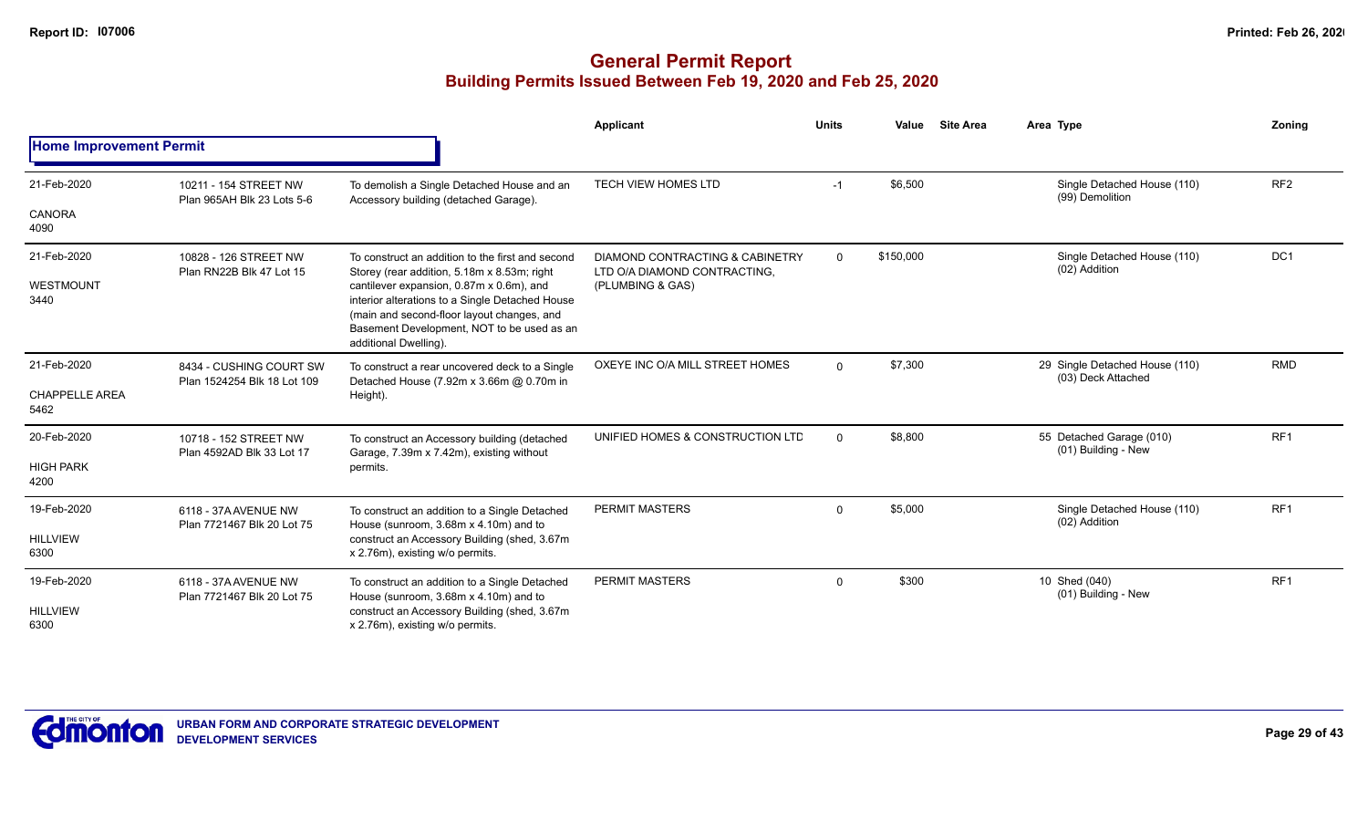# General Permit Report

## Building Permits Issued Between Feb 19, 2020 and Feb 25, 2020

| | | | Applicant | Units | Value | Site Area | Area Type | Zoning |
|---|---|---|---|---|---|---|---|---|
| **Home Improvement Permit** | | | | | | | | |
| 21-Feb-2020<br>CANORA<br>4090 | 10211 - 154 STREET NW<br>Plan 965AH Blk 23 Lots 5-6 | To demolish a Single Detached House and an Accessory building (detached Garage). | TECH VIEW HOMES LTD | -1 | $6,500 | | Single Detached House (110)<br>(99) Demolition | RF2 |
| 21-Feb-2020<br>WESTMOUNT<br>3440 | 10828 - 126 STREET NW<br>Plan RN22B Blk 47 Lot 15 | To construct an addition to the first and second Storey (rear addition, 5.18m x 8.53m; right cantilever expansion, 0.87m x 0.6m), and interior alterations to a Single Detached House (main and second-floor layout changes, and Basement Development, NOT to be used as an additional Dwelling). | DIAMOND CONTRACTING & CABINETRY LTD O/A DIAMOND CONTRACTING, (PLUMBING & GAS) | 0 | $150,000 | | Single Detached House (110)<br>(02) Addition | DC1 |
| 21-Feb-2020<br>CHAPPELLE AREA<br>5462 | 8434 - CUSHING COURT SW<br>Plan 1524254 Blk 18 Lot 109 | To construct a rear uncovered deck to a Single Detached House (7.92m x 3.66m @ 0.70m in Height). | OXEYE INC O/A MILL STREET HOMES | 0 | $7,300 | | 29 Single Detached House (110)<br>(03) Deck Attached | RMD |
| 20-Feb-2020<br>HIGH PARK<br>4200 | 10718 - 152 STREET NW<br>Plan 4592AD Blk 33 Lot 17 | To construct an Accessory building (detached Garage, 7.39m x 7.42m), existing without permits. | UNIFIED HOMES & CONSTRUCTION LTD | 0 | $8,800 | | 55 Detached Garage (010)<br>(01) Building - New | RF1 |
| 19-Feb-2020<br>HILLVIEW<br>6300 | 6118 - 37A AVENUE NW<br>Plan 7721467 Blk 20 Lot 75 | To construct an addition to a Single Detached House (sunroom, 3.68m x 4.10m) and to construct an Accessory Building (shed, 3.67m x 2.76m), existing w/o permits. | PERMIT MASTERS | 0 | $5,000 | | Single Detached House (110)<br>(02) Addition | RF1 |
| 19-Feb-2020<br>HILLVIEW<br>6300 | 6118 - 37A AVENUE NW<br>Plan 7721467 Blk 20 Lot 75 | To construct an addition to a Single Detached House (sunroom, 3.68m x 4.10m) and to construct an Accessory Building (shed, 3.67m x 2.76m), existing w/o permits. | PERMIT MASTERS | 0 | $300 | | 10 Shed (040)<br>(01) Building - New | RF1 |

URBAN FORM AND CORPORATE STRATEGIC DEVELOPMENT
DEVELOPMENT SERVICES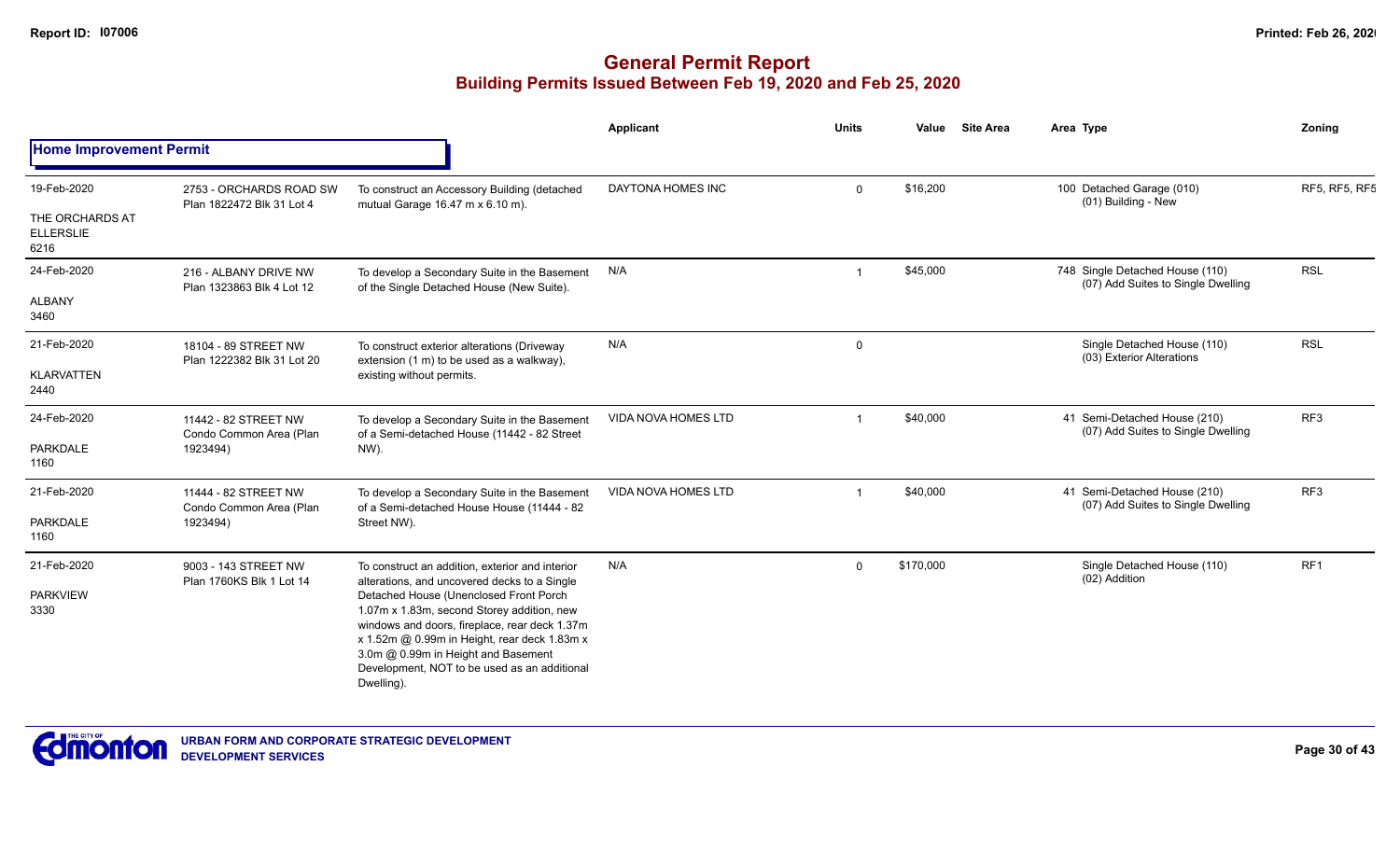# General Permit Report
## Building Permits Issued Between Feb 19, 2020 and Feb 25, 2020

### Home Improvement Permit

| Date / Neighbourhood | Address / Legal | Description | Applicant | Units | Value | Site Area | Area Type | Zoning |
|---|---|---|---|---|---|---|---|---|
| 19-Feb-2020<br>THE ORCHARDS AT ELLERSLIE<br>6216 | 2753 - ORCHARDS ROAD SW<br>Plan 1822472 Blk 31 Lot 4 | To construct an Accessory Building (detached mutual Garage 16.47 m x 6.10 m). | DAYTONA HOMES INC | 0 | $16,200 | | 100 Detached Garage (010)<br>(01) Building - New | RF5, RF5, RF5 |
| 24-Feb-2020<br>ALBANY<br>3460 | 216 - ALBANY DRIVE NW<br>Plan 1323863 Blk 4 Lot 12 | To develop a Secondary Suite in the Basement of the Single Detached House (New Suite). | N/A | 1 | $45,000 | | 748 Single Detached House (110)<br>(07) Add Suites to Single Dwelling | RSL |
| 21-Feb-2020<br>KLARVATTEN<br>2440 | 18104 - 89 STREET NW<br>Plan 1222382 Blk 31 Lot 20 | To construct exterior alterations (Driveway extension (1 m) to be used as a walkway), existing without permits. | N/A | 0 | | | Single Detached House (110)<br>(03) Exterior Alterations | RSL |
| 24-Feb-2020<br>PARKDALE<br>1160 | 11442 - 82 STREET NW<br>Condo Common Area (Plan 1923494) | To develop a Secondary Suite in the Basement of a Semi-detached House (11442 - 82 Street NW). | VIDA NOVA HOMES LTD | 1 | $40,000 | | 41 Semi-Detached House (210)<br>(07) Add Suites to Single Dwelling | RF3 |
| 21-Feb-2020<br>PARKDALE<br>1160 | 11444 - 82 STREET NW<br>Condo Common Area (Plan 1923494) | To develop a Secondary Suite in the Basement of a Semi-detached House House (11444 - 82 Street NW). | VIDA NOVA HOMES LTD | 1 | $40,000 | | 41 Semi-Detached House (210)<br>(07) Add Suites to Single Dwelling | RF3 |
| 21-Feb-2020<br>PARKVIEW<br>3330 | 9003 - 143 STREET NW<br>Plan 1760KS Blk 1 Lot 14 | To construct an addition, exterior and interior alterations, and uncovered decks to a Single Detached House (Unenclosed Front Porch 1.07m x 1.83m, second Storey addition, new windows and doors, fireplace, rear deck 1.37m x 1.52m @ 0.99m in Height, rear deck 1.83m x 3.0m @ 0.99m in Height and Basement Development, NOT to be used as an additional Dwelling). | N/A | 0 | $170,000 | | Single Detached House (110)<br>(02) Addition | RF1 |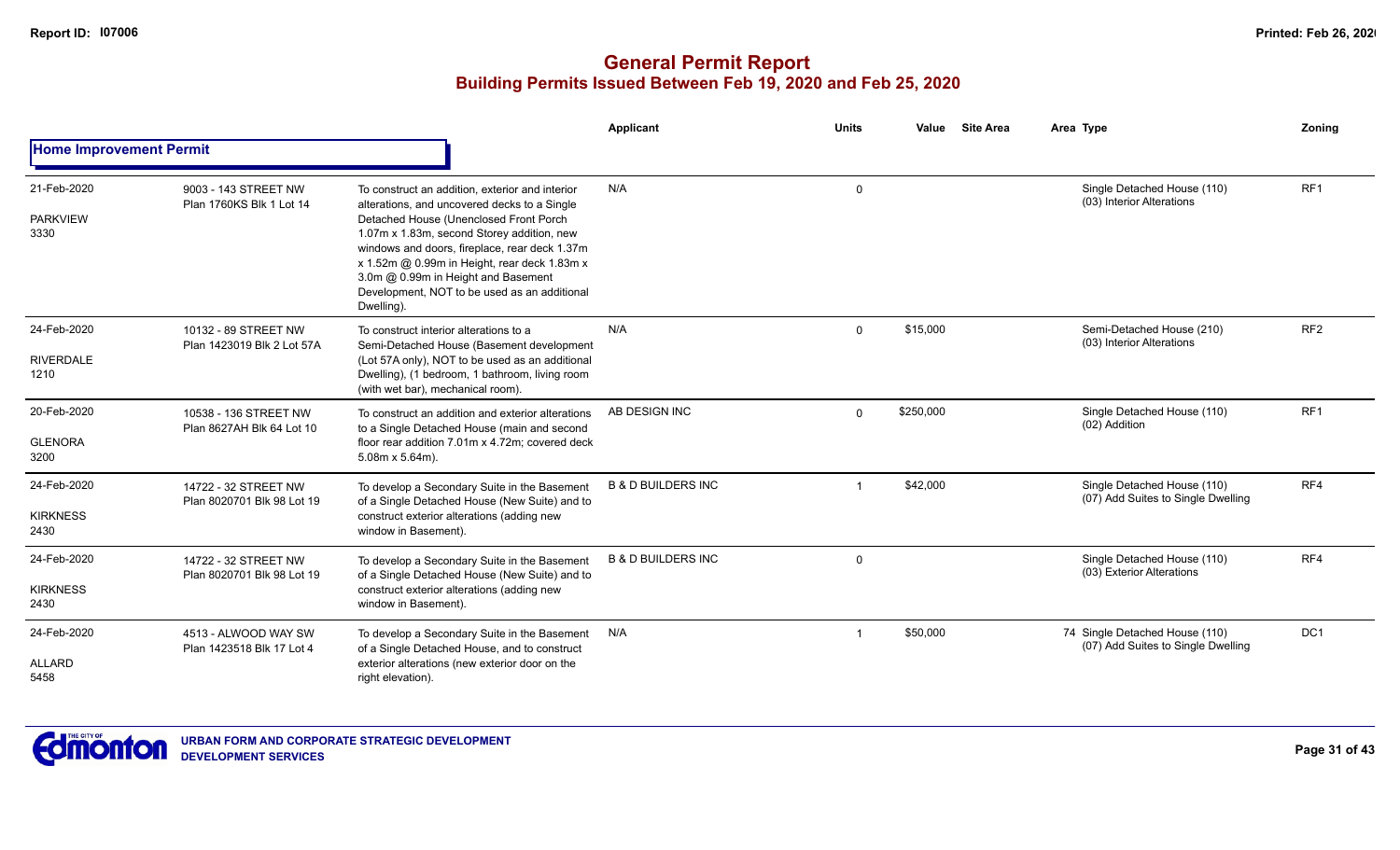# General Permit Report

## Building Permits Issued Between Feb 19, 2020 and Feb 25, 2020

| | | | Applicant | Units | Value | Site Area | Area | Type | Zoning |
|---|---|---|---|---|---|---|---|---|---|
| **Home Improvement Permit** | | | | | | | | | |
| 21-Feb-2020<br>PARKVIEW<br>3330 | 9003 - 143 STREET NW<br>Plan 1760KS Blk 1 Lot 14 | To construct an addition, exterior and interior alterations, and uncovered decks to a Single Detached House (Unenclosed Front Porch 1.07m x 1.83m, second Storey addition, new windows and doors, fireplace, rear deck 1.37m x 1.52m @ 0.99m in Height, rear deck 1.83m x 3.0m @ 0.99m in Height and Basement Development, NOT to be used as an additional Dwelling). | N/A | 0 | | | | Single Detached House (110)<br>(03) Interior Alterations | RF1 |
| 24-Feb-2020<br>RIVERDALE<br>1210 | 10132 - 89 STREET NW<br>Plan 1423019 Blk 2 Lot 57A | To construct interior alterations to a Semi-Detached House (Basement development (Lot 57A only), NOT to be used as an additional Dwelling), (1 bedroom, 1 bathroom, living room (with wet bar), mechanical room). | N/A | 0 | $15,000 | | | Semi-Detached House (210)<br>(03) Interior Alterations | RF2 |
| 20-Feb-2020<br>GLENORA<br>3200 | 10538 - 136 STREET NW<br>Plan 8627AH Blk 64 Lot 10 | To construct an addition and exterior alterations to a Single Detached House (main and second floor rear addition 7.01m x 4.72m; covered deck 5.08m x 5.64m). | AB DESIGN INC | 0 | $250,000 | | | Single Detached House (110)<br>(02) Addition | RF1 |
| 24-Feb-2020<br>KIRKNESS<br>2430 | 14722 - 32 STREET NW<br>Plan 8020701 Blk 98 Lot 19 | To develop a Secondary Suite in the Basement of a Single Detached House (New Suite) and to construct exterior alterations (adding new window in Basement). | B & D BUILDERS INC | 1 | $42,000 | | | Single Detached House (110)<br>(07) Add Suites to Single Dwelling | RF4 |
| 24-Feb-2020<br>KIRKNESS<br>2430 | 14722 - 32 STREET NW<br>Plan 8020701 Blk 98 Lot 19 | To develop a Secondary Suite in the Basement of a Single Detached House (New Suite) and to construct exterior alterations (adding new window in Basement). | B & D BUILDERS INC | 0 | | | | Single Detached House (110)<br>(03) Exterior Alterations | RF4 |
| 24-Feb-2020<br>ALLARD<br>5458 | 4513 - ALWOOD WAY SW<br>Plan 1423518 Blk 17 Lot 4 | To develop a Secondary Suite in the Basement of a Single Detached House, and to construct exterior alterations (new exterior door on the right elevation). | N/A | 1 | $50,000 | | 74 | Single Detached House (110)<br>(07) Add Suites to Single Dwelling | DC1 |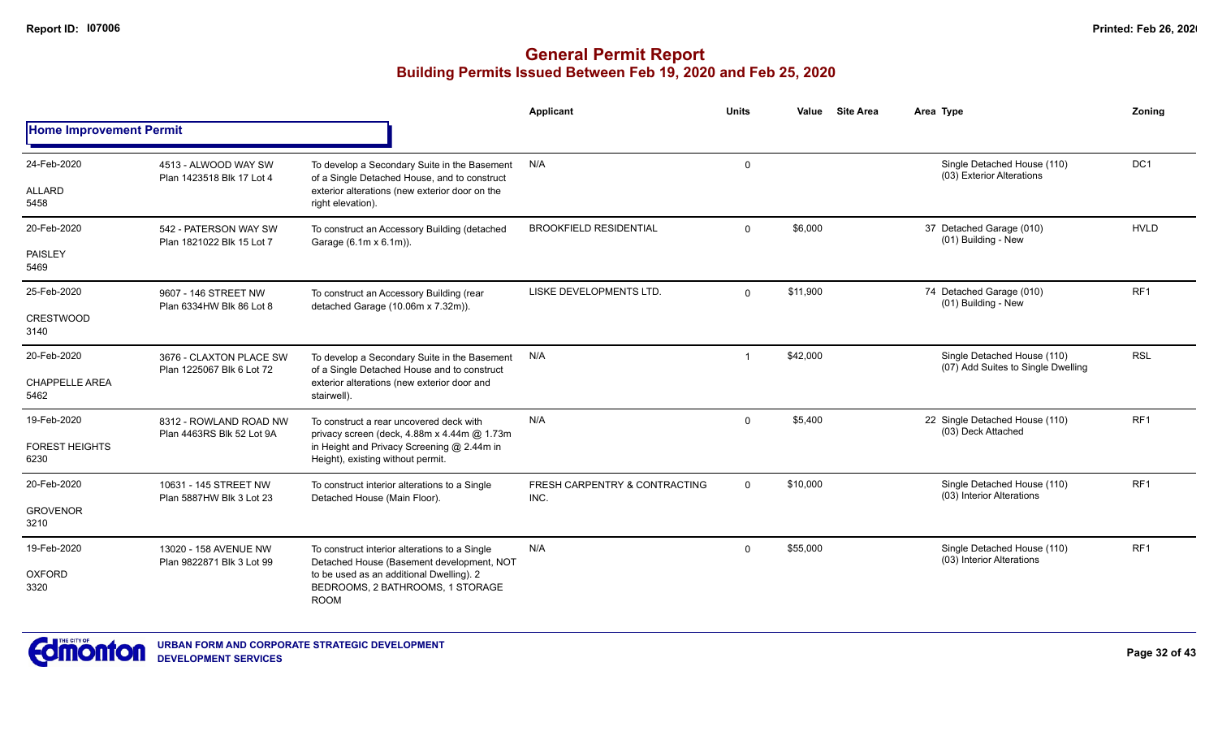# General Permit Report

## Building Permits Issued Between Feb 19, 2020 and Feb 25, 2020

| Date / Neighbourhood | Address / Legal | Description | Applicant | Units | Value | Site Area | Area | Type | Zoning |
|---|---|---|---|---|---|---|---|---|---|
| **Home Improvement Permit** | | | | | | | | | |
| 24-Feb-2020 ALLARD 5458 | 4513 - ALWOOD WAY SW Plan 1423518 Blk 17 Lot 4 | To develop a Secondary Suite in the Basement of a Single Detached House, and to construct exterior alterations (new exterior door on the right elevation). | N/A | 0 | | | | Single Detached House (110) (03) Exterior Alterations | DC1 |
| 20-Feb-2020 PAISLEY 5469 | 542 - PATERSON WAY SW Plan 1821022 Blk 15 Lot 7 | To construct an Accessory Building (detached Garage (6.1m x 6.1m)). | BROOKFIELD RESIDENTIAL | 0 | $6,000 | | 37 | Detached Garage (010) (01) Building - New | HVLD |
| 25-Feb-2020 CRESTWOOD 3140 | 9607 - 146 STREET NW Plan 6334HW Blk 86 Lot 8 | To construct an Accessory Building (rear detached Garage (10.06m x 7.32m)). | LISKE DEVELOPMENTS LTD. | 0 | $11,900 | | 74 | Detached Garage (010) (01) Building - New | RF1 |
| 20-Feb-2020 CHAPPELLE AREA 5462 | 3676 - CLAXTON PLACE SW Plan 1225067 Blk 6 Lot 72 | To develop a Secondary Suite in the Basement of a Single Detached House and to construct exterior alterations (new exterior door and stairwell). | N/A | 1 | $42,000 | | | Single Detached House (110) (07) Add Suites to Single Dwelling | RSL |
| 19-Feb-2020 FOREST HEIGHTS 6230 | 8312 - ROWLAND ROAD NW Plan 4463RS Blk 52 Lot 9A | To construct a rear uncovered deck with privacy screen (deck, 4.88m x 4.44m @ 1.73m in Height and Privacy Screening @ 2.44m in Height), existing without permit. | N/A | 0 | $5,400 | | 22 | Single Detached House (110) (03) Deck Attached | RF1 |
| 20-Feb-2020 GROVENOR 3210 | 10631 - 145 STREET NW Plan 5887HW Blk 3 Lot 23 | To construct interior alterations to a Single Detached House (Main Floor). | FRESH CARPENTRY & CONTRACTING INC. | 0 | $10,000 | | | Single Detached House (110) (03) Interior Alterations | RF1 |
| 19-Feb-2020 OXFORD 3320 | 13020 - 158 AVENUE NW Plan 9822871 Blk 3 Lot 99 | To construct interior alterations to a Single Detached House (Basement development, NOT to be used as an additional Dwelling). 2 BEDROOMS, 2 BATHROOMS, 1 STORAGE ROOM | N/A | 0 | $55,000 | | | Single Detached House (110) (03) Interior Alterations | RF1 |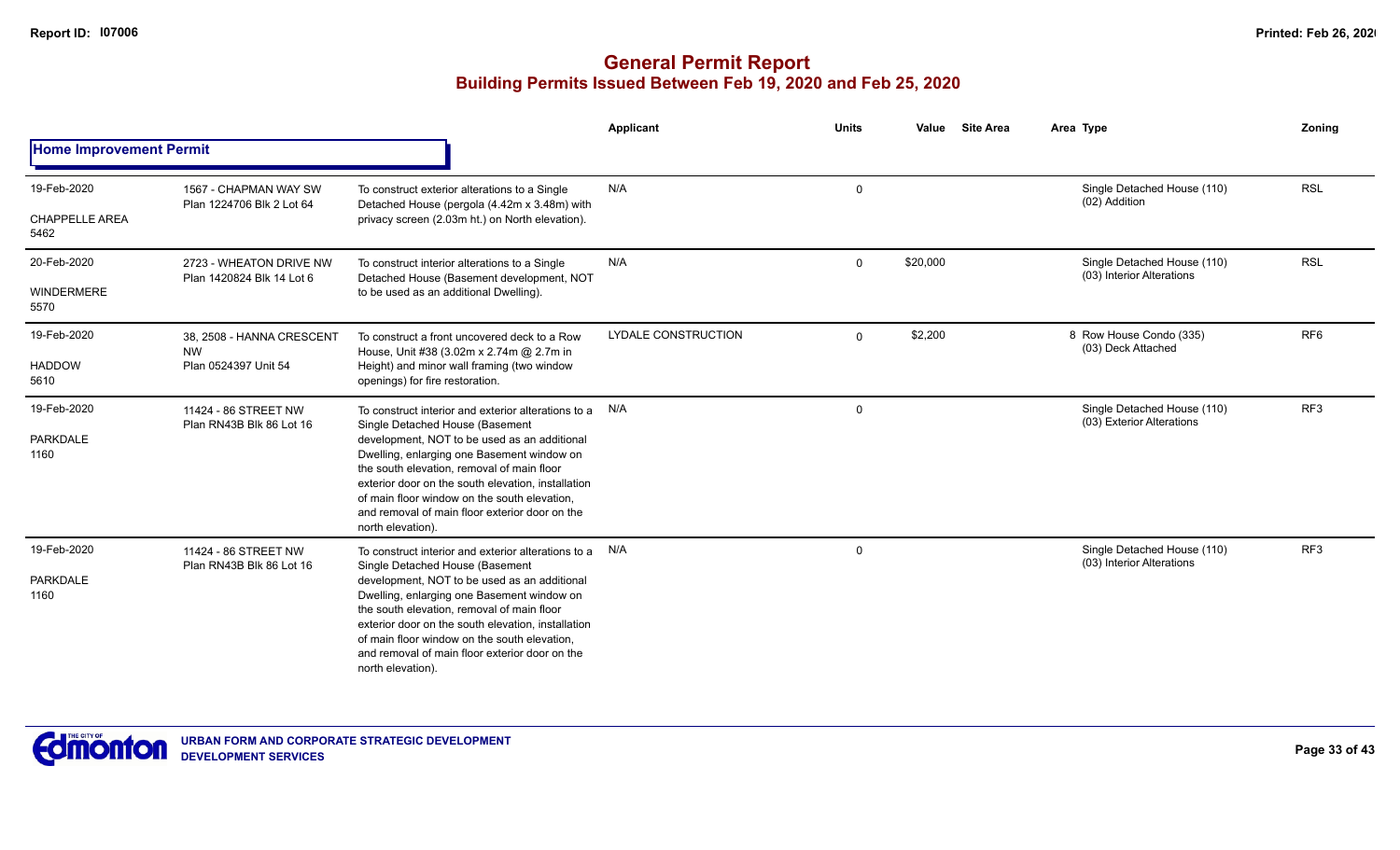# General Permit Report
## Building Permits Issued Between Feb 19, 2020 and Feb 25, 2020

| | | | Applicant | Units | Value | Site Area | Area Type | Zoning |
|---|---|---|---|---|---|---|---|---|
| **Home Improvement Permit** | | | | | | | | |
| 19-Feb-2020<br>CHAPPELLE AREA<br>5462 | 1567 - CHAPMAN WAY SW<br>Plan 1224706 Blk 2 Lot 64 | To construct exterior alterations to a Single Detached House (pergola (4.42m x 3.48m) with privacy screen (2.03m ht.) on North elevation). | N/A | 0 | | | Single Detached House (110)<br>(02) Addition | RSL |
| 20-Feb-2020<br>WINDERMERE<br>5570 | 2723 - WHEATON DRIVE NW<br>Plan 1420824 Blk 14 Lot 6 | To construct interior alterations to a Single Detached House (Basement development, NOT to be used as an additional Dwelling). | N/A | 0 | $20,000 | | Single Detached House (110)<br>(03) Interior Alterations | RSL |
| 19-Feb-2020<br>HADDOW<br>5610 | 38, 2508 - HANNA CRESCENT NW<br>Plan 0524397 Unit 54 | To construct a front uncovered deck to a Row House, Unit #38 (3.02m x 2.74m @ 2.7m in Height) and minor wall framing (two window openings) for fire restoration. | LYDALE CONSTRUCTION | 0 | $2,200 | | 8 Row House Condo (335)<br>(03) Deck Attached | RF6 |
| 19-Feb-2020<br>PARKDALE<br>1160 | 11424 - 86 STREET NW<br>Plan RN43B Blk 86 Lot 16 | To construct interior and exterior alterations to a Single Detached House (Basement development, NOT to be used as an additional Dwelling, enlarging one Basement window on the south elevation, removal of main floor exterior door on the south elevation, installation of main floor window on the south elevation, and removal of main floor exterior door on the north elevation). | N/A | 0 | | | Single Detached House (110)<br>(03) Exterior Alterations | RF3 |
| 19-Feb-2020<br>PARKDALE<br>1160 | 11424 - 86 STREET NW<br>Plan RN43B Blk 86 Lot 16 | To construct interior and exterior alterations to a Single Detached House (Basement development, NOT to be used as an additional Dwelling, enlarging one Basement window on the south elevation, removal of main floor exterior door on the south elevation, installation of main floor window on the south elevation, and removal of main floor exterior door on the north elevation). | N/A | 0 | | | Single Detached House (110)<br>(03) Interior Alterations | RF3 |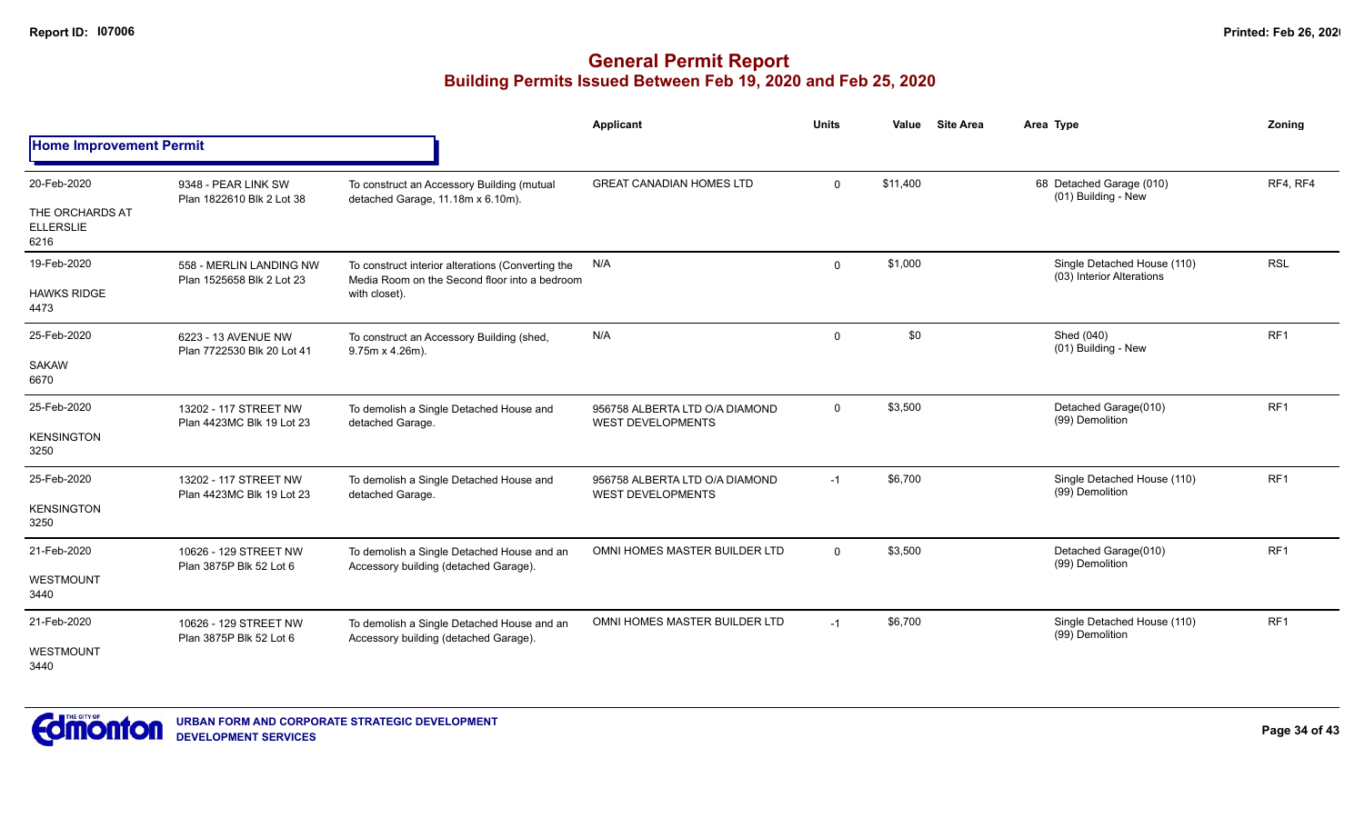# General Permit Report

## Building Permits Issued Between Feb 19, 2020 and Feb 25, 2020

### Home Improvement Permit

| Date / Neighbourhood | Address / Legal | Description | Applicant | Units | Value | Site Area | Area | Type | Zoning |
|---|---|---|---|---|---|---|---|---|---|
| 20-Feb-2020 THE ORCHARDS AT ELLERSLIE 6216 | 9348 - PEAR LINK SW Plan 1822610 Blk 2 Lot 38 | To construct an Accessory Building (mutual detached Garage, 11.18m x 6.10m). | GREAT CANADIAN HOMES LTD | 0 | $11,400 | | 68 | Detached Garage (010) (01) Building - New | RF4, RF4 |
| 19-Feb-2020 HAWKS RIDGE 4473 | 558 - MERLIN LANDING NW Plan 1525658 Blk 2 Lot 23 | To construct interior alterations (Converting the Media Room on the Second floor into a bedroom with closet). | N/A | 0 | $1,000 | | | Single Detached House (110) (03) Interior Alterations | RSL |
| 25-Feb-2020 SAKAW 6670 | 6223 - 13 AVENUE NW Plan 7722530 Blk 20 Lot 41 | To construct an Accessory Building (shed, 9.75m x 4.26m). | N/A | 0 | $0 | | | Shed (040) (01) Building - New | RF1 |
| 25-Feb-2020 KENSINGTON 3250 | 13202 - 117 STREET NW Plan 4423MC Blk 19 Lot 23 | To demolish a Single Detached House and detached Garage. | 956758 ALBERTA LTD O/A DIAMOND WEST DEVELOPMENTS | 0 | $3,500 | | | Detached Garage(010) (99) Demolition | RF1 |
| 25-Feb-2020 KENSINGTON 3250 | 13202 - 117 STREET NW Plan 4423MC Blk 19 Lot 23 | To demolish a Single Detached House and detached Garage. | 956758 ALBERTA LTD O/A DIAMOND WEST DEVELOPMENTS | -1 | $6,700 | | | Single Detached House (110) (99) Demolition | RF1 |
| 21-Feb-2020 WESTMOUNT 3440 | 10626 - 129 STREET NW Plan 3875P Blk 52 Lot 6 | To demolish a Single Detached House and an Accessory building (detached Garage). | OMNI HOMES MASTER BUILDER LTD | 0 | $3,500 | | | Detached Garage(010) (99) Demolition | RF1 |
| 21-Feb-2020 WESTMOUNT 3440 | 10626 - 129 STREET NW Plan 3875P Blk 52 Lot 6 | To demolish a Single Detached House and an Accessory building (detached Garage). | OMNI HOMES MASTER BUILDER LTD | -1 | $6,700 | | | Single Detached House (110) (99) Demolition | RF1 |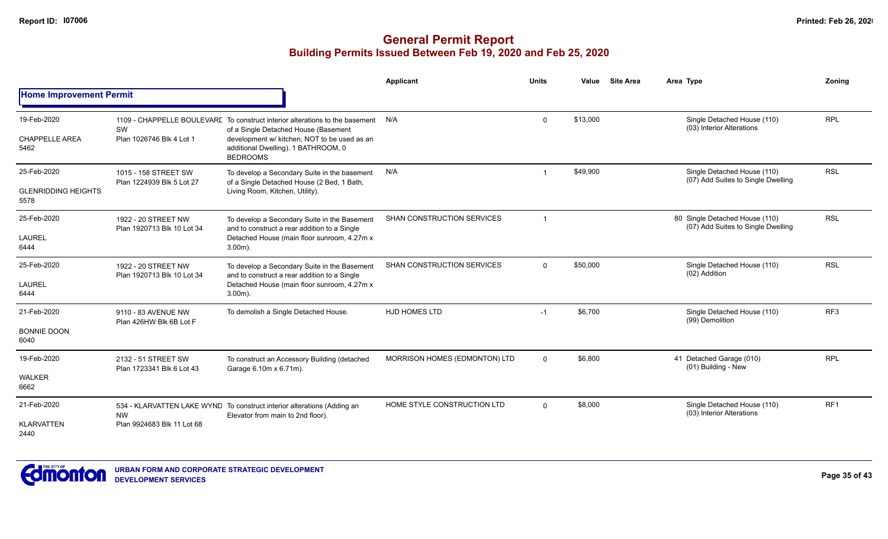# General Permit Report

## Building Permits Issued Between Feb 19, 2020 and Feb 25, 2020

| | | | Applicant | Units | Value | Site Area | Area | Type | Zoning |
|---|---|---|---|---|---|---|---|---|---|
| **Home Improvement Permit** | | | | | | | | | |
| 19-Feb-2020<br>CHAPPELLE AREA<br>5462 | 1109 - CHAPPELLE BOULEVARD SW<br>Plan 1026746 Blk 4 Lot 1 | To construct interior alterations to the basement of a Single Detached House (Basement development w/ kitchen, NOT to be used as an additional Dwelling). 1 BATHROOM, 0 BEDROOMS | N/A | 0 | $13,000 | | | Single Detached House (110)<br>(03) Interior Alterations | RPL |
| 25-Feb-2020<br>GLENRIDDING HEIGHTS<br>5578 | 1015 - 158 STREET SW<br>Plan 1224939 Blk 5 Lot 27 | To develop a Secondary Suite in the basement of a Single Detached House (2 Bed, 1 Bath, Living Room, Kitchen, Utility). | N/A | 1 | $49,900 | | | Single Detached House (110)<br>(07) Add Suites to Single Dwelling | RSL |
| 25-Feb-2020<br>LAUREL<br>6444 | 1922 - 20 STREET NW<br>Plan 1920713 Blk 10 Lot 34 | To develop a Secondary Suite in the Basement and to construct a rear addition to a Single Detached House (main floor sunroom, 4.27m x 3.00m). | SHAN CONSTRUCTION SERVICES | 1 | | | 80 | Single Detached House (110)<br>(07) Add Suites to Single Dwelling | RSL |
| 25-Feb-2020<br>LAUREL<br>6444 | 1922 - 20 STREET NW<br>Plan 1920713 Blk 10 Lot 34 | To develop a Secondary Suite in the Basement and to construct a rear addition to a Single Detached House (main floor sunroom, 4.27m x 3.00m). | SHAN CONSTRUCTION SERVICES | 0 | $50,000 | | | Single Detached House (110)<br>(02) Addition | RSL |
| 21-Feb-2020<br>BONNIE DOON<br>6040 | 9110 - 83 AVENUE NW<br>Plan 426HW Blk 6B Lot F | To demolish a Single Detached House. | HJD HOMES LTD | -1 | $6,700 | | | Single Detached House (110)<br>(99) Demolition | RF3 |
| 19-Feb-2020<br>WALKER<br>6662 | 2132 - 51 STREET SW<br>Plan 1723341 Blk 6 Lot 43 | To construct an Accessory Building (detached Garage 6.10m x 6.71m). | MORRISON HOMES (EDMONTON) LTD | 0 | $6,800 | | 41 | Detached Garage (010)<br>(01) Building - New | RPL |
| 21-Feb-2020<br>KLARVATTEN<br>2440 | 534 - KLARVATTEN LAKE WYND NW<br>Plan 9924683 Blk 11 Lot 68 | To construct interior alterations (Adding an Elevator from main to 2nd floor). | HOME STYLE CONSTRUCTION LTD | 0 | $8,000 | | | Single Detached House (110)<br>(03) Interior Alterations | RF1 |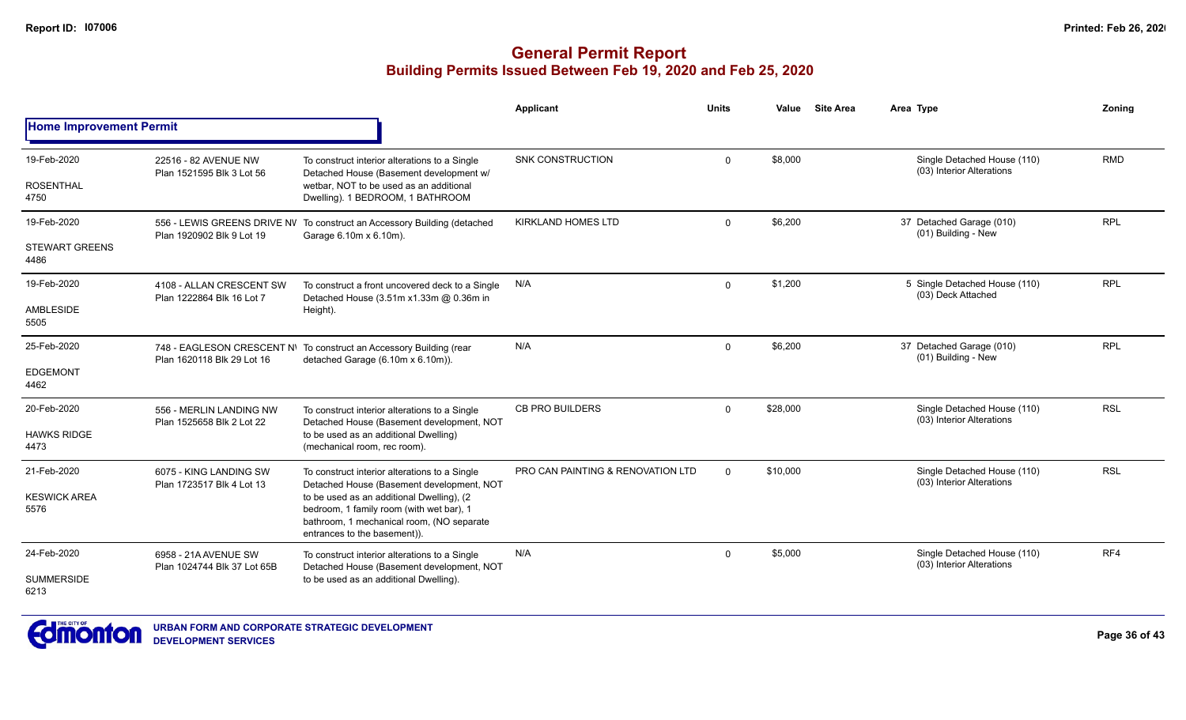# General Permit Report
## Building Permits Issued Between Feb 19, 2020 and Feb 25, 2020

**Home Improvement Permit**

| Date / Neighbourhood | Address | Description | Applicant | Units | Value | Site Area | Area Type | Zoning |
|---|---|---|---|---|---|---|---|---|
| 19-Feb-2020<br>ROSENTHAL<br>4750 | 22516 - 82 AVENUE NW<br>Plan 1521595 Blk 3 Lot 56 | To construct interior alterations to a Single Detached House (Basement development w/ wetbar, NOT to be used as an additional Dwelling). 1 BEDROOM, 1 BATHROOM | SNK CONSTRUCTION | 0 | $8,000 | | Single Detached House (110)<br>(03) Interior Alterations | RMD |
| 19-Feb-2020<br>STEWART GREENS<br>4486 | 556 - LEWIS GREENS DRIVE NW<br>Plan 1920902 Blk 9 Lot 19 | To construct an Accessory Building (detached Garage 6.10m x 6.10m). | KIRKLAND HOMES LTD | 0 | $6,200 | | 37 Detached Garage (010)<br>(01) Building - New | RPL |
| 19-Feb-2020<br>AMBLESIDE<br>5505 | 4108 - ALLAN CRESCENT SW<br>Plan 1222864 Blk 16 Lot 7 | To construct a front uncovered deck to a Single Detached House (3.51m x1.33m @ 0.36m in Height). | N/A | 0 | $1,200 | | 5 Single Detached House (110)<br>(03) Deck Attached | RPL |
| 25-Feb-2020<br>EDGEMONT<br>4462 | 748 - EAGLESON CRESCENT NW<br>Plan 1620118 Blk 29 Lot 16 | To construct an Accessory Building (rear detached Garage (6.10m x 6.10m)). | N/A | 0 | $6,200 | | 37 Detached Garage (010)<br>(01) Building - New | RPL |
| 20-Feb-2020<br>HAWKS RIDGE<br>4473 | 556 - MERLIN LANDING NW<br>Plan 1525658 Blk 2 Lot 22 | To construct interior alterations to a Single Detached House (Basement development, NOT to be used as an additional Dwelling) (mechanical room, rec room). | CB PRO BUILDERS | 0 | $28,000 | | Single Detached House (110)<br>(03) Interior Alterations | RSL |
| 21-Feb-2020<br>KESWICK AREA<br>5576 | 6075 - KING LANDING SW<br>Plan 1723517 Blk 4 Lot 13 | To construct interior alterations to a Single Detached House (Basement development, NOT to be used as an additional Dwelling), (2 bedroom, 1 family room (with wet bar), 1 bathroom, 1 mechanical room, (NO separate entrances to the basement)). | PRO CAN PAINTING & RENOVATION LTD | 0 | $10,000 | | Single Detached House (110)<br>(03) Interior Alterations | RSL |
| 24-Feb-2020<br>SUMMERSIDE<br>6213 | 6958 - 21A AVENUE SW<br>Plan 1024744 Blk 37 Lot 65B | To construct interior alterations to a Single Detached House (Basement development, NOT to be used as an additional Dwelling). | N/A | 0 | $5,000 | | Single Detached House (110)<br>(03) Interior Alterations | RF4 |

URBAN FORM AND CORPORATE STRATEGIC DEVELOPMENT
DEVELOPMENT SERVICES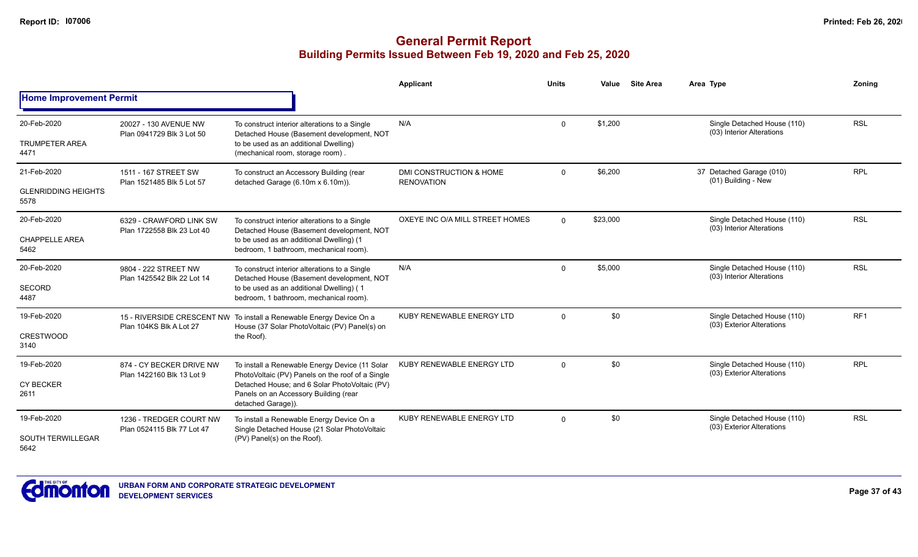# General Permit Report

## Building Permits Issued Between Feb 19, 2020 and Feb 25, 2020

| | | | Applicant | Units | Value | Site Area | Area Type | Zoning |
|---|---|---|---|---|---|---|---|---|
| **Home Improvement Permit** | | | | | | | | |
| 20-Feb-2020 TRUMPETER AREA 4471 | 20027 - 130 AVENUE NW Plan 0941729 Blk 3 Lot 50 | To construct interior alterations to a Single Detached House (Basement development, NOT to be used as an additional Dwelling) (mechanical room, storage room) . | N/A | 0 | $1,200 | | Single Detached House (110) (03) Interior Alterations | RSL |
| 21-Feb-2020 GLENRIDDING HEIGHTS 5578 | 1511 - 167 STREET SW Plan 1521485 Blk 5 Lot 57 | To construct an Accessory Building (rear detached Garage (6.10m x 6.10m)). | DMI CONSTRUCTION & HOME RENOVATION | 0 | $6,200 | | 37 Detached Garage (010) (01) Building - New | RPL |
| 20-Feb-2020 CHAPPELLE AREA 5462 | 6329 - CRAWFORD LINK SW Plan 1722558 Blk 23 Lot 40 | To construct interior alterations to a Single Detached House (Basement development, NOT to be used as an additional Dwelling) (1 bedroom, 1 bathroom, mechanical room). | OXEYE INC O/A MILL STREET HOMES | 0 | $23,000 | | Single Detached House (110) (03) Interior Alterations | RSL |
| 20-Feb-2020 SECORD 4487 | 9804 - 222 STREET NW Plan 1425542 Blk 22 Lot 14 | To construct interior alterations to a Single Detached House (Basement development, NOT to be used as an additional Dwelling) ( 1 bedroom, 1 bathroom, mechanical room). | N/A | 0 | $5,000 | | Single Detached House (110) (03) Interior Alterations | RSL |
| 19-Feb-2020 CRESTWOOD 3140 | 15 - RIVERSIDE CRESCENT NW Plan 104KS Blk A Lot 27 | To install a Renewable Energy Device On a House (37 Solar PhotoVoltaic (PV) Panel(s) on the Roof). | KUBY RENEWABLE ENERGY LTD | 0 | $0 | | Single Detached House (110) (03) Exterior Alterations | RF1 |
| 19-Feb-2020 CY BECKER 2611 | 874 - CY BECKER DRIVE NW Plan 1422160 Blk 13 Lot 9 | To install a Renewable Energy Device (11 Solar PhotoVoltaic (PV) Panels on the roof of a Single Detached House; and 6 Solar PhotoVoltaic (PV) Panels on an Accessory Building (rear detached Garage)). | KUBY RENEWABLE ENERGY LTD | 0 | $0 | | Single Detached House (110) (03) Exterior Alterations | RPL |
| 19-Feb-2020 SOUTH TERWILLEGAR 5642 | 1236 - TREDGER COURT NW Plan 0524115 Blk 77 Lot 47 | To install a Renewable Energy Device On a Single Detached House (21 Solar PhotoVoltaic (PV) Panel(s) on the Roof). | KUBY RENEWABLE ENERGY LTD | 0 | $0 | | Single Detached House (110) (03) Exterior Alterations | RSL |

URBAN FORM AND CORPORATE STRATEGIC DEVELOPMENT
DEVELOPMENT SERVICES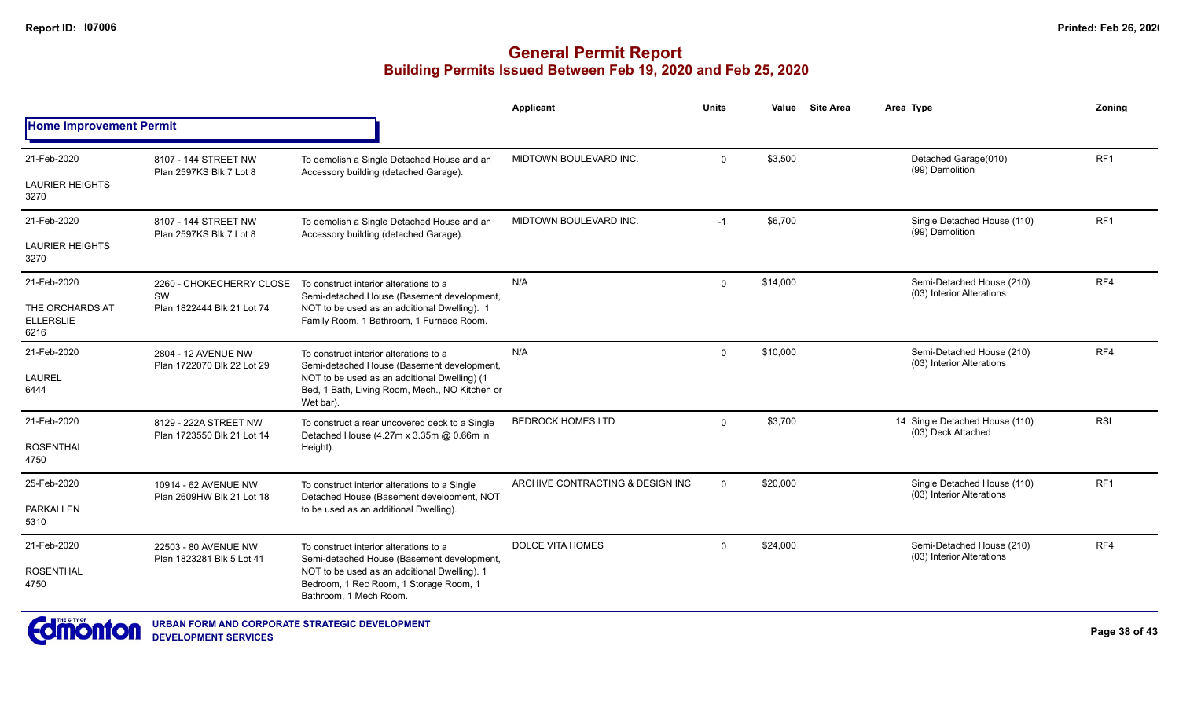# General Permit Report
## Building Permits Issued Between Feb 19, 2020 and Feb 25, 2020

| | | | Applicant | Units | Value | Site Area | Area Type | Zoning |
|---|---|---|---|---|---|---|---|---|
| **Home Improvement Permit** | | | | | | | | |
| 21-Feb-2020<br>LAURIER HEIGHTS<br>3270 | 8107 - 144 STREET NW<br>Plan 2597KS Blk 7 Lot 8 | To demolish a Single Detached House and an Accessory building (detached Garage). | MIDTOWN BOULEVARD INC. | 0 | $3,500 | | Detached Garage(010)<br>(99) Demolition | RF1 |
| 21-Feb-2020<br>LAURIER HEIGHTS<br>3270 | 8107 - 144 STREET NW<br>Plan 2597KS Blk 7 Lot 8 | To demolish a Single Detached House and an Accessory building (detached Garage). | MIDTOWN BOULEVARD INC. | -1 | $6,700 | | Single Detached House (110)<br>(99) Demolition | RF1 |
| 21-Feb-2020<br>THE ORCHARDS AT ELLERSLIE<br>6216 | 2260 - CHOKECHERRY CLOSE SW<br>Plan 1822444 Blk 21 Lot 74 | To construct interior alterations to a Semi-detached House (Basement development, NOT to be used as an additional Dwelling). 1 Family Room, 1 Bathroom, 1 Furnace Room. | N/A | 0 | $14,000 | | Semi-Detached House (210)<br>(03) Interior Alterations | RF4 |
| 21-Feb-2020<br>LAUREL<br>6444 | 2804 - 12 AVENUE NW<br>Plan 1722070 Blk 22 Lot 29 | To construct interior alterations to a Semi-detached House (Basement development, NOT to be used as an additional Dwelling) (1 Bed, 1 Bath, Living Room, Mech., NO Kitchen or Wet bar). | N/A | 0 | $10,000 | | Semi-Detached House (210)<br>(03) Interior Alterations | RF4 |
| 21-Feb-2020<br>ROSENTHAL<br>4750 | 8129 - 222A STREET NW<br>Plan 1723550 Blk 21 Lot 14 | To construct a rear uncovered deck to a Single Detached House (4.27m x 3.35m @ 0.66m in Height). | BEDROCK HOMES LTD | 0 | $3,700 | | 14 Single Detached House (110)<br>(03) Deck Attached | RSL |
| 25-Feb-2020<br>PARKALLEN<br>5310 | 10914 - 62 AVENUE NW<br>Plan 2609HW Blk 21 Lot 18 | To construct interior alterations to a Single Detached House (Basement development, NOT to be used as an additional Dwelling). | ARCHIVE CONTRACTING & DESIGN INC | 0 | $20,000 | | Single Detached House (110)<br>(03) Interior Alterations | RF1 |
| 21-Feb-2020<br>ROSENTHAL<br>4750 | 22503 - 80 AVENUE NW<br>Plan 1823281 Blk 5 Lot 41 | To construct interior alterations to a Semi-detached House (Basement development, NOT to be used as an additional Dwelling). 1 Bedroom, 1 Rec Room, 1 Storage Room, 1 Bathroom, 1 Mech Room. | DOLCE VITA HOMES | 0 | $24,000 | | Semi-Detached House (210)<br>(03) Interior Alterations | RF4 |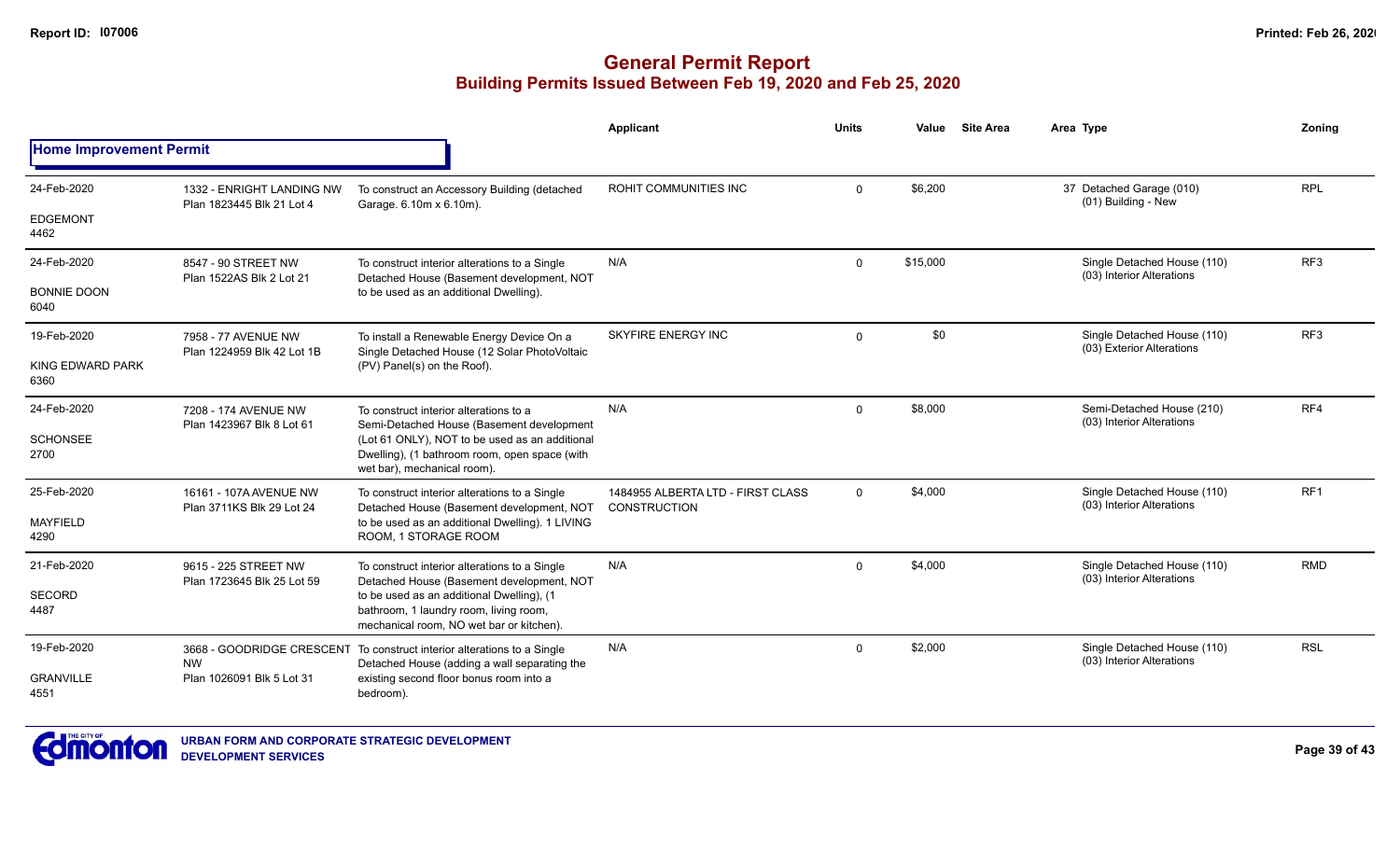# General Permit Report

## Building Permits Issued Between Feb 19, 2020 and Feb 25, 2020

| | | | Applicant | Units | Value | Site Area | Area Type | Zoning |
|---|---|---|---|---|---|---|---|---|
| **Home Improvement Permit** | | | | | | | | |
| 24-Feb-2020<br>EDGEMONT<br>4462 | 1332 - ENRIGHT LANDING NW<br>Plan 1823445 Blk 21 Lot 4 | To construct an Accessory Building (detached Garage. 6.10m x 6.10m). | ROHIT COMMUNITIES INC | 0 | $6,200 | | 37 Detached Garage (010)<br>(01) Building - New | RPL |
| 24-Feb-2020<br>BONNIE DOON<br>6040 | 8547 - 90 STREET NW<br>Plan 1522AS Blk 2 Lot 21 | To construct interior alterations to a Single Detached House (Basement development, NOT to be used as an additional Dwelling). | N/A | 0 | $15,000 | | Single Detached House (110)<br>(03) Interior Alterations | RF3 |
| 19-Feb-2020<br>KING EDWARD PARK<br>6360 | 7958 - 77 AVENUE NW<br>Plan 1224959 Blk 42 Lot 1B | To install a Renewable Energy Device On a Single Detached House (12 Solar PhotoVoltaic (PV) Panel(s) on the Roof). | SKYFIRE ENERGY INC | 0 | $0 | | Single Detached House (110)<br>(03) Exterior Alterations | RF3 |
| 24-Feb-2020<br>SCHONSEE<br>2700 | 7208 - 174 AVENUE NW<br>Plan 1423967 Blk 8 Lot 61 | To construct interior alterations to a Semi-Detached House (Basement development (Lot 61 ONLY), NOT to be used as an additional Dwelling), (1 bathroom room, open space (with wet bar), mechanical room). | N/A | 0 | $8,000 | | Semi-Detached House (210)<br>(03) Interior Alterations | RF4 |
| 25-Feb-2020<br>MAYFIELD<br>4290 | 16161 - 107A AVENUE NW<br>Plan 3711KS Blk 29 Lot 24 | To construct interior alterations to a Single Detached House (Basement development, NOT to be used as an additional Dwelling). 1 LIVING ROOM, 1 STORAGE ROOM | 1484955 ALBERTA LTD - FIRST CLASS CONSTRUCTION | 0 | $4,000 | | Single Detached House (110)<br>(03) Interior Alterations | RF1 |
| 21-Feb-2020<br>SECORD<br>4487 | 9615 - 225 STREET NW<br>Plan 1723645 Blk 25 Lot 59 | To construct interior alterations to a Single Detached House (Basement development, NOT to be used as an additional Dwelling), (1 bathroom, 1 laundry room, living room, mechanical room, NO wet bar or kitchen). | N/A | 0 | $4,000 | | Single Detached House (110)<br>(03) Interior Alterations | RMD |
| 19-Feb-2020<br>GRANVILLE<br>4551 | 3668 - GOODRIDGE CRESCENT NW<br>Plan 1026091 Blk 5 Lot 31 | To construct interior alterations to a Single Detached House (adding a wall separating the existing second floor bonus room into a bedroom). | N/A | 0 | $2,000 | | Single Detached House (110)<br>(03) Interior Alterations | RSL |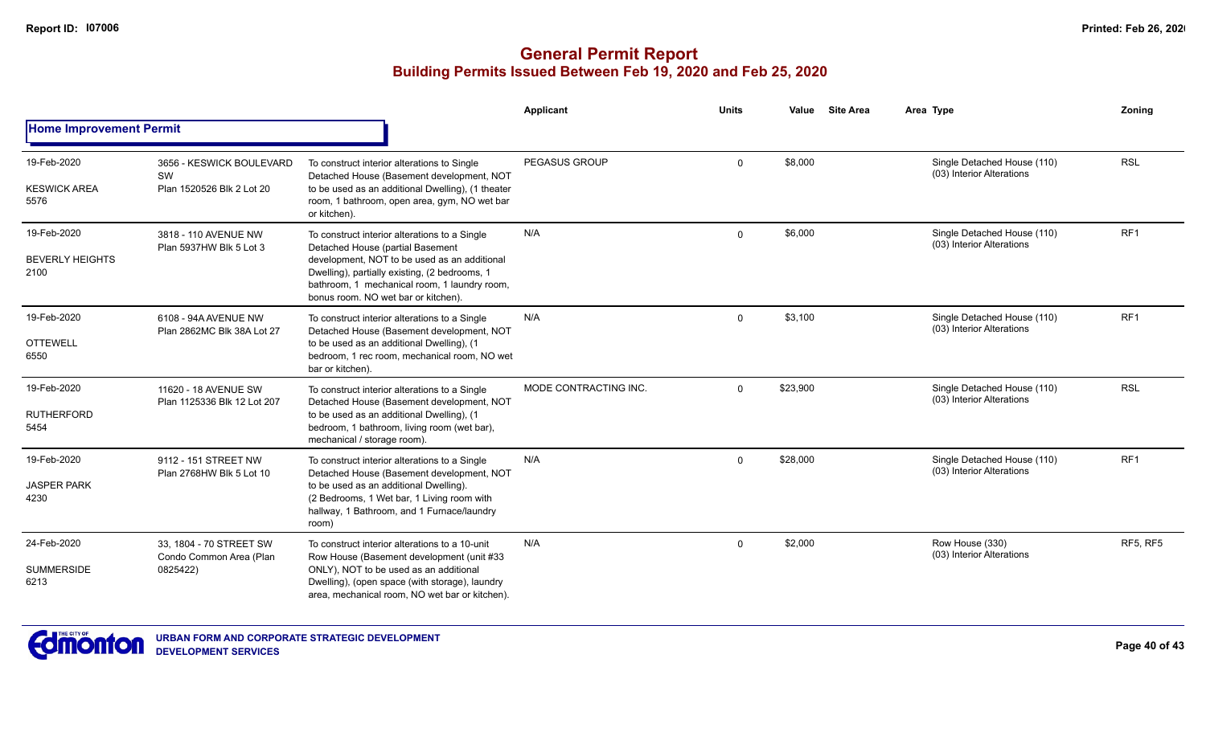# General Permit Report
## Building Permits Issued Between Feb 19, 2020 and Feb 25, 2020

| | | | Applicant | Units | Value | Site Area | Area Type | Zoning |
|---|---|---|---|---|---|---|---|---|
| **Home Improvement Permit** | | | | | | | | |
| 19-Feb-2020<br>KESWICK AREA<br>5576 | 3656 - KESWICK BOULEVARD SW<br>Plan 1520526 Blk 2 Lot 20 | To construct interior alterations to Single Detached House (Basement development, NOT to be used as an additional Dwelling), (1 theater room, 1 bathroom, open area, gym, NO wet bar or kitchen). | PEGASUS GROUP | 0 | $8,000 | | Single Detached House (110)<br>(03) Interior Alterations | RSL |
| 19-Feb-2020<br>BEVERLY HEIGHTS<br>2100 | 3818 - 110 AVENUE NW<br>Plan 5937HW Blk 5 Lot 3 | To construct interior alterations to a Single Detached House (partial Basement development, NOT to be used as an additional Dwelling), partially existing, (2 bedrooms, 1 bathroom, 1 mechanical room, 1 laundry room, bonus room. NO wet bar or kitchen). | N/A | 0 | $6,000 | | Single Detached House (110)<br>(03) Interior Alterations | RF1 |
| 19-Feb-2020<br>OTTEWELL<br>6550 | 6108 - 94A AVENUE NW<br>Plan 2862MC Blk 38A Lot 27 | To construct interior alterations to a Single Detached House (Basement development, NOT to be used as an additional Dwelling), (1 bedroom, 1 rec room, mechanical room, NO wet bar or kitchen). | N/A | 0 | $3,100 | | Single Detached House (110)<br>(03) Interior Alterations | RF1 |
| 19-Feb-2020<br>RUTHERFORD<br>5454 | 11620 - 18 AVENUE SW<br>Plan 1125336 Blk 12 Lot 207 | To construct interior alterations to a Single Detached House (Basement development, NOT to be used as an additional Dwelling), (1 bedroom, 1 bathroom, living room (wet bar), mechanical / storage room). | MODE CONTRACTING INC. | 0 | $23,900 | | Single Detached House (110)<br>(03) Interior Alterations | RSL |
| 19-Feb-2020<br>JASPER PARK<br>4230 | 9112 - 151 STREET NW<br>Plan 2768HW Blk 5 Lot 10 | To construct interior alterations to a Single Detached House (Basement development, NOT to be used as an additional Dwelling). (2 Bedrooms, 1 Wet bar, 1 Living room with hallway, 1 Bathroom, and 1 Furnace/laundry room) | N/A | 0 | $28,000 | | Single Detached House (110)<br>(03) Interior Alterations | RF1 |
| 24-Feb-2020<br>SUMMERSIDE<br>6213 | 33, 1804 - 70 STREET SW<br>Condo Common Area (Plan 0825422) | To construct interior alterations to a 10-unit Row House (Basement development (unit #33 ONLY), NOT to be used as an additional Dwelling), (open space (with storage), laundry area, mechanical room, NO wet bar or kitchen). | N/A | 0 | $2,000 | | Row House (330)<br>(03) Interior Alterations | RF5, RF5 |

URBAN FORM AND CORPORATE STRATEGIC DEVELOPMENT
DEVELOPMENT SERVICES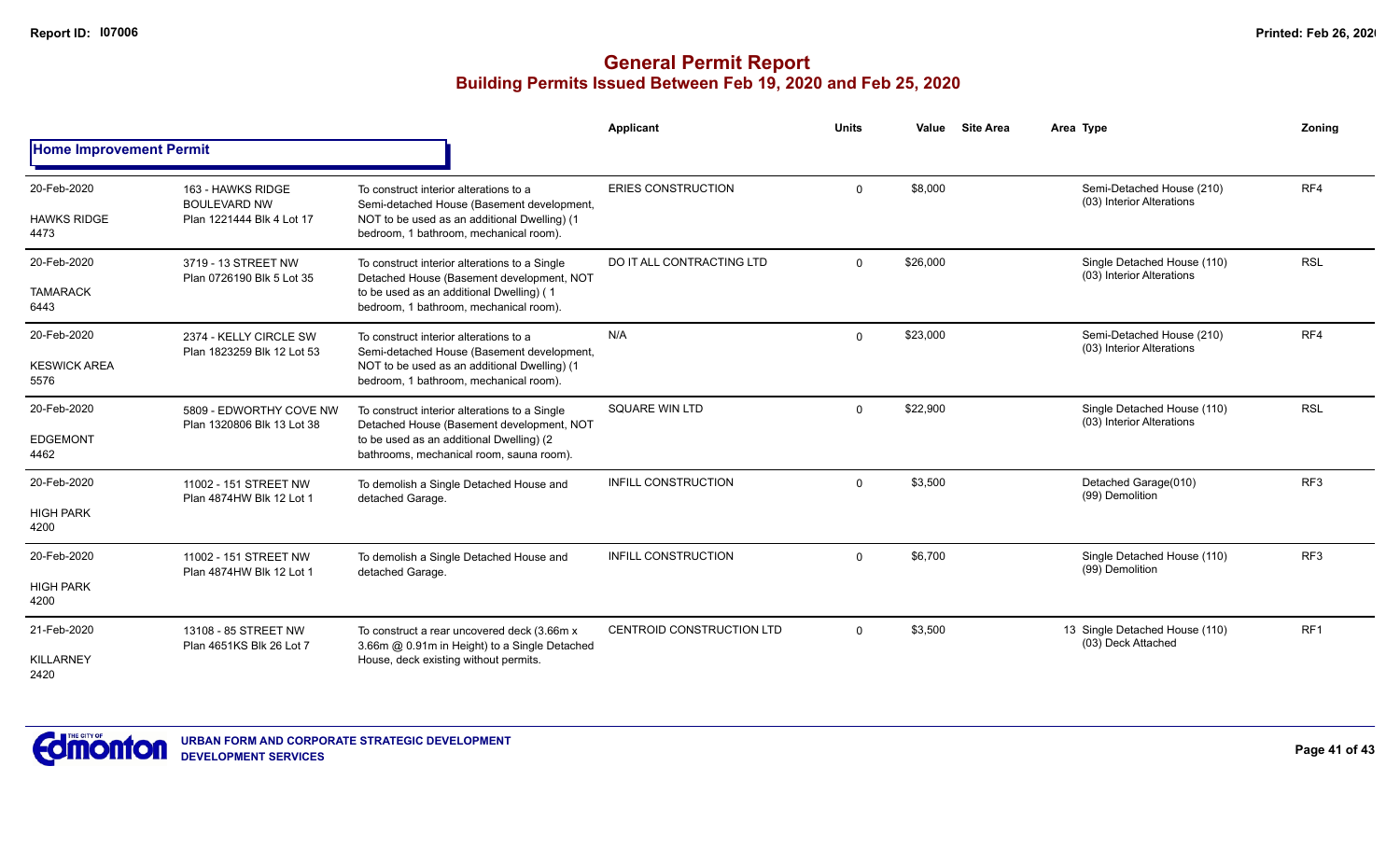# General Permit Report

## Building Permits Issued Between Feb 19, 2020 and Feb 25, 2020

### Home Improvement Permit

| Date / Neighbourhood | Address / Legal | Description | Applicant | Units | Value | Site Area | Area | Type | Zoning |
|---|---|---|---|---|---|---|---|---|---|
| 20-Feb-2020<br>HAWKS RIDGE<br>4473 | 163 - HAWKS RIDGE BOULEVARD NW<br>Plan 1221444 Blk 4 Lot 17 | To construct interior alterations to a Semi-detached House (Basement development, NOT to be used as an additional Dwelling) (1 bedroom, 1 bathroom, mechanical room). | ERIES CONSTRUCTION | 0 | $8,000 | | | Semi-Detached House (210)<br>(03) Interior Alterations | RF4 |
| 20-Feb-2020<br>TAMARACK<br>6443 | 3719 - 13 STREET NW<br>Plan 0726190 Blk 5 Lot 35 | To construct interior alterations to a Single Detached House (Basement development, NOT to be used as an additional Dwelling) ( 1 bedroom, 1 bathroom, mechanical room). | DO IT ALL CONTRACTING LTD | 0 | $26,000 | | | Single Detached House (110)<br>(03) Interior Alterations | RSL |
| 20-Feb-2020<br>KESWICK AREA<br>5576 | 2374 - KELLY CIRCLE SW<br>Plan 1823259 Blk 12 Lot 53 | To construct interior alterations to a Semi-detached House (Basement development, NOT to be used as an additional Dwelling) (1 bedroom, 1 bathroom, mechanical room). | N/A | 0 | $23,000 | | | Semi-Detached House (210)<br>(03) Interior Alterations | RF4 |
| 20-Feb-2020<br>EDGEMONT<br>4462 | 5809 - EDWORTHY COVE NW<br>Plan 1320806 Blk 13 Lot 38 | To construct interior alterations to a Single Detached House (Basement development, NOT to be used as an additional Dwelling) (2 bathrooms, mechanical room, sauna room). | SQUARE WIN LTD | 0 | $22,900 | | | Single Detached House (110)<br>(03) Interior Alterations | RSL |
| 20-Feb-2020<br>HIGH PARK<br>4200 | 11002 - 151 STREET NW<br>Plan 4874HW Blk 12 Lot 1 | To demolish a Single Detached House and detached Garage. | INFILL CONSTRUCTION | 0 | $3,500 | | | Detached Garage(010)<br>(99) Demolition | RF3 |
| 20-Feb-2020<br>HIGH PARK<br>4200 | 11002 - 151 STREET NW<br>Plan 4874HW Blk 12 Lot 1 | To demolish a Single Detached House and detached Garage. | INFILL CONSTRUCTION | 0 | $6,700 | | | Single Detached House (110)<br>(99) Demolition | RF3 |
| 21-Feb-2020<br>KILLARNEY<br>2420 | 13108 - 85 STREET NW<br>Plan 4651KS Blk 26 Lot 7 | To construct a rear uncovered deck (3.66m x 3.66m @ 0.91m in Height) to a Single Detached House, deck existing without permits. | CENTROID CONSTRUCTION LTD | 0 | $3,500 | | 13 | Single Detached House (110)<br>(03) Deck Attached | RF1 |

URBAN FORM AND CORPORATE STRATEGIC DEVELOPMENT
DEVELOPMENT SERVICES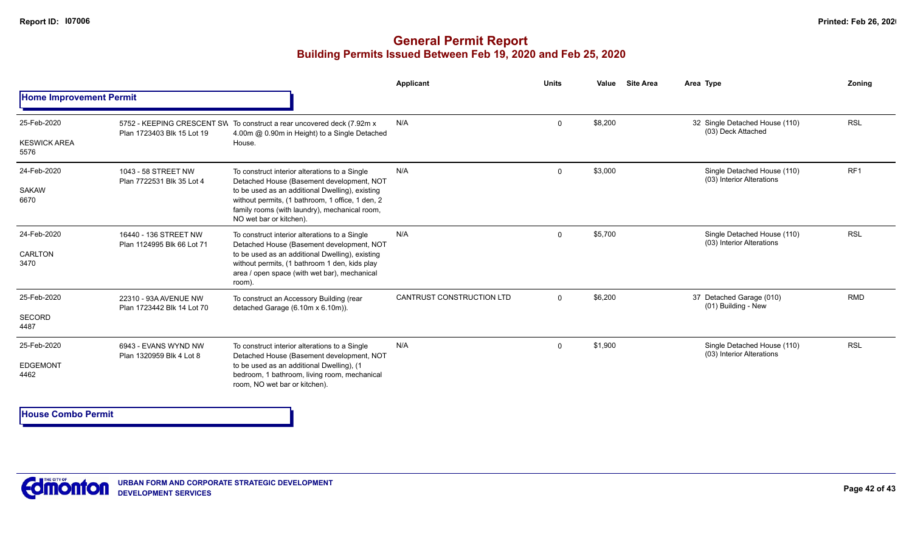# General Permit Report

## Building Permits Issued Between Feb 19, 2020 and Feb 25, 2020

| | | | Applicant | Units | Value | Site Area | Area Type | Zoning |
|---|---|---|---|---|---|---|---|---|
| **Home Improvement Permit** | | | | | | | | |
| 25-Feb-2020<br>KESWICK AREA<br>5576 | 5752 - KEEPING CRESCENT SW<br>Plan 1723403 Blk 15 Lot 19 | To construct a rear uncovered deck (7.92m x 4.00m @ 0.90m in Height) to a Single Detached House. | N/A | 0 | $8,200 | | 32 Single Detached House (110)<br>(03) Deck Attached | RSL |
| 24-Feb-2020<br>SAKAW<br>6670 | 1043 - 58 STREET NW<br>Plan 7722531 Blk 35 Lot 4 | To construct interior alterations to a Single Detached House (Basement development, NOT to be used as an additional Dwelling), existing without permits, (1 bathroom, 1 office, 1 den, 2 family rooms (with laundry), mechanical room, NO wet bar or kitchen). | N/A | 0 | $3,000 | | Single Detached House (110)<br>(03) Interior Alterations | RF1 |
| 24-Feb-2020<br>CARLTON<br>3470 | 16440 - 136 STREET NW<br>Plan 1124995 Blk 66 Lot 71 | To construct interior alterations to a Single Detached House (Basement development, NOT to be used as an additional Dwelling), existing without permits, (1 bathroom 1 den, kids play area / open space (with wet bar), mechanical room). | N/A | 0 | $5,700 | | Single Detached House (110)<br>(03) Interior Alterations | RSL |
| 25-Feb-2020<br>SECORD<br>4487 | 22310 - 93A AVENUE NW<br>Plan 1723442 Blk 14 Lot 70 | To construct an Accessory Building (rear detached Garage (6.10m x 6.10m)). | CANTRUST CONSTRUCTION LTD | 0 | $6,200 | | 37 Detached Garage (010)<br>(01) Building - New | RMD |
| 25-Feb-2020<br>EDGEMONT<br>4462 | 6943 - EVANS WYND NW<br>Plan 1320959 Blk 4 Lot 8 | To construct interior alterations to a Single Detached House (Basement development, NOT to be used as an additional Dwelling), (1 bedroom, 1 bathroom, living room, mechanical room, NO wet bar or kitchen). | N/A | 0 | $1,900 | | Single Detached House (110)<br>(03) Interior Alterations | RSL |

**House Combo Permit**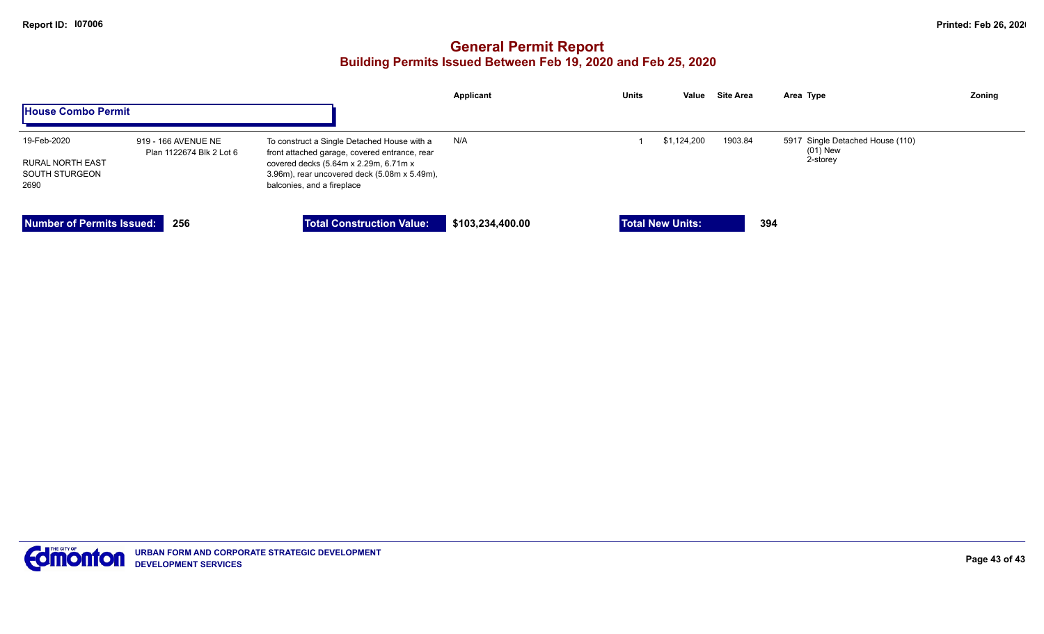# General Permit Report

## Building Permits Issued Between Feb 19, 2020 and Feb 25, 2020

| | | | Applicant | Units | Value | Site Area | Area Type | Zoning |
|---|---|---|---|---|---|---|---|---|
| **House Combo Permit** | | | | | | | | |
| 19-Feb-2020<br>RURAL NORTH EAST SOUTH STURGEON<br>2690 | 919 - 166 AVENUE NE<br>Plan 1122674 Blk 2 Lot 6 | To construct a Single Detached House with a front attached garage, covered entrance, rear covered decks (5.64m x 2.29m, 6.71m x 3.96m), rear uncovered deck (5.08m x 5.49m), balconies, and a fireplace | N/A | 1 | $1,124,200 | 1903.84 | 5917 Single Detached House (110) (01) New 2-storey | |

**Number of Permits Issued:** 256 **Total Construction Value:** $103,234,400.00 **Total New Units:** 394

URBAN FORM AND CORPORATE STRATEGIC DEVELOPMENT
DEVELOPMENT SERVICES